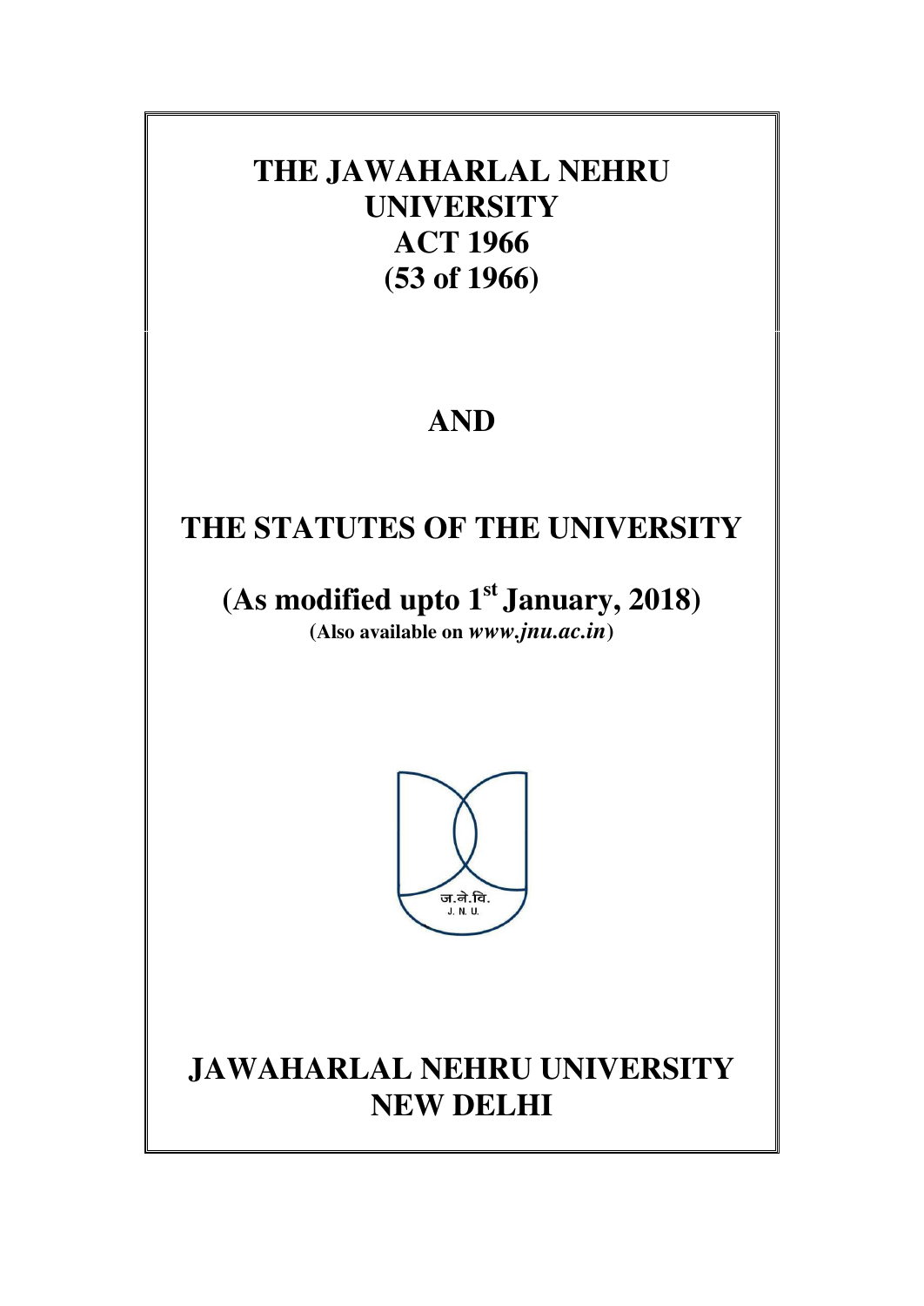# THE JAWAHARLAL NEHRU UNIVERSITY ACT 1966 (53 of 1966)

## AND

# THE STATUTES OF THE UNIVERSITY

## (As modified upto 1st January, 2018)

**(Also available on *www.jnu.ac.in*)**

ज.ने.वि.
J. N. U.

# JAWAHARLAL NEHRU UNIVERSITY NEW DELHI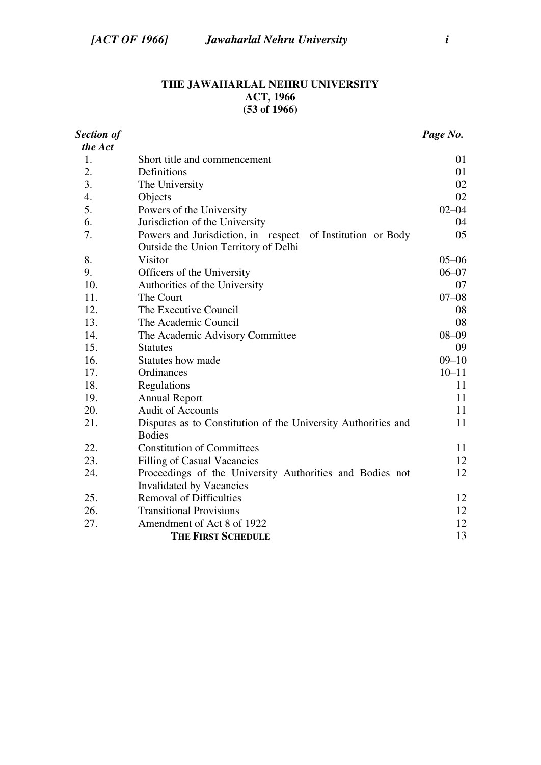# THE JAWAHARLAL NEHRU UNIVERSITY ACT, 1966
## (53 of 1966)

| *Section of the Act* | | *Page No.* |
|---|---|---|
| 1. | Short title and commencement | 01 |
| 2. | Definitions | 01 |
| 3. | The University | 02 |
| 4. | Objects | 02 |
| 5. | Powers of the University | 02–04 |
| 6. | Jurisdiction of the University | 04 |
| 7. | Powers and Jurisdiction, in respect of Institution or Body Outside the Union Territory of Delhi | 05 |
| 8. | Visitor | 05–06 |
| 9. | Officers of the University | 06–07 |
| 10. | Authorities of the University | 07 |
| 11. | The Court | 07–08 |
| 12. | The Executive Council | 08 |
| 13. | The Academic Council | 08 |
| 14. | The Academic Advisory Committee | 08–09 |
| 15. | Statutes | 09 |
| 16. | Statutes how made | 09–10 |
| 17. | Ordinances | 10–11 |
| 18. | Regulations | 11 |
| 19. | Annual Report | 11 |
| 20. | Audit of Accounts | 11 |
| 21. | Disputes as to Constitution of the University Authorities and Bodies | 11 |
| 22. | Constitution of Committees | 11 |
| 23. | Filling of Casual Vacancies | 12 |
| 24. | Proceedings of the University Authorities and Bodies not Invalidated by Vacancies | 12 |
| 25. | Removal of Difficulties | 12 |
| 26. | Transitional Provisions | 12 |
| 27. | Amendment of Act 8 of 1922 | 12 |
| | **THE FIRST SCHEDULE** | 13 |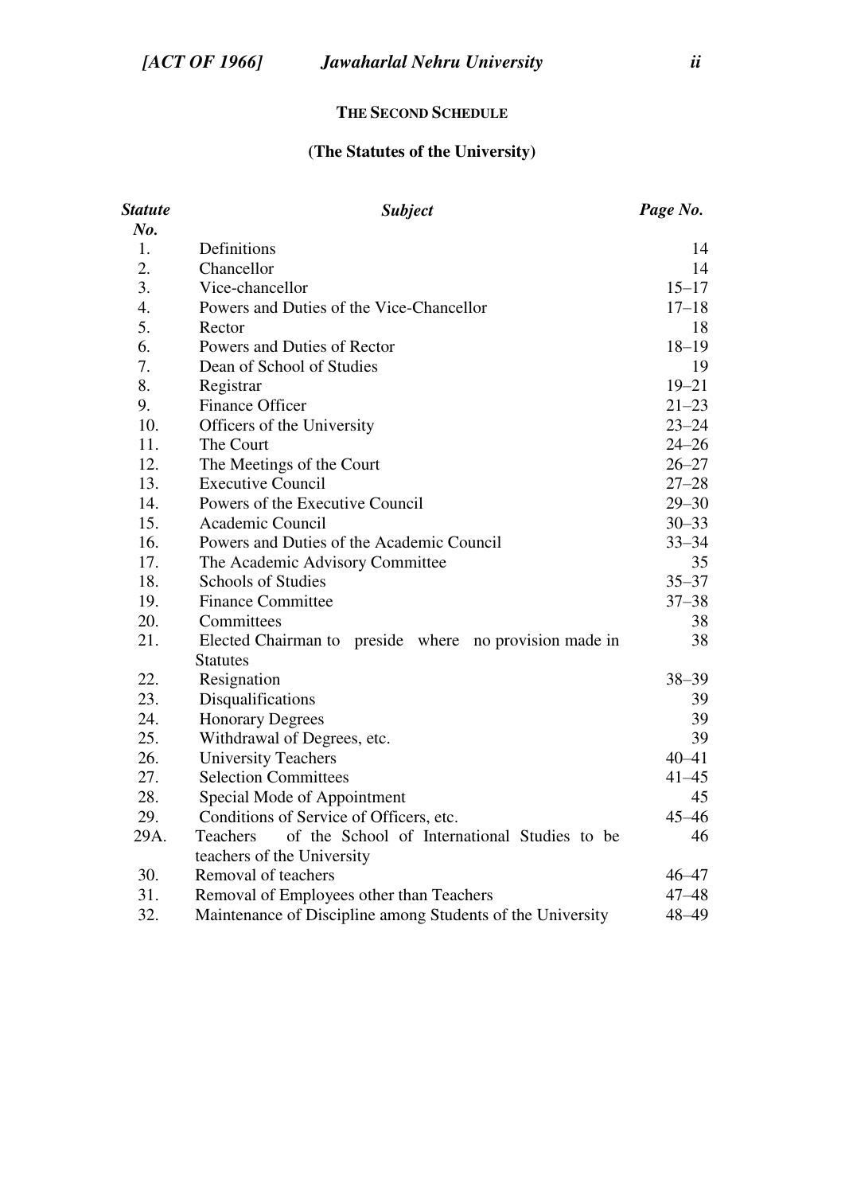## THE SECOND SCHEDULE

### (The Statutes of the University)

| *Statute No.* | *Subject* | *Page No.* |
|---|---|---|
| 1. | Definitions | 14 |
| 2. | Chancellor | 14 |
| 3. | Vice-chancellor | 15–17 |
| 4. | Powers and Duties of the Vice-Chancellor | 17–18 |
| 5. | Rector | 18 |
| 6. | Powers and Duties of Rector | 18–19 |
| 7. | Dean of School of Studies | 19 |
| 8. | Registrar | 19–21 |
| 9. | Finance Officer | 21–23 |
| 10. | Officers of the University | 23–24 |
| 11. | The Court | 24–26 |
| 12. | The Meetings of the Court | 26–27 |
| 13. | Executive Council | 27–28 |
| 14. | Powers of the Executive Council | 29–30 |
| 15. | Academic Council | 30–33 |
| 16. | Powers and Duties of the Academic Council | 33–34 |
| 17. | The Academic Advisory Committee | 35 |
| 18. | Schools of Studies | 35–37 |
| 19. | Finance Committee | 37–38 |
| 20. | Committees | 38 |
| 21. | Elected Chairman to preside where no provision made in Statutes | 38 |
| 22. | Resignation | 38–39 |
| 23. | Disqualifications | 39 |
| 24. | Honorary Degrees | 39 |
| 25. | Withdrawal of Degrees, etc. | 39 |
| 26. | University Teachers | 40–41 |
| 27. | Selection Committees | 41–45 |
| 28. | Special Mode of Appointment | 45 |
| 29. | Conditions of Service of Officers, etc. | 45–46 |
| 29A. | Teachers of the School of International Studies to be teachers of the University | 46 |
| 30. | Removal of teachers | 46–47 |
| 31. | Removal of Employees other than Teachers | 47–48 |
| 32. | Maintenance of Discipline among Students of the University | 48–49 |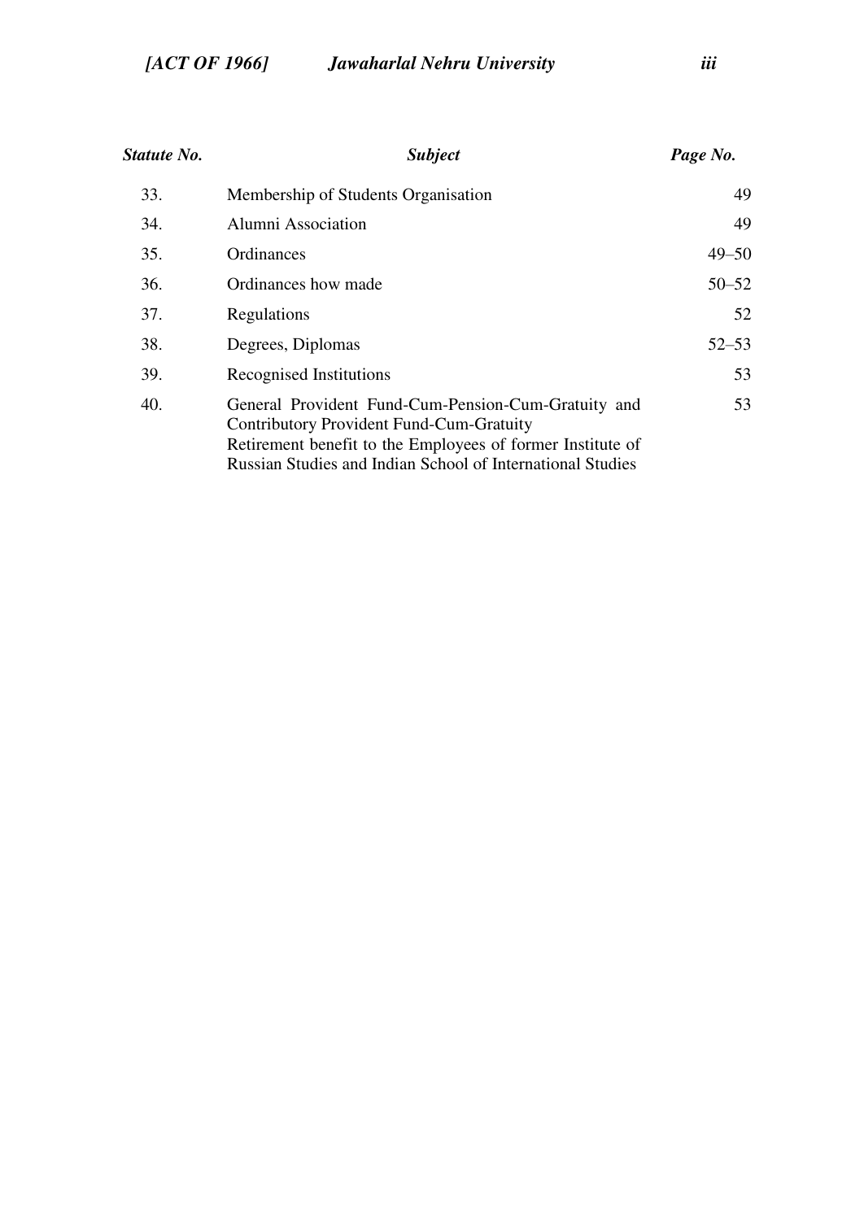| *Statute No.* | *Subject* | *Page No.* |
|---|---|---|
| 33. | Membership of Students Organisation | 49 |
| 34. | Alumni Association | 49 |
| 35. | Ordinances | 49–50 |
| 36. | Ordinances how made | 50–52 |
| 37. | Regulations | 52 |
| 38. | Degrees, Diplomas | 52–53 |
| 39. | Recognised Institutions | 53 |
| 40. | General Provident Fund-Cum-Pension-Cum-Gratuity and Contributory Provident Fund-Cum-Gratuity Retirement benefit to the Employees of former Institute of Russian Studies and Indian School of International Studies | 53 |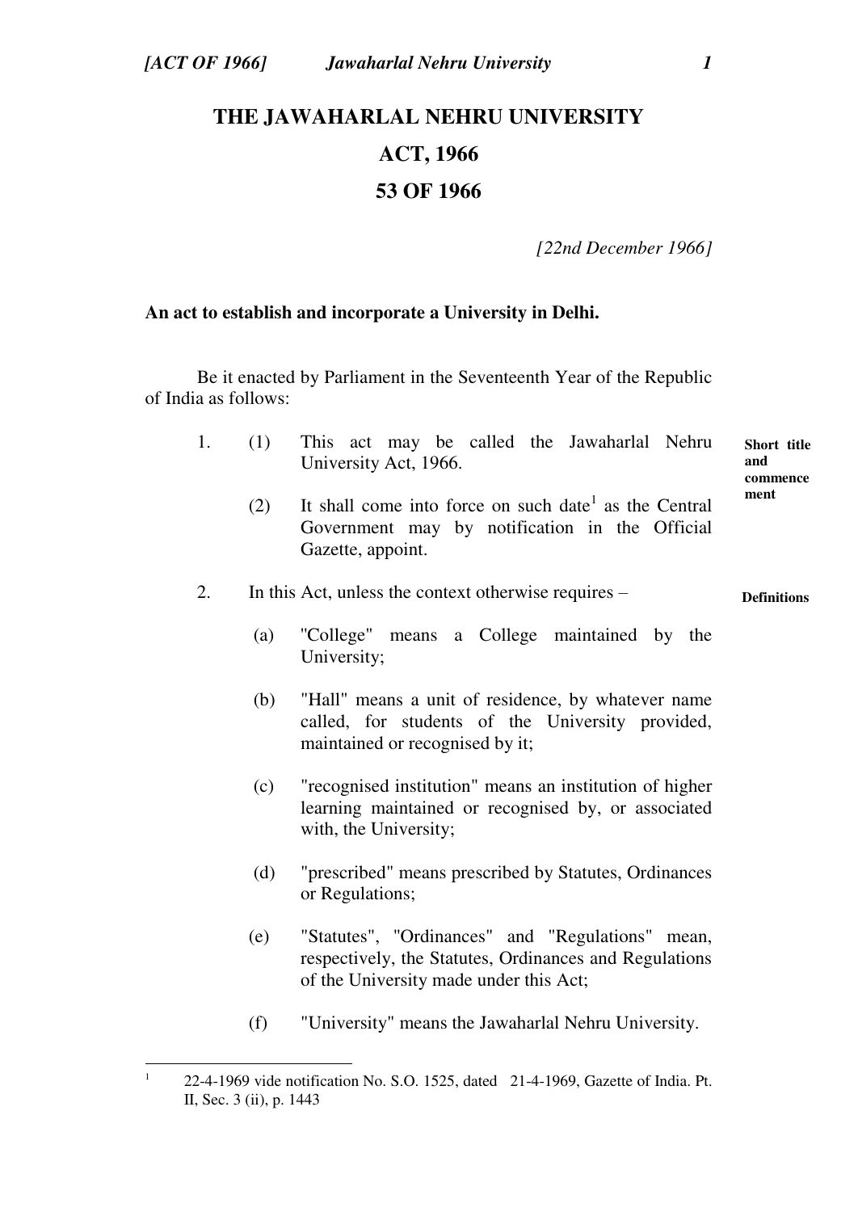# THE JAWAHARLAL NEHRU UNIVERSITY ACT, 1966

## 53 OF 1966

*[22nd December 1966]*

**An act to establish and incorporate a University in Delhi.**

Be it enacted by Parliament in the Seventeenth Year of the Republic of India as follows:

**Short title and commencement**

1. (1) This act may be called the Jawaharlal Nehru University Act, 1966.

   (2) It shall come into force on such date[1] as the Central Government may by notification in the Official Gazette, appoint.

**Definitions**

2. In this Act, unless the context otherwise requires –

   (a) "College" means a College maintained by the University;

   (b) "Hall" means a unit of residence, by whatever name called, for students of the University provided, maintained or recognised by it;

   (c) "recognised institution" means an institution of higher learning maintained or recognised by, or associated with, the University;

   (d) "prescribed" means prescribed by Statutes, Ordinances or Regulations;

   (e) "Statutes", "Ordinances" and "Regulations" mean, respectively, the Statutes, Ordinances and Regulations of the University made under this Act;

   (f) "University" means the Jawaharlal Nehru University.

---

[1] 22-4-1969 vide notification No. S.O. 1525, dated 21-4-1969, Gazette of India. Pt. II, Sec. 3 (ii), p. 1443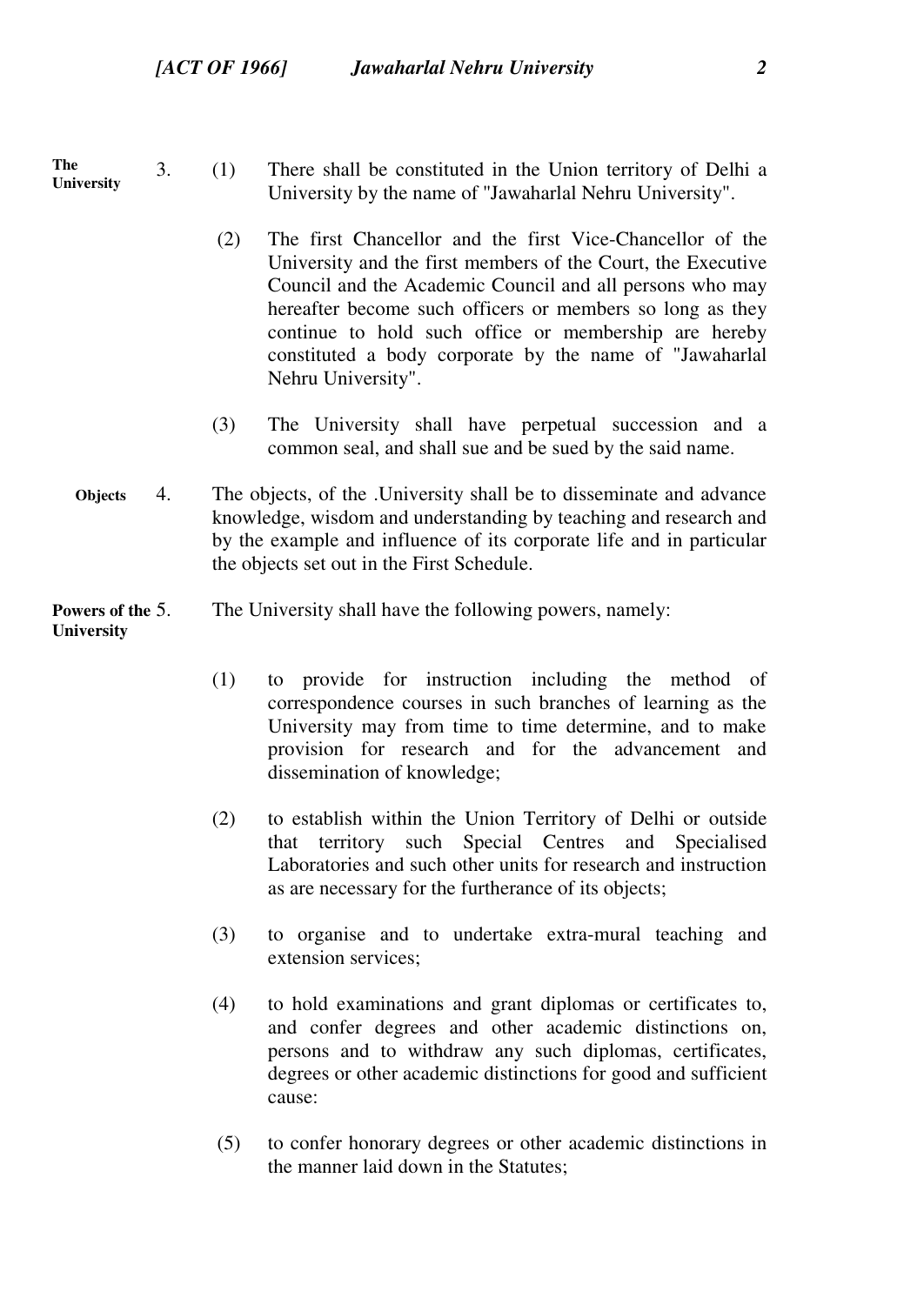**The University**

3. (1) There shall be constituted in the Union territory of Delhi a University by the name of "Jawaharlal Nehru University".

(2) The first Chancellor and the first Vice-Chancellor of the University and the first members of the Court, the Executive Council and the Academic Council and all persons who may hereafter become such officers or members so long as they continue to hold such office or membership are hereby constituted a body corporate by the name of "Jawaharlal Nehru University".

(3) The University shall have perpetual succession and a common seal, and shall sue and be sued by the said name.

**Objects**

4. The objects, of the .University shall be to disseminate and advance knowledge, wisdom and understanding by teaching and research and by the example and influence of its corporate life and in particular the objects set out in the First Schedule.

**Powers of the University**

5. The University shall have the following powers, namely:

(1) to provide for instruction including the method of correspondence courses in such branches of learning as the University may from time to time determine, and to make provision for research and for the advancement and dissemination of knowledge;

(2) to establish within the Union Territory of Delhi or outside that territory such Special Centres and Specialised Laboratories and such other units for research and instruction as are necessary for the furtherance of its objects;

(3) to organise and to undertake extra-mural teaching and extension services;

(4) to hold examinations and grant diplomas or certificates to, and confer degrees and other academic distinctions on, persons and to withdraw any such diplomas, certificates, degrees or other academic distinctions for good and sufficient cause:

(5) to confer honorary degrees or other academic distinctions in the manner laid down in the Statutes;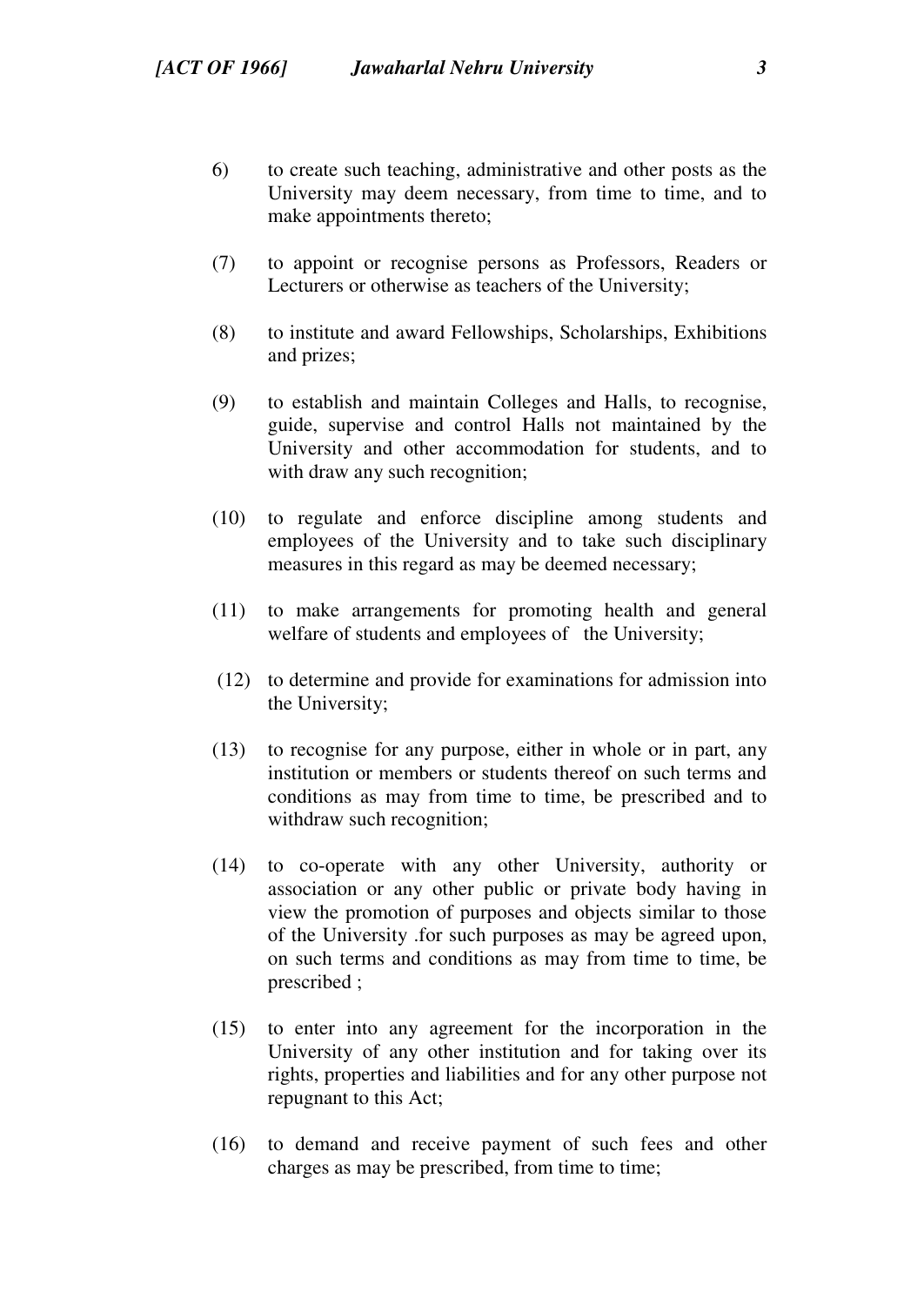6) to create such teaching, administrative and other posts as the University may deem necessary, from time to time, and to make appointments thereto;

(7) to appoint or recognise persons as Professors, Readers or Lecturers or otherwise as teachers of the University;

(8) to institute and award Fellowships, Scholarships, Exhibitions and prizes;

(9) to establish and maintain Colleges and Halls, to recognise, guide, supervise and control Halls not maintained by the University and other accommodation for students, and to with draw any such recognition;

(10) to regulate and enforce discipline among students and employees of the University and to take such disciplinary measures in this regard as may be deemed necessary;

(11) to make arrangements for promoting health and general welfare of students and employees of the University;

(12) to determine and provide for examinations for admission into the University;

(13) to recognise for any purpose, either in whole or in part, any institution or members or students thereof on such terms and conditions as may from time to time, be prescribed and to withdraw such recognition;

(14) to co-operate with any other University, authority or association or any other public or private body having in view the promotion of purposes and objects similar to those of the University .for such purposes as may be agreed upon, on such terms and conditions as may from time to time, be prescribed ;

(15) to enter into any agreement for the incorporation in the University of any other institution and for taking over its rights, properties and liabilities and for any other purpose not repugnant to this Act;

(16) to demand and receive payment of such fees and other charges as may be prescribed, from time to time;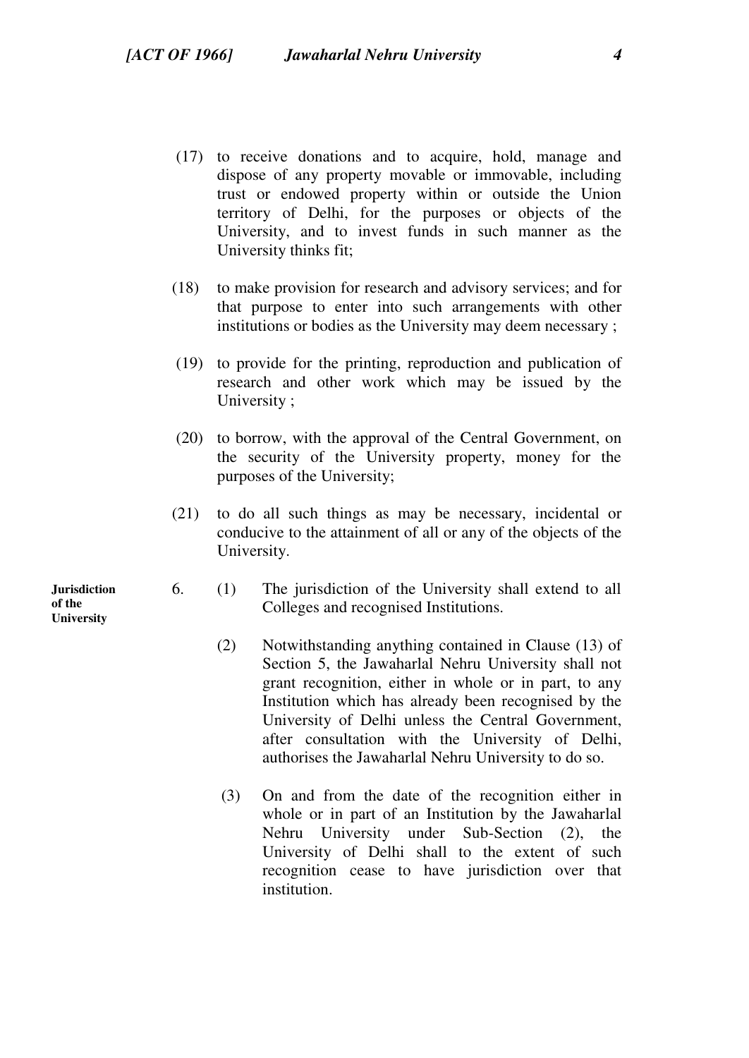(17) to receive donations and to acquire, hold, manage and dispose of any property movable or immovable, including trust or endowed property within or outside the Union territory of Delhi, for the purposes or objects of the University, and to invest funds in such manner as the University thinks fit;

(18) to make provision for research and advisory services; and for that purpose to enter into such arrangements with other institutions or bodies as the University may deem necessary ;

(19) to provide for the printing, reproduction and publication of research and other work which may be issued by the University ;

(20) to borrow, with the approval of the Central Government, on the security of the University property, money for the purposes of the University;

(21) to do all such things as may be necessary, incidental or conducive to the attainment of all or any of the objects of the University.

**Jurisdiction of the University**

6. (1) The jurisdiction of the University shall extend to all Colleges and recognised Institutions.

(2) Notwithstanding anything contained in Clause (13) of Section 5, the Jawaharlal Nehru University shall not grant recognition, either in whole or in part, to any Institution which has already been recognised by the University of Delhi unless the Central Government, after consultation with the University of Delhi, authorises the Jawaharlal Nehru University to do so.

(3) On and from the date of the recognition either in whole or in part of an Institution by the Jawaharlal Nehru University under Sub-Section (2), the University of Delhi shall to the extent of such recognition cease to have jurisdiction over that institution.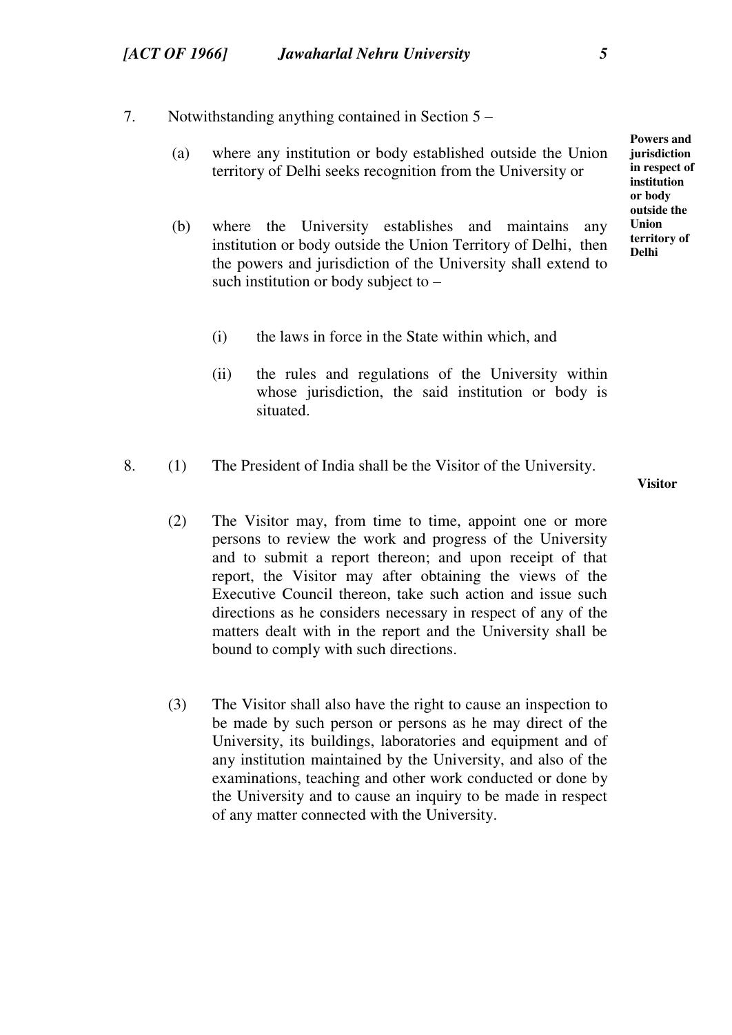**Powers and jurisdiction in respect of institution or body outside the Union territory of Delhi**

7. Notwithstanding anything contained in Section 5 –

   (a) where any institution or body established outside the Union territory of Delhi seeks recognition from the University or

   (b) where the University establishes and maintains any institution or body outside the Union Territory of Delhi, then the powers and jurisdiction of the University shall extend to such institution or body subject to –

      (i) the laws in force in the State within which, and

      (ii) the rules and regulations of the University within whose jurisdiction, the said institution or body is situated.

**Visitor**

8. (1) The President of India shall be the Visitor of the University.

   (2) The Visitor may, from time to time, appoint one or more persons to review the work and progress of the University and to submit a report thereon; and upon receipt of that report, the Visitor may after obtaining the views of the Executive Council thereon, take such action and issue such directions as he considers necessary in respect of any of the matters dealt with in the report and the University shall be bound to comply with such directions.

   (3) The Visitor shall also have the right to cause an inspection to be made by such person or persons as he may direct of the University, its buildings, laboratories and equipment and of any institution maintained by the University, and also of the examinations, teaching and other work conducted or done by the University and to cause an inquiry to be made in respect of any matter connected with the University.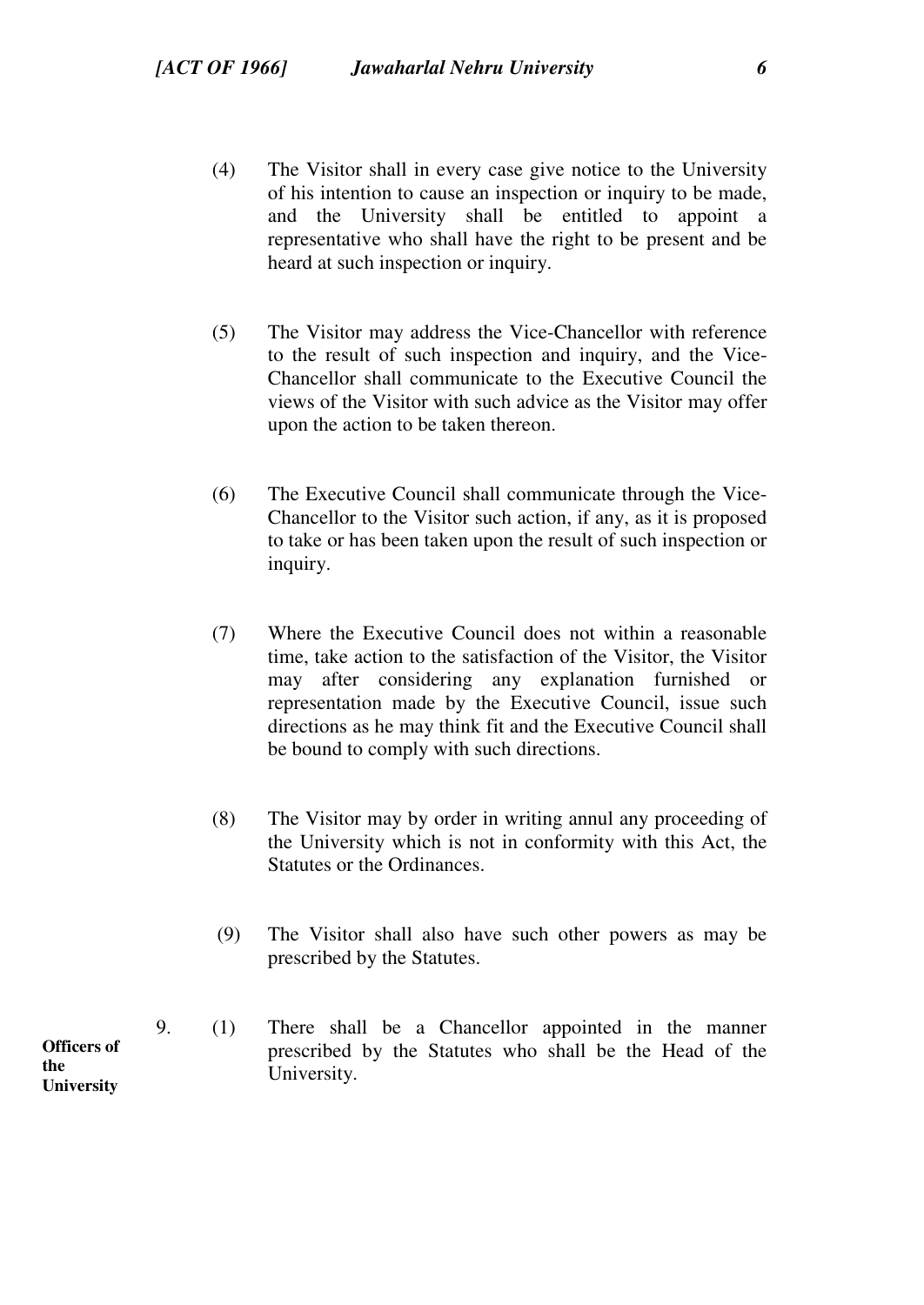(4) The Visitor shall in every case give notice to the University of his intention to cause an inspection or inquiry to be made, and the University shall be entitled to appoint a representative who shall have the right to be present and be heard at such inspection or inquiry.

(5) The Visitor may address the Vice-Chancellor with reference to the result of such inspection and inquiry, and the Vice-Chancellor shall communicate to the Executive Council the views of the Visitor with such advice as the Visitor may offer upon the action to be taken thereon.

(6) The Executive Council shall communicate through the Vice-Chancellor to the Visitor such action, if any, as it is proposed to take or has been taken upon the result of such inspection or inquiry.

(7) Where the Executive Council does not within a reasonable time, take action to the satisfaction of the Visitor, the Visitor may after considering any explanation furnished or representation made by the Executive Council, issue such directions as he may think fit and the Executive Council shall be bound to comply with such directions.

(8) The Visitor may by order in writing annul any proceeding of the University which is not in conformity with this Act, the Statutes or the Ordinances.

(9) The Visitor shall also have such other powers as may be prescribed by the Statutes.

**Officers of the University**

9. (1) There shall be a Chancellor appointed in the manner prescribed by the Statutes who shall be the Head of the University.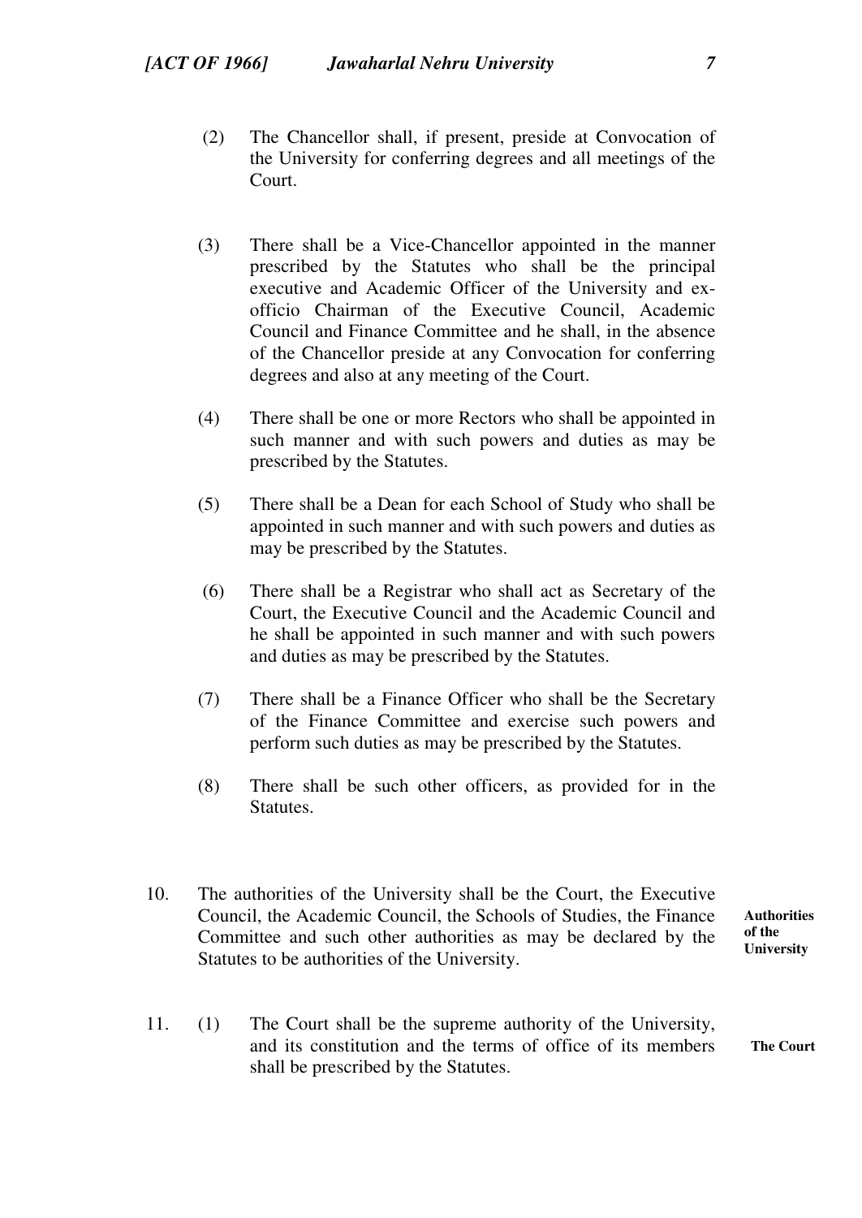(2) The Chancellor shall, if present, preside at Convocation of the University for conferring degrees and all meetings of the Court.

(3) There shall be a Vice-Chancellor appointed in the manner prescribed by the Statutes who shall be the principal executive and Academic Officer of the University and ex-officio Chairman of the Executive Council, Academic Council and Finance Committee and he shall, in the absence of the Chancellor preside at any Convocation for conferring degrees and also at any meeting of the Court.

(4) There shall be one or more Rectors who shall be appointed in such manner and with such powers and duties as may be prescribed by the Statutes.

(5) There shall be a Dean for each School of Study who shall be appointed in such manner and with such powers and duties as may be prescribed by the Statutes.

(6) There shall be a Registrar who shall act as Secretary of the Court, the Executive Council and the Academic Council and he shall be appointed in such manner and with such powers and duties as may be prescribed by the Statutes.

(7) There shall be a Finance Officer who shall be the Secretary of the Finance Committee and exercise such powers and perform such duties as may be prescribed by the Statutes.

(8) There shall be such other officers, as provided for in the Statutes.

**Authorities of the University**

10. The authorities of the University shall be the Court, the Executive Council, the Academic Council, the Schools of Studies, the Finance Committee and such other authorities as may be declared by the Statutes to be authorities of the University.

**The Court**

11. (1) The Court shall be the supreme authority of the University, and its constitution and the terms of office of its members shall be prescribed by the Statutes.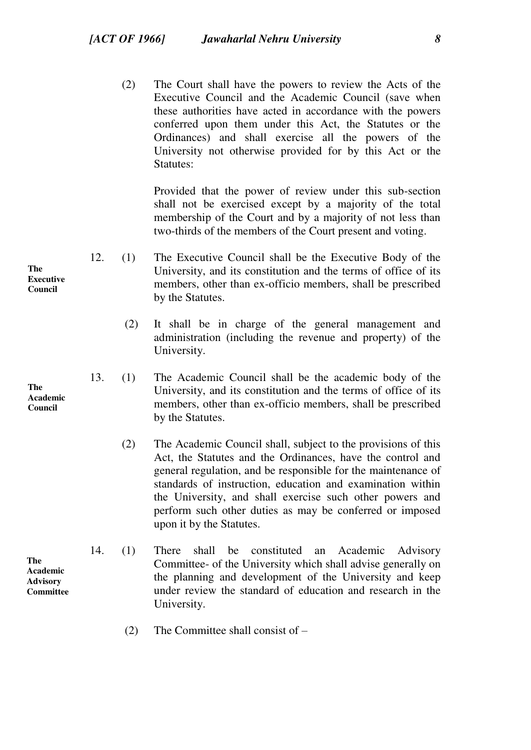(2) The Court shall have the powers to review the Acts of the Executive Council and the Academic Council (save when these authorities have acted in accordance with the powers conferred upon them under this Act, the Statutes or the Ordinances) and shall exercise all the powers of the University not otherwise provided for by this Act or the Statutes:

Provided that the power of review under this sub-section shall not be exercised except by a majority of the total membership of the Court and by a majority of not less than two-thirds of the members of the Court present and voting.

**The Executive Council**

12. (1) The Executive Council shall be the Executive Body of the University, and its constitution and the terms of office of its members, other than ex-officio members, shall be prescribed by the Statutes.

(2) It shall be in charge of the general management and administration (including the revenue and property) of the University.

**The Academic Council**

13. (1) The Academic Council shall be the academic body of the University, and its constitution and the terms of office of its members, other than ex-officio members, shall be prescribed by the Statutes.

(2) The Academic Council shall, subject to the provisions of this Act, the Statutes and the Ordinances, have the control and general regulation, and be responsible for the maintenance of standards of instruction, education and examination within the University, and shall exercise such other powers and perform such other duties as may be conferred or imposed upon it by the Statutes.

**The Academic Advisory Committee**

14. (1) There shall be constituted an Academic Advisory Committee- of the University which shall advise generally on the planning and development of the University and keep under review the standard of education and research in the University.

(2) The Committee shall consist of –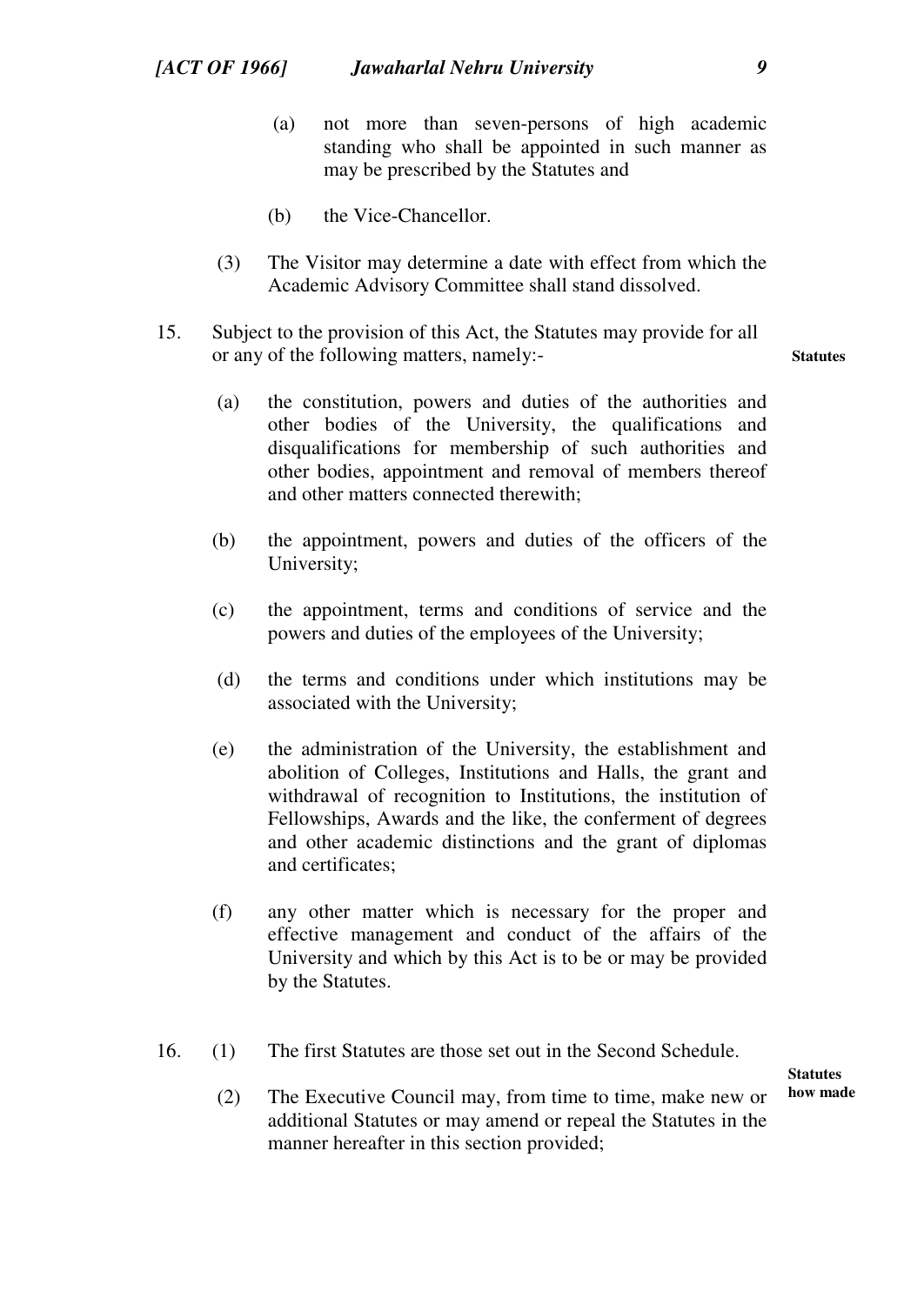(a) not more than seven-persons of high academic standing who shall be appointed in such manner as may be prescribed by the Statutes and

(b) the Vice-Chancellor.

(3) The Visitor may determine a date with effect from which the Academic Advisory Committee shall stand dissolved.

**Statutes**

15. Subject to the provision of this Act, the Statutes may provide for all or any of the following matters, namely:-

(a) the constitution, powers and duties of the authorities and other bodies of the University, the qualifications and disqualifications for membership of such authorities and other bodies, appointment and removal of members thereof and other matters connected therewith;

(b) the appointment, powers and duties of the officers of the University;

(c) the appointment, terms and conditions of service and the powers and duties of the employees of the University;

(d) the terms and conditions under which institutions may be associated with the University;

(e) the administration of the University, the establishment and abolition of Colleges, Institutions and Halls, the grant and withdrawal of recognition to Institutions, the institution of Fellowships, Awards and the like, the conferment of degrees and other academic distinctions and the grant of diplomas and certificates;

(f) any other matter which is necessary for the proper and effective management and conduct of the affairs of the University and which by this Act is to be or may be provided by the Statutes.

**Statutes how made**

16. (1) The first Statutes are those set out in the Second Schedule.

(2) The Executive Council may, from time to time, make new or additional Statutes or may amend or repeal the Statutes in the manner hereafter in this section provided;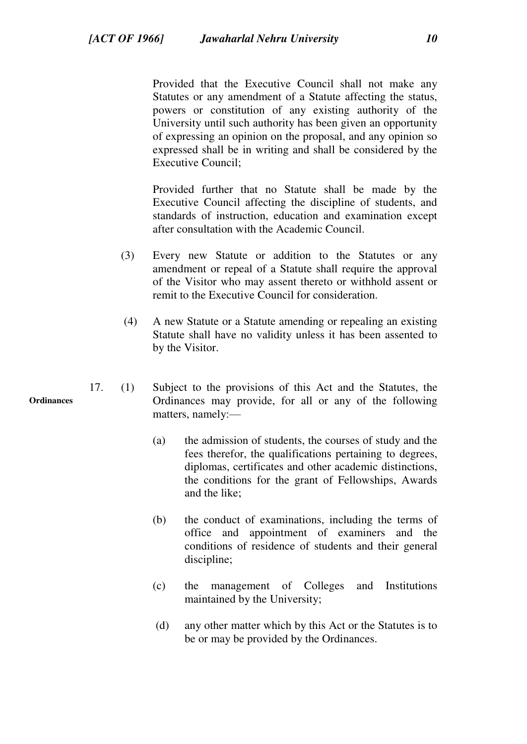Provided that the Executive Council shall not make any Statutes or any amendment of a Statute affecting the status, powers or constitution of any existing authority of the University until such authority has been given an opportunity of expressing an opinion on the proposal, and any opinion so expressed shall be in writing and shall be considered by the Executive Council;

Provided further that no Statute shall be made by the Executive Council affecting the discipline of students, and standards of instruction, education and examination except after consultation with the Academic Council.

(3) Every new Statute or addition to the Statutes or any amendment or repeal of a Statute shall require the approval of the Visitor who may assent thereto or withhold assent or remit to the Executive Council for consideration.

(4) A new Statute or a Statute amending or repealing an existing Statute shall have no validity unless it has been assented to by the Visitor.

**Ordinances**

17. (1) Subject to the provisions of this Act and the Statutes, the Ordinances may provide, for all or any of the following matters, namely:—

(a) the admission of students, the courses of study and the fees therefor, the qualifications pertaining to degrees, diplomas, certificates and other academic distinctions, the conditions for the grant of Fellowships, Awards and the like;

(b) the conduct of examinations, including the terms of office and appointment of examiners and the conditions of residence of students and their general discipline;

(c) the management of Colleges and Institutions maintained by the University;

(d) any other matter which by this Act or the Statutes is to be or may be provided by the Ordinances.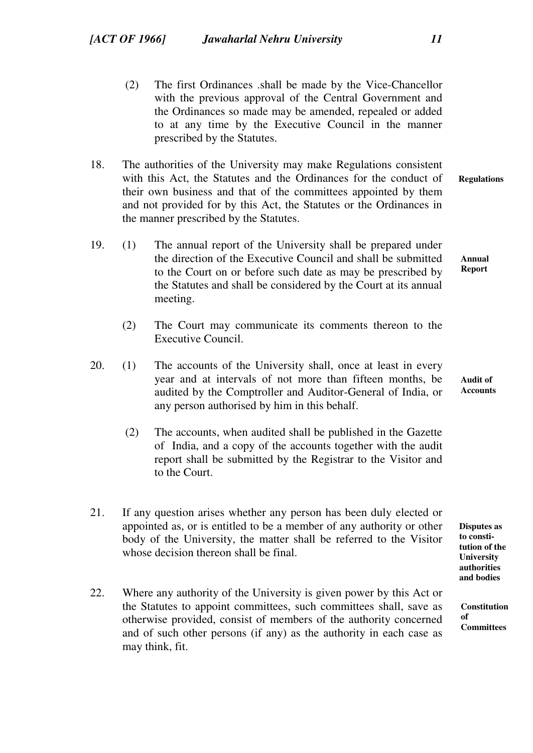(2) The first Ordinances .shall be made by the Vice-Chancellor with the previous approval of the Central Government and the Ordinances so made may be amended, repealed or added to at any time by the Executive Council in the manner prescribed by the Statutes.

**Regulations**

18. The authorities of the University may make Regulations consistent with this Act, the Statutes and the Ordinances for the conduct of their own business and that of the committees appointed by them and not provided for by this Act, the Statutes or the Ordinances in the manner prescribed by the Statutes.

**Annual Report**

19. (1) The annual report of the University shall be prepared under the direction of the Executive Council and shall be submitted to the Court on or before such date as may be prescribed by the Statutes and shall be considered by the Court at its annual meeting.

(2) The Court may communicate its comments thereon to the Executive Council.

**Audit of Accounts**

20. (1) The accounts of the University shall, once at least in every year and at intervals of not more than fifteen months, be audited by the Comptroller and Auditor-General of India, or any person authorised by him in this behalf.

(2) The accounts, when audited shall be published in the Gazette of India, and a copy of the accounts together with the audit report shall be submitted by the Registrar to the Visitor and to the Court.

**Disputes as to constitution of the University authorities and bodies**

21. If any question arises whether any person has been duly elected or appointed as, or is entitled to be a member of any authority or other body of the University, the matter shall be referred to the Visitor whose decision thereon shall be final.

**Constitution of Committees**

22. Where any authority of the University is given power by this Act or the Statutes to appoint committees, such committees shall, save as otherwise provided, consist of members of the authority concerned and of such other persons (if any) as the authority in each case as may think, fit.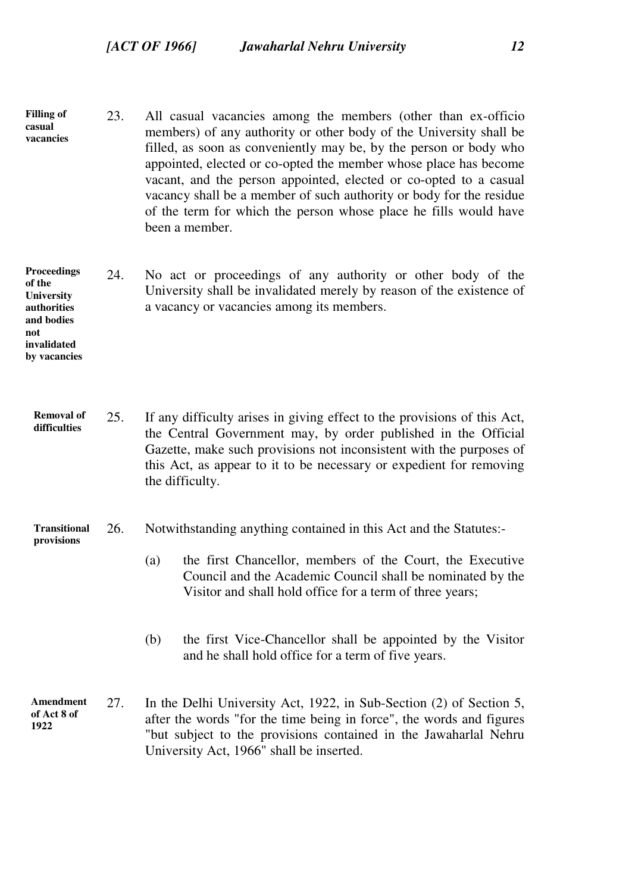**Filling of casual vacancies**

23. All casual vacancies among the members (other than ex-officio members) of any authority or other body of the University shall be filled, as soon as conveniently may be, by the person or body who appointed, elected or co-opted the member whose place has become vacant, and the person appointed, elected or co-opted to a casual vacancy shall be a member of such authority or body for the residue of the term for which the person whose place he fills would have been a member.

**Proceedings of the University authorities and bodies not invalidated by vacancies**

24. No act or proceedings of any authority or other body of the University shall be invalidated merely by reason of the existence of a vacancy or vacancies among its members.

**Removal of difficulties**

25. If any difficulty arises in giving effect to the provisions of this Act, the Central Government may, by order published in the Official Gazette, make such provisions not inconsistent with the purposes of this Act, as appear to it to be necessary or expedient for removing the difficulty.

**Transitional provisions**

26. Notwithstanding anything contained in this Act and the Statutes:-

    (a) the first Chancellor, members of the Court, the Executive Council and the Academic Council shall be nominated by the Visitor and shall hold office for a term of three years;

    (b) the first Vice-Chancellor shall be appointed by the Visitor and he shall hold office for a term of five years.

**Amendment of Act 8 of 1922**

27. In the Delhi University Act, 1922, in Sub-Section (2) of Section 5, after the words "for the time being in force", the words and figures "but subject to the provisions contained in the Jawaharlal Nehru University Act, 1966" shall be inserted.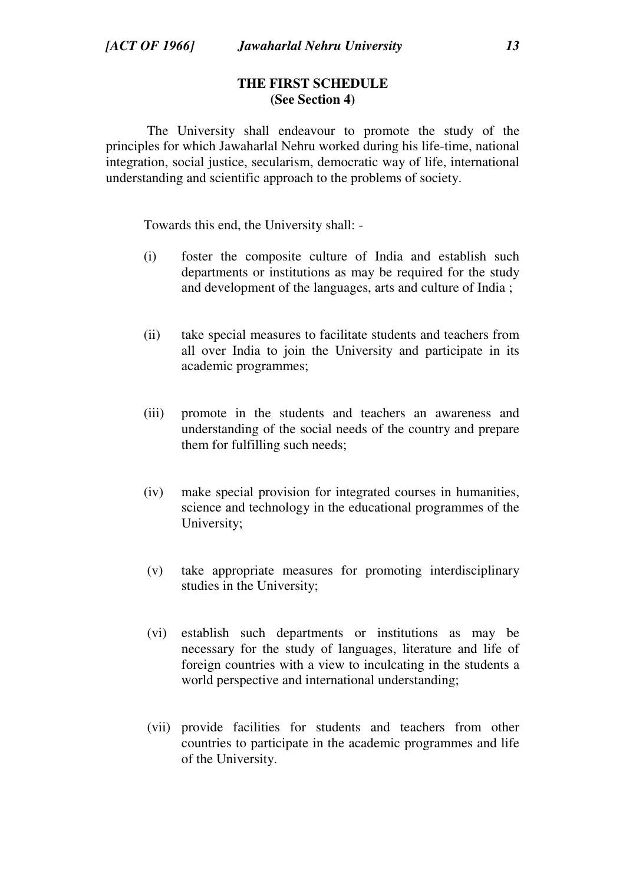## THE FIRST SCHEDULE
**(See Section 4)**

The University shall endeavour to promote the study of the principles for which Jawaharlal Nehru worked during his life-time, national integration, social justice, secularism, democratic way of life, international understanding and scientific approach to the problems of society.

Towards this end, the University shall: -

(i) foster the composite culture of India and establish such departments or institutions as may be required for the study and development of the languages, arts and culture of India ;

(ii) take special measures to facilitate students and teachers from all over India to join the University and participate in its academic programmes;

(iii) promote in the students and teachers an awareness and understanding of the social needs of the country and prepare them for fulfilling such needs;

(iv) make special provision for integrated courses in humanities, science and technology in the educational programmes of the University;

(v) take appropriate measures for promoting interdisciplinary studies in the University;

(vi) establish such departments or institutions as may be necessary for the study of languages, literature and life of foreign countries with a view to inculcating in the students a world perspective and international understanding;

(vii) provide facilities for students and teachers from other countries to participate in the academic programmes and life of the University.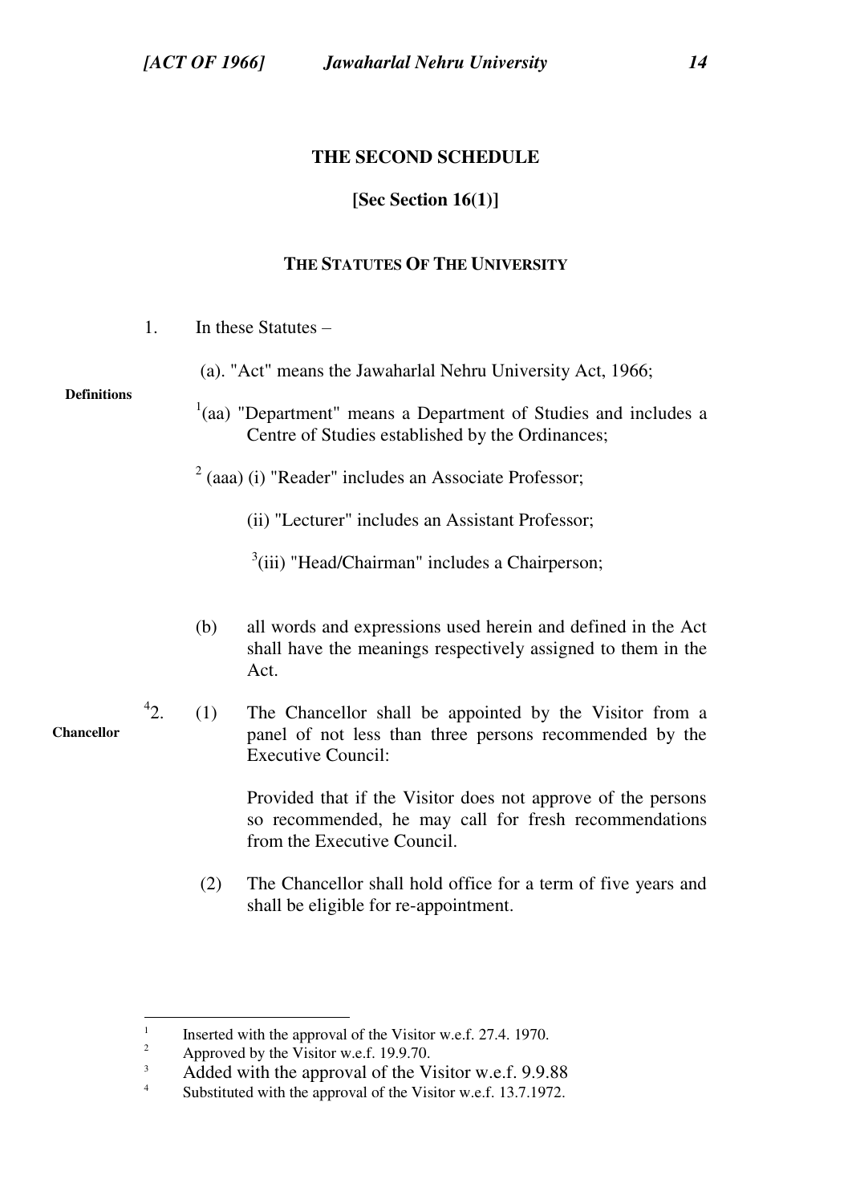## THE SECOND SCHEDULE

**[Sec Section 16(1)]**

### THE STATUTES OF THE UNIVERSITY

**Definitions**

1. In these Statutes –

(a). "Act" means the Jawaharlal Nehru University Act, 1966;

[1](aa) "Department" means a Department of Studies and includes a Centre of Studies established by the Ordinances;

[2] (aaa) (i) "Reader" includes an Associate Professor;

(ii) "Lecturer" includes an Assistant Professor;

[3](iii) "Head/Chairman" includes a Chairperson;

(b) all words and expressions used herein and defined in the Act shall have the meanings respectively assigned to them in the Act.

**Chancellor**

[4]2. (1) The Chancellor shall be appointed by the Visitor from a panel of not less than three persons recommended by the Executive Council:

Provided that if the Visitor does not approve of the persons so recommended, he may call for fresh recommendations from the Executive Council.

(2) The Chancellor shall hold office for a term of five years and shall be eligible for re-appointment.

---

[1] Inserted with the approval of the Visitor w.e.f. 27.4. 1970.

[2] Approved by the Visitor w.e.f. 19.9.70.

[3] Added with the approval of the Visitor w.e.f. 9.9.88

[4] Substituted with the approval of the Visitor w.e.f. 13.7.1972.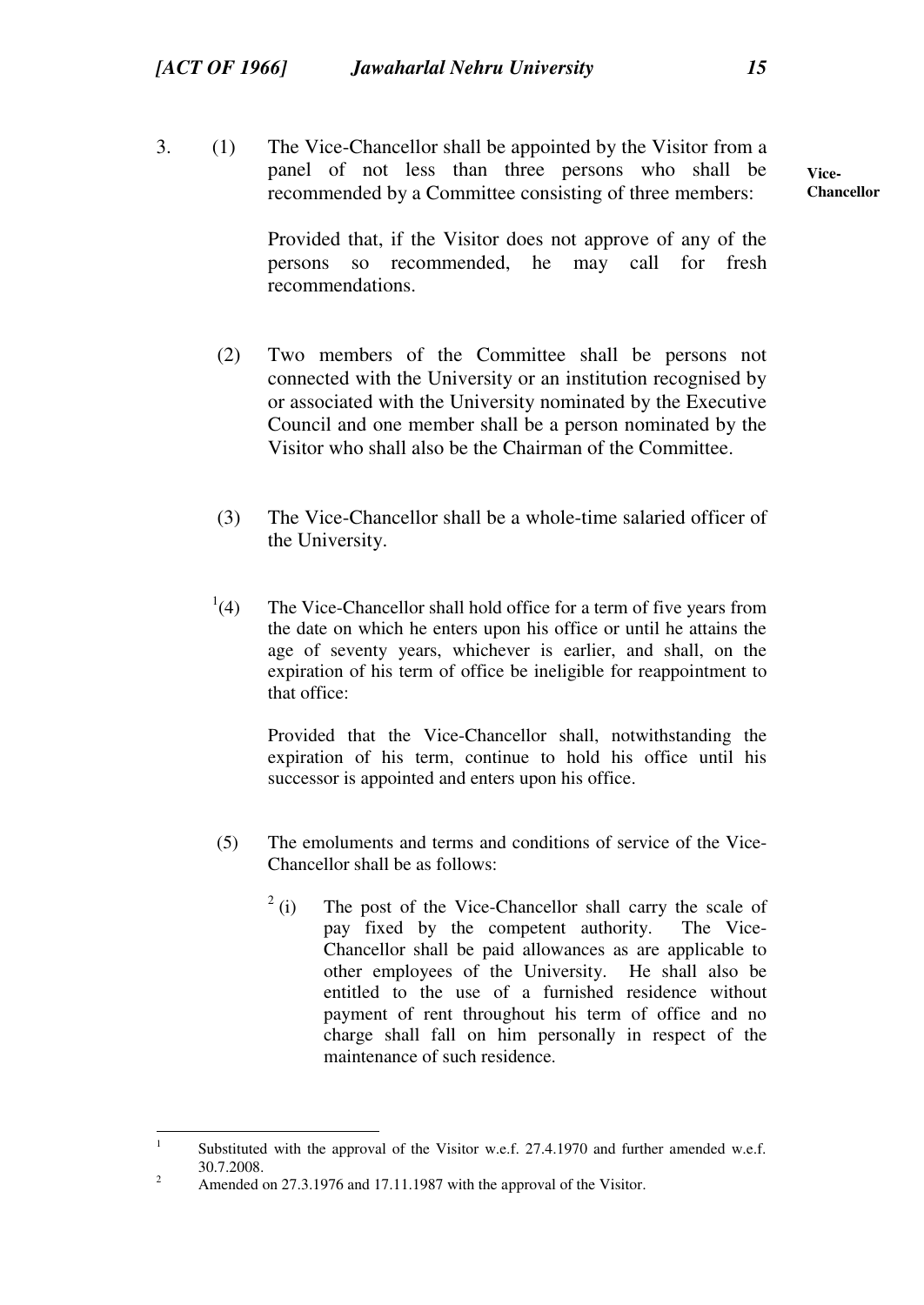**Vice-Chancellor**

3. (1) The Vice-Chancellor shall be appointed by the Visitor from a panel of not less than three persons who shall be recommended by a Committee consisting of three members:

Provided that, if the Visitor does not approve of any of the persons so recommended, he may call for fresh recommendations.

(2) Two members of the Committee shall be persons not connected with the University or an institution recognised by or associated with the University nominated by the Executive Council and one member shall be a person nominated by the Visitor who shall also be the Chairman of the Committee.

(3) The Vice-Chancellor shall be a whole-time salaried officer of the University.

[1](4) The Vice-Chancellor shall hold office for a term of five years from the date on which he enters upon his office or until he attains the age of seventy years, whichever is earlier, and shall, on the expiration of his term of office be ineligible for reappointment to that office:

Provided that the Vice-Chancellor shall, notwithstanding the expiration of his term, continue to hold his office until his successor is appointed and enters upon his office.

(5) The emoluments and terms and conditions of service of the Vice-Chancellor shall be as follows:

[2](i) The post of the Vice-Chancellor shall carry the scale of pay fixed by the competent authority. The Vice-Chancellor shall be paid allowances as are applicable to other employees of the University. He shall also be entitled to the use of a furnished residence without payment of rent throughout his term of office and no charge shall fall on him personally in respect of the maintenance of such residence.

---

[1] Substituted with the approval of the Visitor w.e.f. 27.4.1970 and further amended w.e.f. 30.7.2008.

[2] Amended on 27.3.1976 and 17.11.1987 with the approval of the Visitor.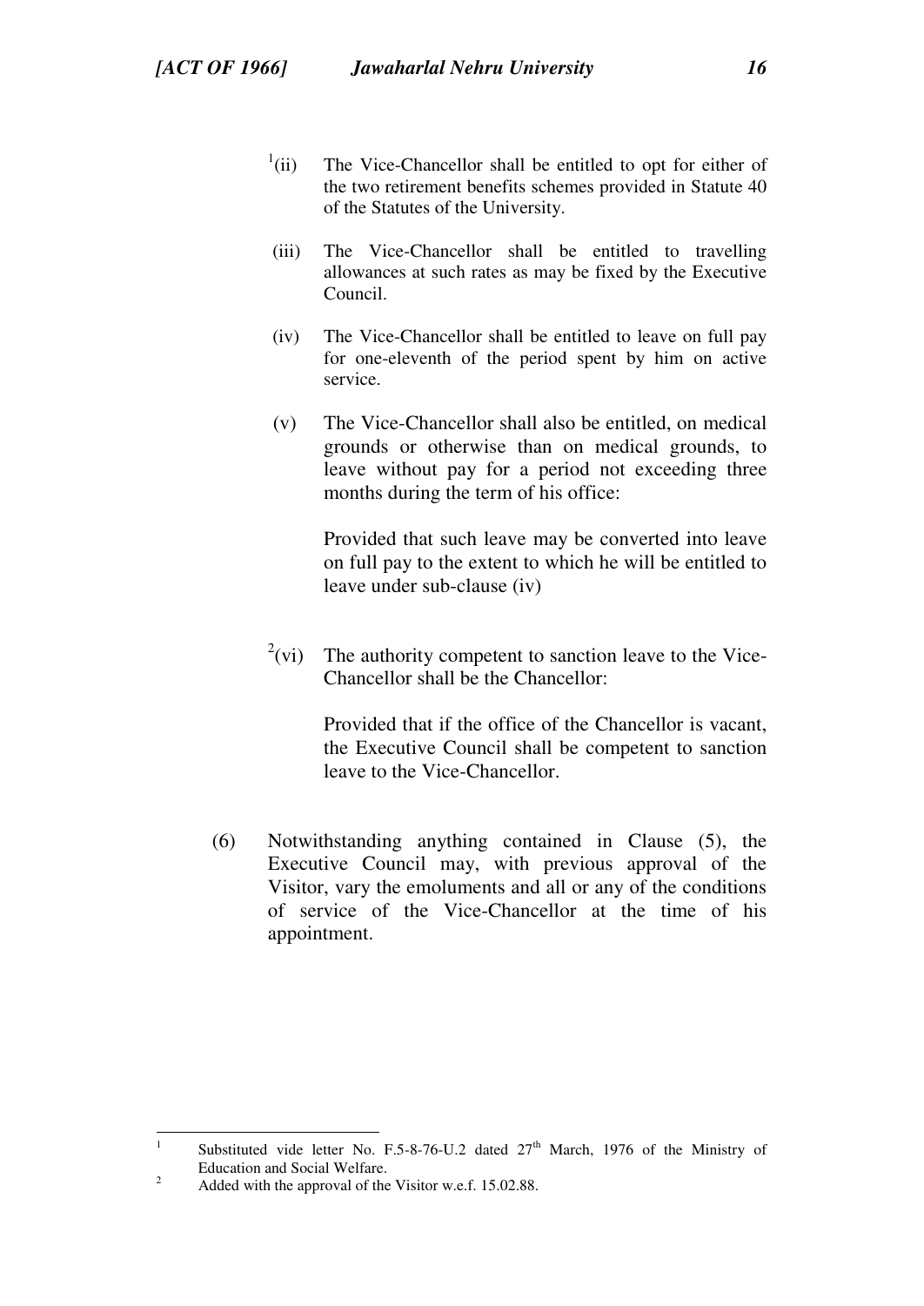[1](ii) The Vice-Chancellor shall be entitled to opt for either of the two retirement benefits schemes provided in Statute 40 of the Statutes of the University.

(iii) The Vice-Chancellor shall be entitled to travelling allowances at such rates as may be fixed by the Executive Council.

(iv) The Vice-Chancellor shall be entitled to leave on full pay for one-eleventh of the period spent by him on active service.

(v) The Vice-Chancellor shall also be entitled, on medical grounds or otherwise than on medical grounds, to leave without pay for a period not exceeding three months during the term of his office:

Provided that such leave may be converted into leave on full pay to the extent to which he will be entitled to leave under sub-clause (iv)

[2](vi) The authority competent to sanction leave to the Vice-Chancellor shall be the Chancellor:

Provided that if the office of the Chancellor is vacant, the Executive Council shall be competent to sanction leave to the Vice-Chancellor.

(6) Notwithstanding anything contained in Clause (5), the Executive Council may, with previous approval of the Visitor, vary the emoluments and all or any of the conditions of service of the Vice-Chancellor at the time of his appointment.

---

[1] Substituted vide letter No. F.5-8-76-U.2 dated 27th March, 1976 of the Ministry of Education and Social Welfare.

[2] Added with the approval of the Visitor w.e.f. 15.02.88.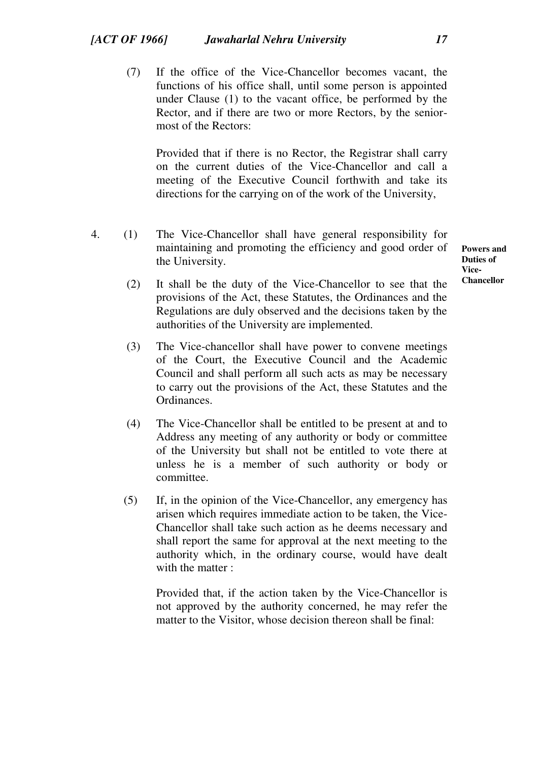(7) If the office of the Vice-Chancellor becomes vacant, the functions of his office shall, until some person is appointed under Clause (1) to the vacant office, be performed by the Rector, and if there are two or more Rectors, by the senior-most of the Rectors:

Provided that if there is no Rector, the Registrar shall carry on the current duties of the Vice-Chancellor and call a meeting of the Executive Council forthwith and take its directions for the carrying on of the work of the University,

**Powers and Duties of Vice-Chancellor**

4. (1) The Vice-Chancellor shall have general responsibility for maintaining and promoting the efficiency and good order of the University.

(2) It shall be the duty of the Vice-Chancellor to see that the provisions of the Act, these Statutes, the Ordinances and the Regulations are duly observed and the decisions taken by the authorities of the University are implemented.

(3) The Vice-chancellor shall have power to convene meetings of the Court, the Executive Council and the Academic Council and shall perform all such acts as may be necessary to carry out the provisions of the Act, these Statutes and the Ordinances.

(4) The Vice-Chancellor shall be entitled to be present at and to Address any meeting of any authority or body or committee of the University but shall not be entitled to vote there at unless he is a member of such authority or body or committee.

(5) If, in the opinion of the Vice-Chancellor, any emergency has arisen which requires immediate action to be taken, the Vice-Chancellor shall take such action as he deems necessary and shall report the same for approval at the next meeting to the authority which, in the ordinary course, would have dealt with the matter :

Provided that, if the action taken by the Vice-Chancellor is not approved by the authority concerned, he may refer the matter to the Visitor, whose decision thereon shall be final: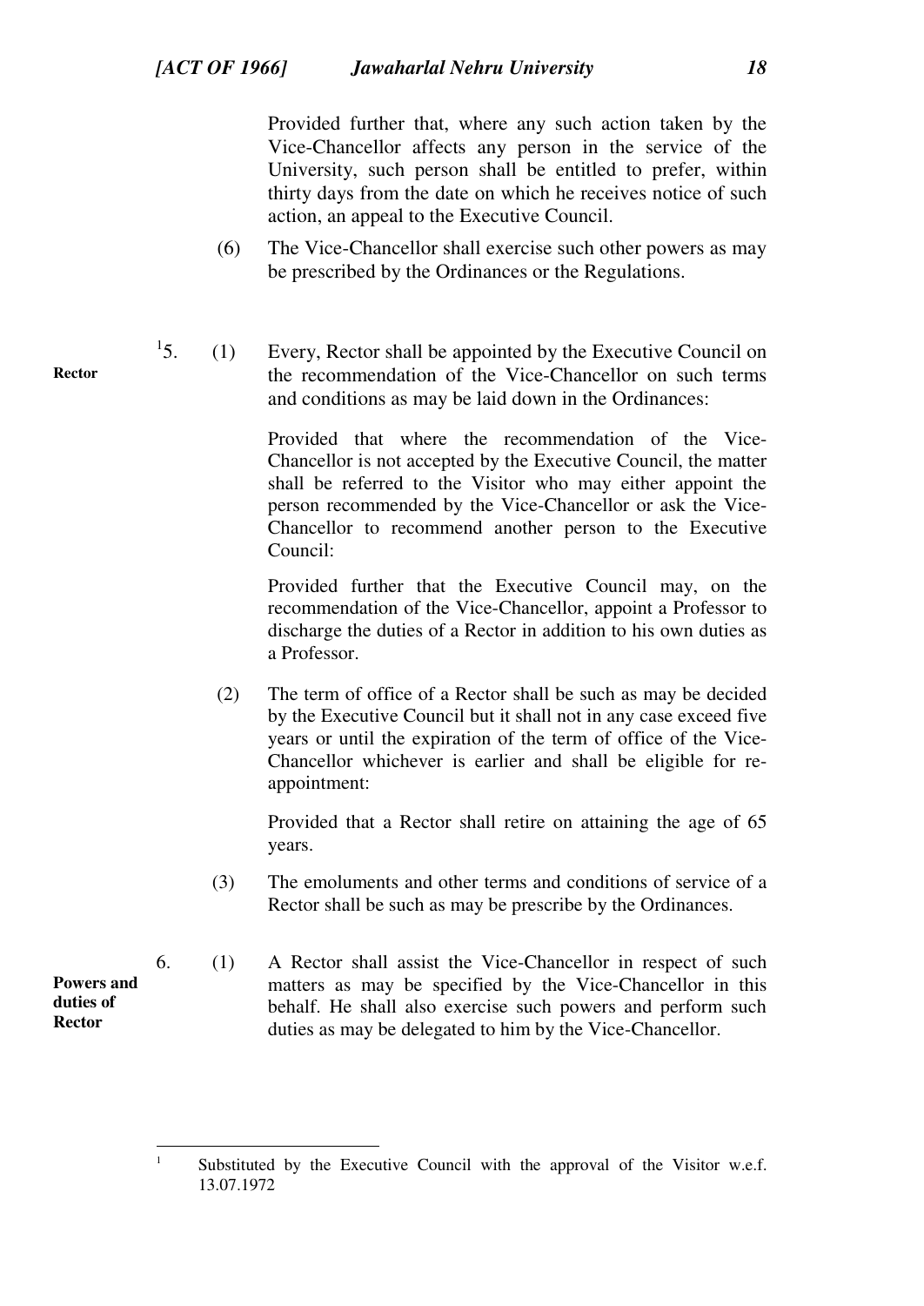Provided further that, where any such action taken by the Vice-Chancellor affects any person in the service of the University, such person shall be entitled to prefer, within thirty days from the date on which he receives notice of such action, an appeal to the Executive Council.

(6) The Vice-Chancellor shall exercise such other powers as may be prescribed by the Ordinances or the Regulations.

**Rector**

[1]5. (1) Every, Rector shall be appointed by the Executive Council on the recommendation of the Vice-Chancellor on such terms and conditions as may be laid down in the Ordinances:

Provided that where the recommendation of the Vice-Chancellor is not accepted by the Executive Council, the matter shall be referred to the Visitor who may either appoint the person recommended by the Vice-Chancellor or ask the Vice-Chancellor to recommend another person to the Executive Council:

Provided further that the Executive Council may, on the recommendation of the Vice-Chancellor, appoint a Professor to discharge the duties of a Rector in addition to his own duties as a Professor.

(2) The term of office of a Rector shall be such as may be decided by the Executive Council but it shall not in any case exceed five years or until the expiration of the term of office of the Vice-Chancellor whichever is earlier and shall be eligible for re-appointment:

Provided that a Rector shall retire on attaining the age of 65 years.

(3) The emoluments and other terms and conditions of service of a Rector shall be such as may be prescribe by the Ordinances.

**Powers and duties of Rector**

6. (1) A Rector shall assist the Vice-Chancellor in respect of such matters as may be specified by the Vice-Chancellor in this behalf. He shall also exercise such powers and perform such duties as may be delegated to him by the Vice-Chancellor.

---

[1] Substituted by the Executive Council with the approval of the Visitor w.e.f. 13.07.1972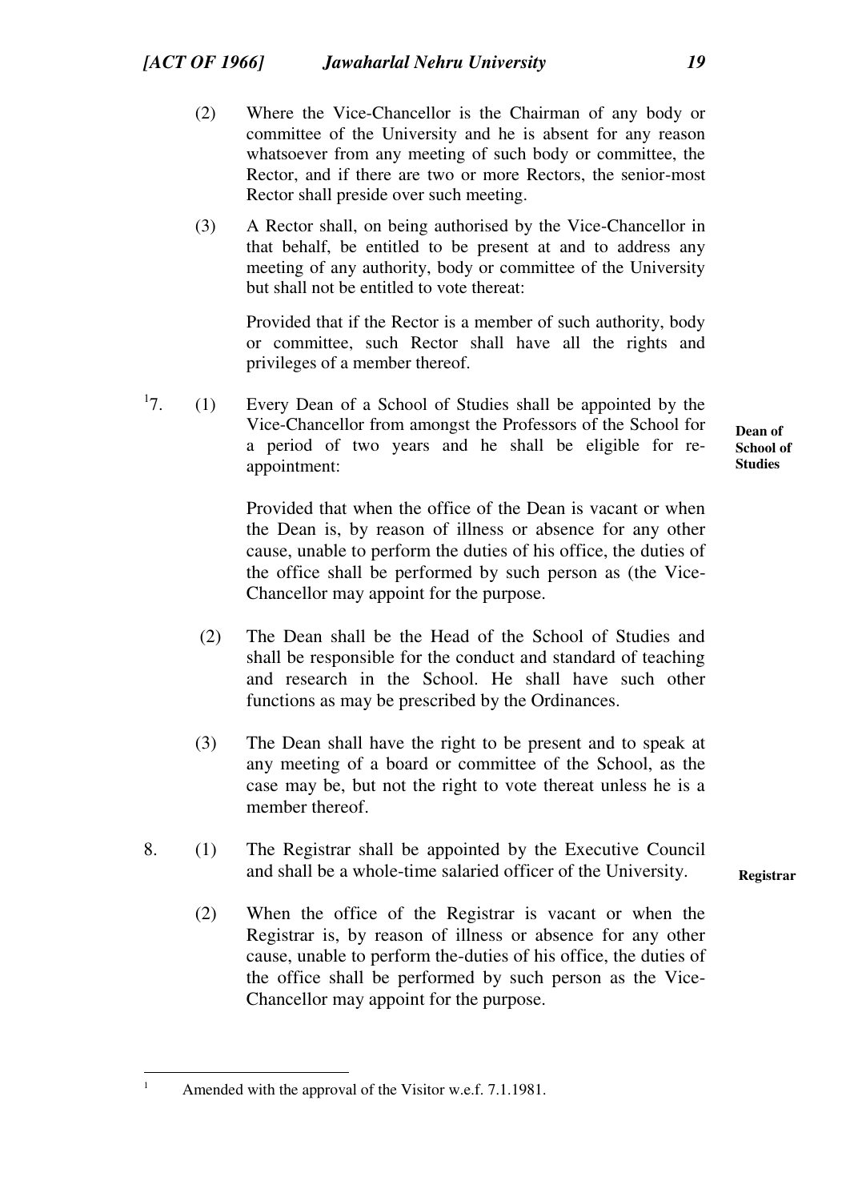(2) Where the Vice-Chancellor is the Chairman of any body or committee of the University and he is absent for any reason whatsoever from any meeting of such body or committee, the Rector, and if there are two or more Rectors, the senior-most Rector shall preside over such meeting.

(3) A Rector shall, on being authorised by the Vice-Chancellor in that behalf, be entitled to be present at and to address any meeting of any authority, body or committee of the University but shall not be entitled to vote thereat:

Provided that if the Rector is a member of such authority, body or committee, such Rector shall have all the rights and privileges of a member thereof.

**Dean of School of Studies**

[1]7. (1) Every Dean of a School of Studies shall be appointed by the Vice-Chancellor from amongst the Professors of the School for a period of two years and he shall be eligible for re-appointment:

Provided that when the office of the Dean is vacant or when the Dean is, by reason of illness or absence for any other cause, unable to perform the duties of his office, the duties of the office shall be performed by such person as (the Vice-Chancellor may appoint for the purpose.

(2) The Dean shall be the Head of the School of Studies and shall be responsible for the conduct and standard of teaching and research in the School. He shall have such other functions as may be prescribed by the Ordinances.

(3) The Dean shall have the right to be present and to speak at any meeting of a board or committee of the School, as the case may be, but not the right to vote thereat unless he is a member thereof.

**Registrar**

8. (1) The Registrar shall be appointed by the Executive Council and shall be a whole-time salaried officer of the University.

(2) When the office of the Registrar is vacant or when the Registrar is, by reason of illness or absence for any other cause, unable to perform the-duties of his office, the duties of the office shall be performed by such person as the Vice-Chancellor may appoint for the purpose.

---

[1] Amended with the approval of the Visitor w.e.f. 7.1.1981.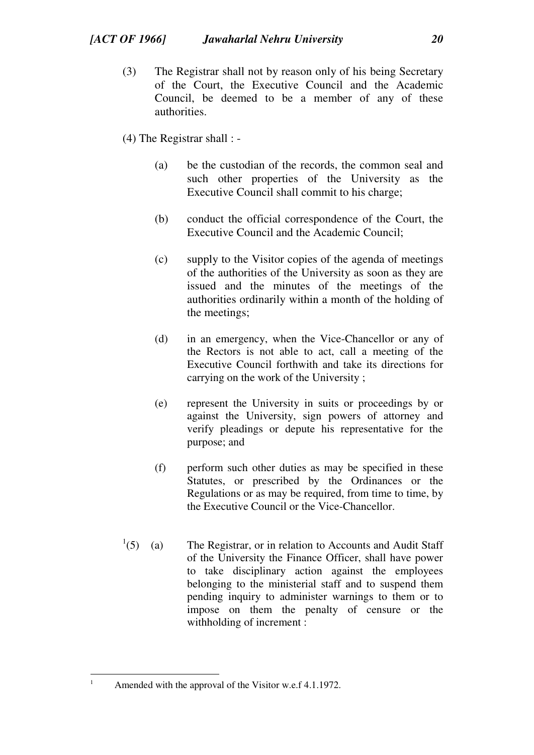(3) The Registrar shall not by reason only of his being Secretary of the Court, the Executive Council and the Academic Council, be deemed to be a member of any of these authorities.

(4) The Registrar shall : -

(a) be the custodian of the records, the common seal and such other properties of the University as the Executive Council shall commit to his charge;

(b) conduct the official correspondence of the Court, the Executive Council and the Academic Council;

(c) supply to the Visitor copies of the agenda of meetings of the authorities of the University as soon as they are issued and the minutes of the meetings of the authorities ordinarily within a month of the holding of the meetings;

(d) in an emergency, when the Vice-Chancellor or any of the Rectors is not able to act, call a meeting of the Executive Council forthwith and take its directions for carrying on the work of the University ;

(e) represent the University in suits or proceedings by or against the University, sign powers of attorney and verify pleadings or depute his representative for the purpose; and

(f) perform such other duties as may be specified in these Statutes, or prescribed by the Ordinances or the Regulations or as may be required, from time to time, by the Executive Council or the Vice-Chancellor.

[1](5) (a) The Registrar, or in relation to Accounts and Audit Staff of the University the Finance Officer, shall have power to take disciplinary action against the employees belonging to the ministerial staff and to suspend them pending inquiry to administer warnings to them or to impose on them the penalty of censure or the withholding of increment :

---

[1] Amended with the approval of the Visitor w.e.f 4.1.1972.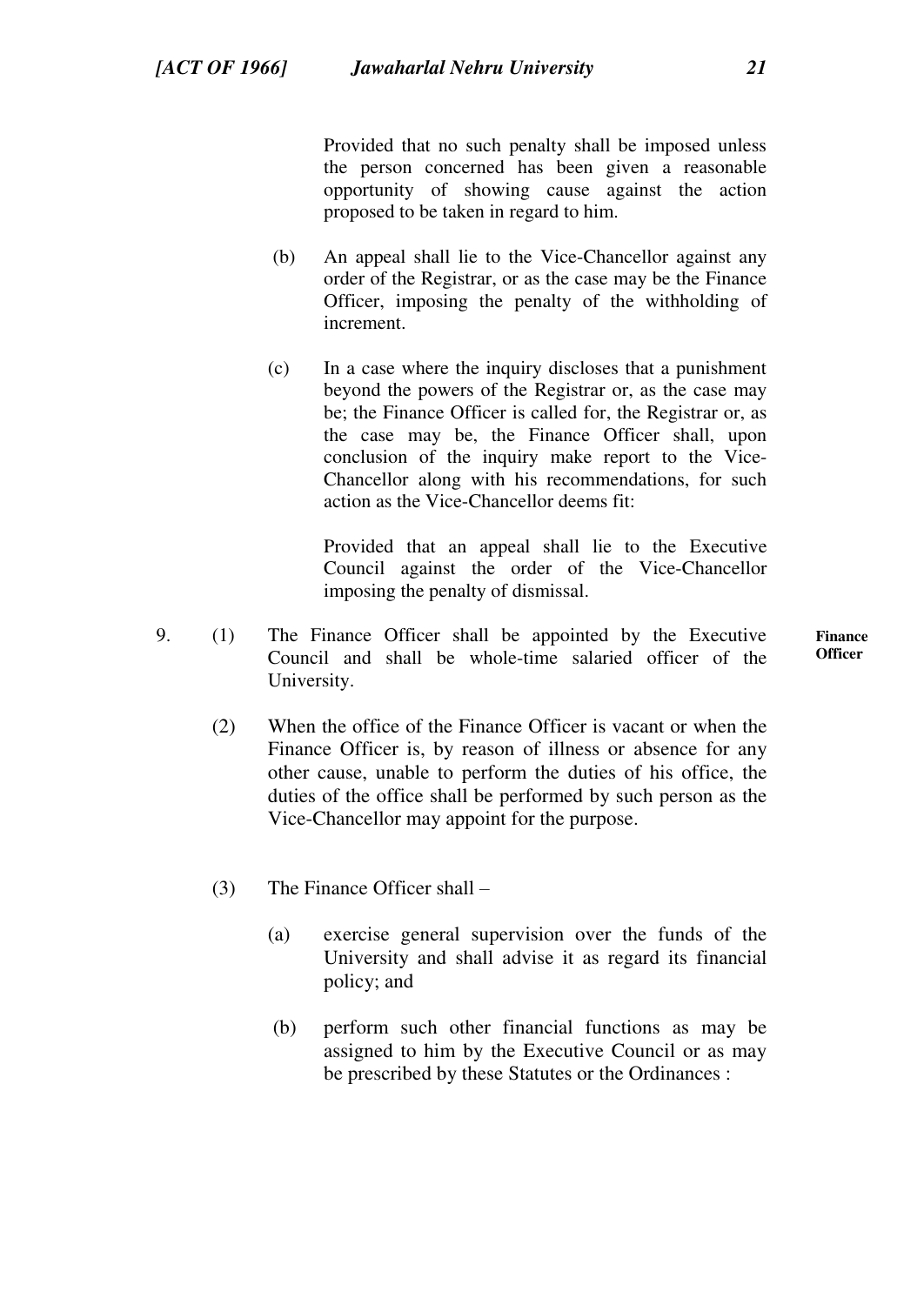Provided that no such penalty shall be imposed unless the person concerned has been given a reasonable opportunity of showing cause against the action proposed to be taken in regard to him.

(b) An appeal shall lie to the Vice-Chancellor against any order of the Registrar, or as the case may be the Finance Officer, imposing the penalty of the withholding of increment.

(c) In a case where the inquiry discloses that a punishment beyond the powers of the Registrar or, as the case may be; the Finance Officer is called for, the Registrar or, as the case may be, the Finance Officer shall, upon conclusion of the inquiry make report to the Vice-Chancellor along with his recommendations, for such action as the Vice-Chancellor deems fit:

Provided that an appeal shall lie to the Executive Council against the order of the Vice-Chancellor imposing the penalty of dismissal.

**Finance Officer**

9. (1) The Finance Officer shall be appointed by the Executive Council and shall be whole-time salaried officer of the University.

(2) When the office of the Finance Officer is vacant or when the Finance Officer is, by reason of illness or absence for any other cause, unable to perform the duties of his office, the duties of the office shall be performed by such person as the Vice-Chancellor may appoint for the purpose.

(3) The Finance Officer shall –

(a) exercise general supervision over the funds of the University and shall advise it as regard its financial policy; and

(b) perform such other financial functions as may be assigned to him by the Executive Council or as may be prescribed by these Statutes or the Ordinances :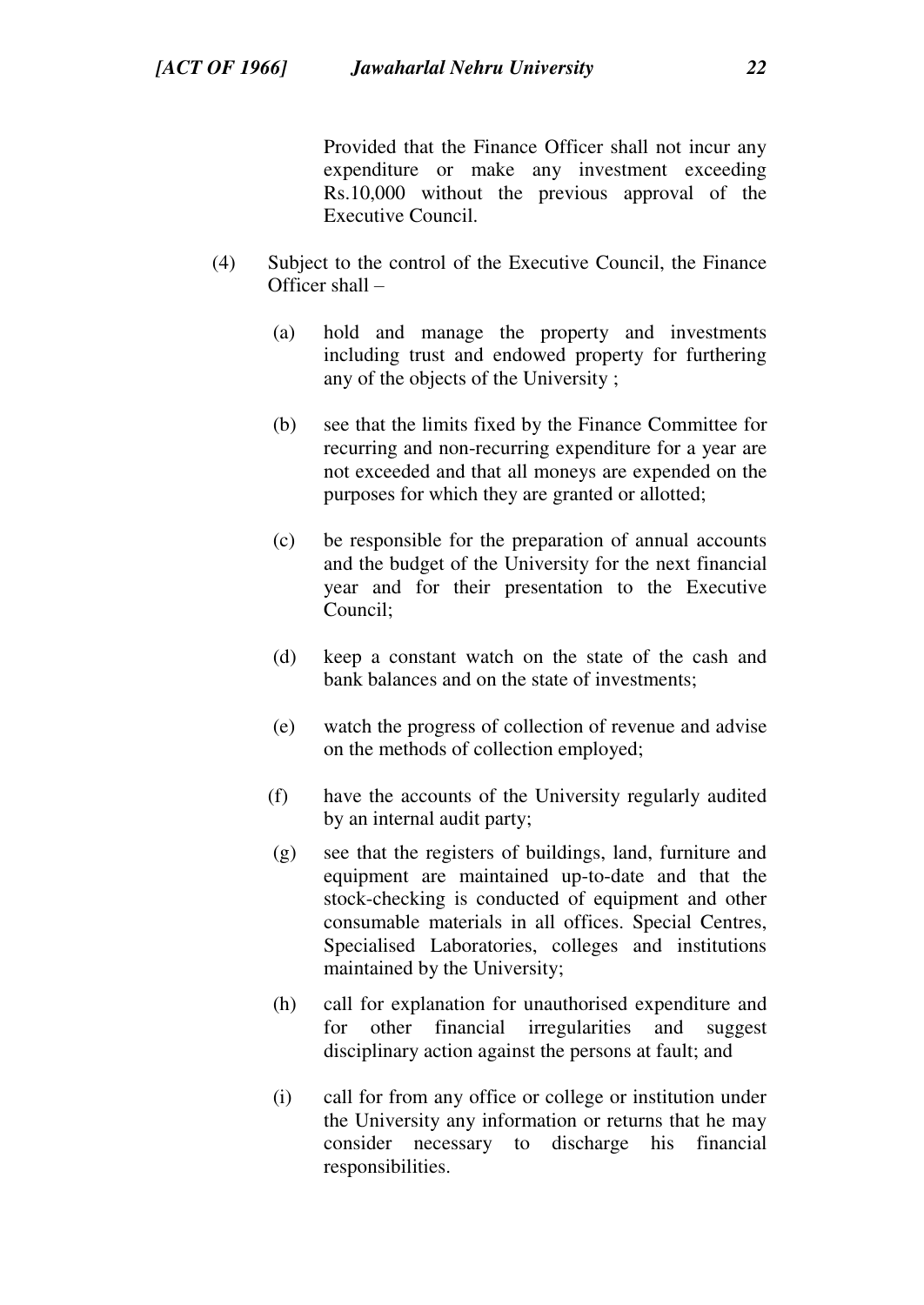Provided that the Finance Officer shall not incur any expenditure or make any investment exceeding Rs.10,000 without the previous approval of the Executive Council.

(4) Subject to the control of the Executive Council, the Finance Officer shall –

(a) hold and manage the property and investments including trust and endowed property for furthering any of the objects of the University ;

(b) see that the limits fixed by the Finance Committee for recurring and non-recurring expenditure for a year are not exceeded and that all moneys are expended on the purposes for which they are granted or allotted;

(c) be responsible for the preparation of annual accounts and the budget of the University for the next financial year and for their presentation to the Executive Council;

(d) keep a constant watch on the state of the cash and bank balances and on the state of investments;

(e) watch the progress of collection of revenue and advise on the methods of collection employed;

(f) have the accounts of the University regularly audited by an internal audit party;

(g) see that the registers of buildings, land, furniture and equipment are maintained up-to-date and that the stock-checking is conducted of equipment and other consumable materials in all offices. Special Centres, Specialised Laboratories, colleges and institutions maintained by the University;

(h) call for explanation for unauthorised expenditure and for other financial irregularities and suggest disciplinary action against the persons at fault; and

(i) call for from any office or college or institution under the University any information or returns that he may consider necessary to discharge his financial responsibilities.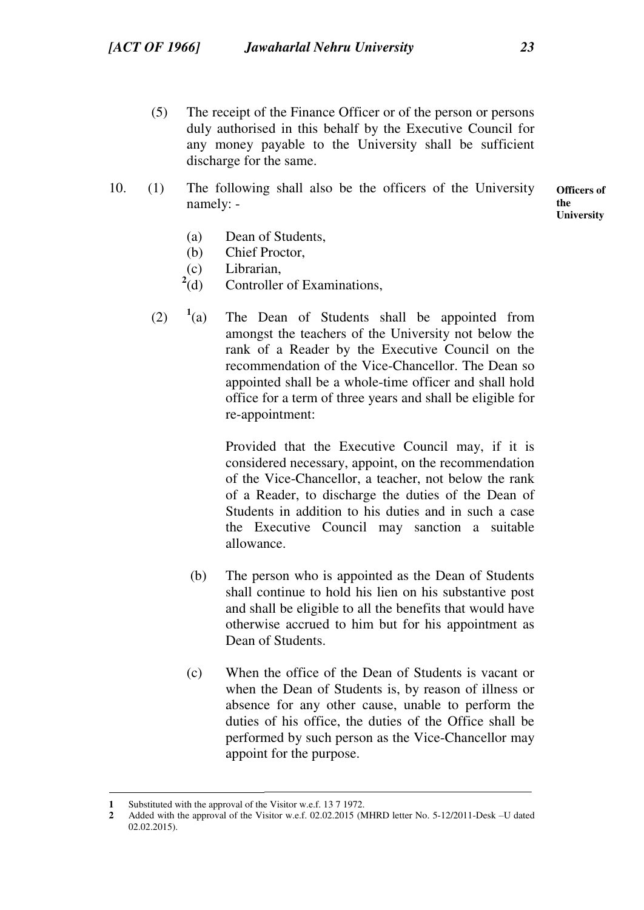(5) The receipt of the Finance Officer or of the person or persons duly authorised in this behalf by the Executive Council for any money payable to the University shall be sufficient discharge for the same.

**Officers of the University**

10. (1) The following shall also be the officers of the University namely: -

(a) Dean of Students,
(b) Chief Proctor,
(c) Librarian,
[2](d) Controller of Examinations,

(2) [1](a) The Dean of Students shall be appointed from amongst the teachers of the University not below the rank of a Reader by the Executive Council on the recommendation of the Vice-Chancellor. The Dean so appointed shall be a whole-time officer and shall hold office for a term of three years and shall be eligible for re-appointment:

Provided that the Executive Council may, if it is considered necessary, appoint, on the recommendation of the Vice-Chancellor, a teacher, not below the rank of a Reader, to discharge the duties of the Dean of Students in addition to his duties and in such a case the Executive Council may sanction a suitable allowance.

(b) The person who is appointed as the Dean of Students shall continue to hold his lien on his substantive post and shall be eligible to all the benefits that would have otherwise accrued to him but for his appointment as Dean of Students.

(c) When the office of the Dean of Students is vacant or when the Dean of Students is, by reason of illness or absence for any other cause, unable to perform the duties of his office, the duties of the Office shall be performed by such person as the Vice-Chancellor may appoint for the purpose.

---

**1** Substituted with the approval of the Visitor w.e.f. 13 7 1972.
**2** Added with the approval of the Visitor w.e.f. 02.02.2015 (MHRD letter No. 5-12/2011-Desk –U dated 02.02.2015).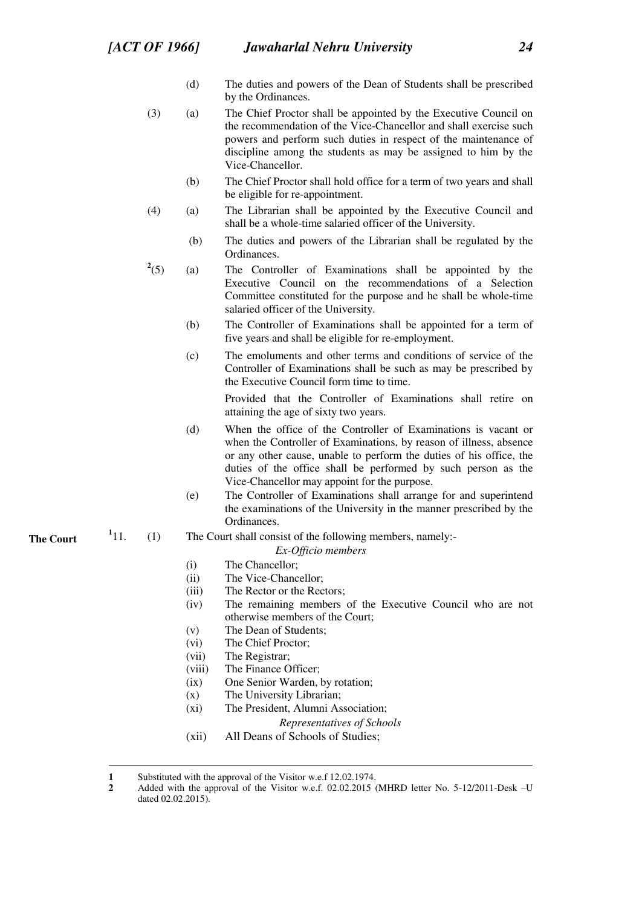(d) The duties and powers of the Dean of Students shall be prescribed by the Ordinances.

(3) (a) The Chief Proctor shall be appointed by the Executive Council on the recommendation of the Vice-Chancellor and shall exercise such powers and perform such duties in respect of the maintenance of discipline among the students as may be assigned to him by the Vice-Chancellor.

(b) The Chief Proctor shall hold office for a term of two years and shall be eligible for re-appointment.

(4) (a) The Librarian shall be appointed by the Executive Council and shall be a whole-time salaried officer of the University.

(b) The duties and powers of the Librarian shall be regulated by the Ordinances.

[2](5) (a) The Controller of Examinations shall be appointed by the Executive Council on the recommendations of a Selection Committee constituted for the purpose and he shall be whole-time salaried officer of the University.

(b) The Controller of Examinations shall be appointed for a term of five years and shall be eligible for re-employment.

(c) The emoluments and other terms and conditions of service of the Controller of Examinations shall be such as may be prescribed by the Executive Council form time to time.

Provided that the Controller of Examinations shall retire on attaining the age of sixty two years.

(d) When the office of the Controller of Examinations is vacant or when the Controller of Examinations, by reason of illness, absence or any other cause, unable to perform the duties of his office, the duties of the office shall be performed by such person as the Vice-Chancellor may appoint for the purpose.

(e) The Controller of Examinations shall arrange for and superintend the examinations of the University in the manner prescribed by the Ordinances.

**The Court**

[1]11. (1) The Court shall consist of the following members, namely:-

*Ex-Officio members*

(i) The Chancellor;
(ii) The Vice-Chancellor;
(iii) The Rector or the Rectors;
(iv) The remaining members of the Executive Council who are not otherwise members of the Court;
(v) The Dean of Students;
(vi) The Chief Proctor;
(vii) The Registrar;
(viii) The Finance Officer;
(ix) One Senior Warden, by rotation;
(x) The University Librarian;
(xi) The President, Alumni Association;

*Representatives of Schools*

(xii) All Deans of Schools of Studies;

---

1 Substituted with the approval of the Visitor w.e.f 12.02.1974.

2 Added with the approval of the Visitor w.e.f. 02.02.2015 (MHRD letter No. 5-12/2011-Desk –U dated 02.02.2015).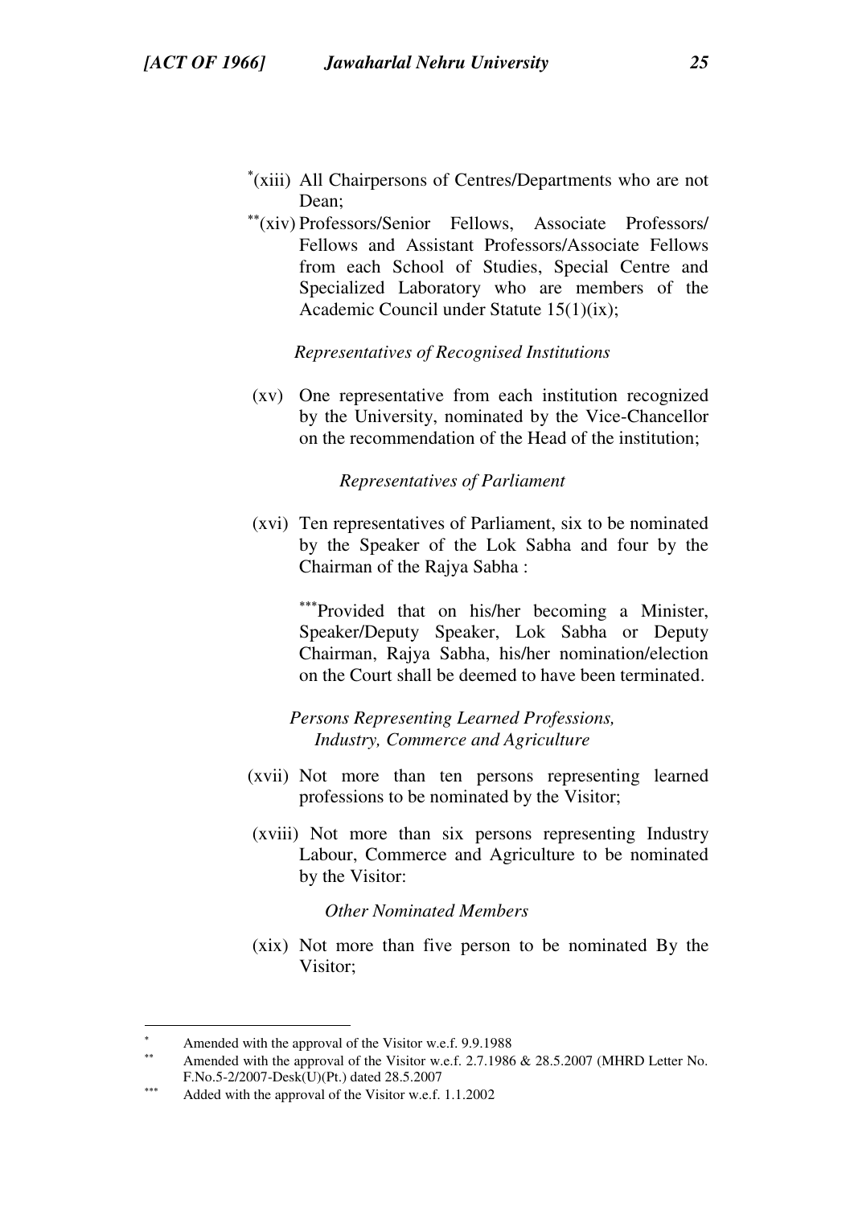[*](xiii) All Chairpersons of Centres/Departments who are not Dean;

[**](xiv) Professors/Senior Fellows, Associate Professors/ Fellows and Assistant Professors/Associate Fellows from each School of Studies, Special Centre and Specialized Laboratory who are members of the Academic Council under Statute 15(1)(ix);

*Representatives of Recognised Institutions*

(xv) One representative from each institution recognized by the University, nominated by the Vice-Chancellor on the recommendation of the Head of the institution;

*Representatives of Parliament*

(xvi) Ten representatives of Parliament, six to be nominated by the Speaker of the Lok Sabha and four by the Chairman of the Rajya Sabha :

[***]Provided that on his/her becoming a Minister, Speaker/Deputy Speaker, Lok Sabha or Deputy Chairman, Rajya Sabha, his/her nomination/election on the Court shall be deemed to have been terminated.

*Persons Representing Learned Professions, Industry, Commerce and Agriculture*

(xvii) Not more than ten persons representing learned professions to be nominated by the Visitor;

(xviii) Not more than six persons representing Industry Labour, Commerce and Agriculture to be nominated by the Visitor:

*Other Nominated Members*

(xix) Not more than five person to be nominated By the Visitor;

---

[*] Amended with the approval of the Visitor w.e.f. 9.9.1988

[**] Amended with the approval of the Visitor w.e.f. 2.7.1986 & 28.5.2007 (MHRD Letter No. F.No.5-2/2007-Desk(U)(Pt.) dated 28.5.2007

[***] Added with the approval of the Visitor w.e.f. 1.1.2002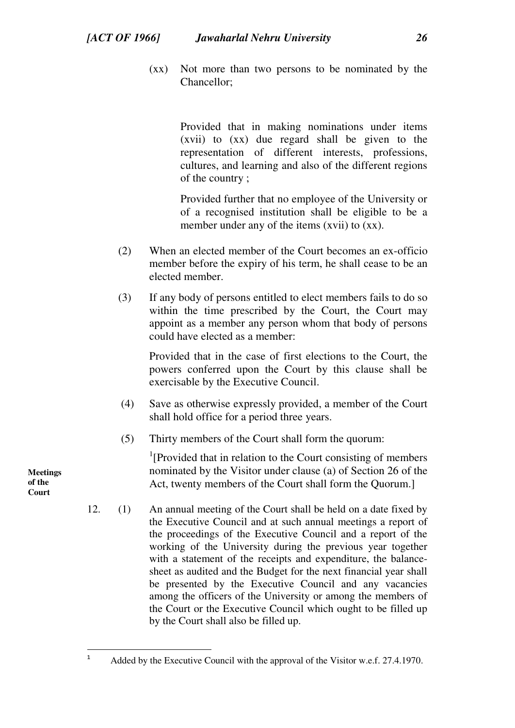(xx) Not more than two persons to be nominated by the Chancellor;

Provided that in making nominations under items (xvii) to (xx) due regard shall be given to the representation of different interests, professions, cultures, and learning and also of the different regions of the country ;

Provided further that no employee of the University or of a recognised institution shall be eligible to be a member under any of the items (xvii) to (xx).

(2) When an elected member of the Court becomes an ex-officio member before the expiry of his term, he shall cease to be an elected member.

(3) If any body of persons entitled to elect members fails to do so within the time prescribed by the Court, the Court may appoint as a member any person whom that body of persons could have elected as a member:

Provided that in the case of first elections to the Court, the powers conferred upon the Court by this clause shall be exercisable by the Executive Council.

(4) Save as otherwise expressly provided, a member of the Court shall hold office for a period three years.

(5) Thirty members of the Court shall form the quorum:

[1][Provided that in relation to the Court consisting of members nominated by the Visitor under clause (a) of Section 26 of the Act, twenty members of the Court shall form the Quorum.]

**Meetings of the Court**

12. (1) An annual meeting of the Court shall be held on a date fixed by the Executive Council and at such annual meetings a report of the proceedings of the Executive Council and a report of the working of the University during the previous year together with a statement of the receipts and expenditure, the balance-sheet as audited and the Budget for the next financial year shall be presented by the Executive Council and any vacancies among the officers of the University or among the members of the Court or the Executive Council which ought to be filled up by the Court shall also be filled up.

---

[1] Added by the Executive Council with the approval of the Visitor w.e.f. 27.4.1970.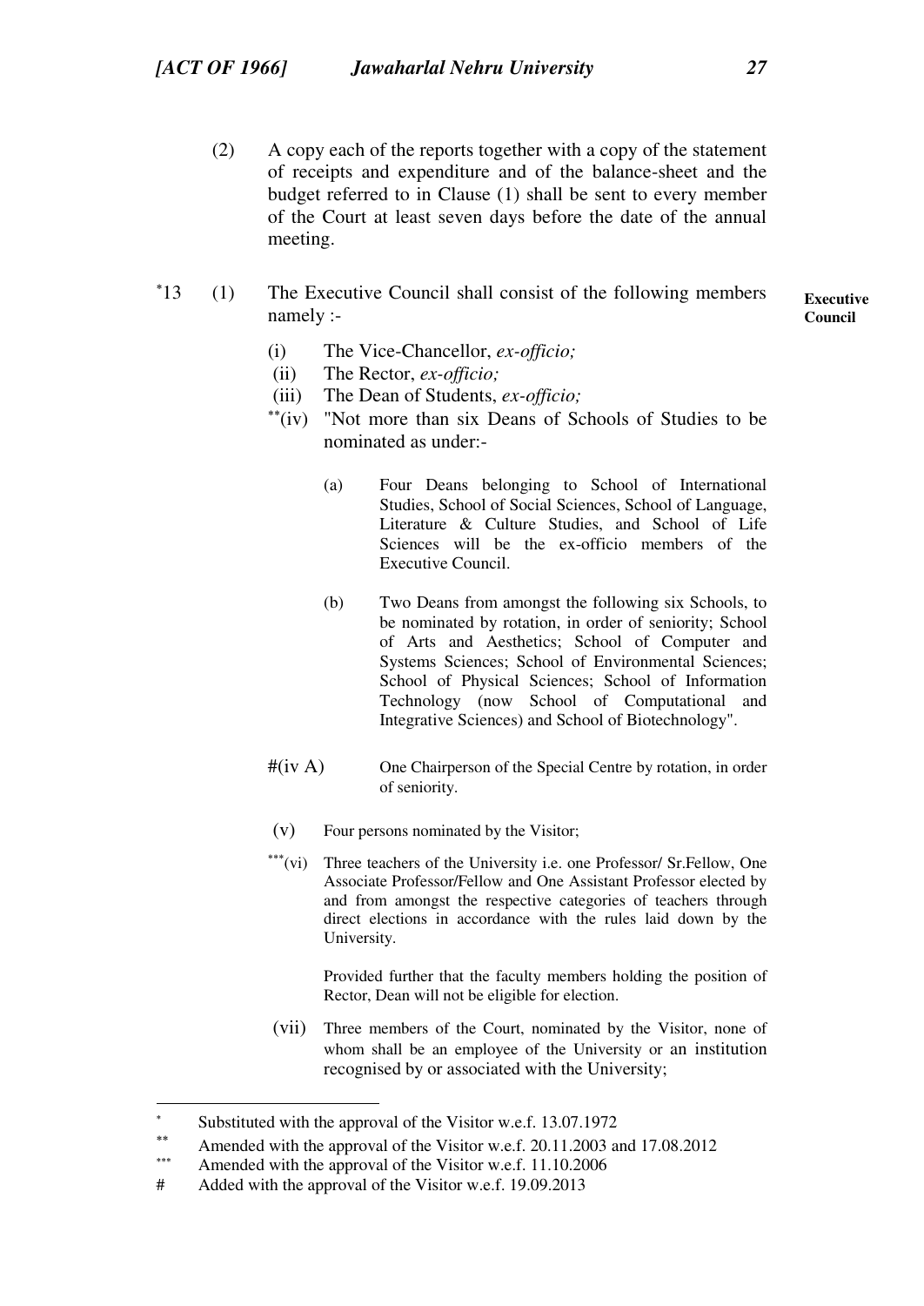(2) A copy each of the reports together with a copy of the statement of receipts and expenditure and of the balance-sheet and the budget referred to in Clause (1) shall be sent to every member of the Court at least seven days before the date of the annual meeting.

**Executive Council**

*13 (1) The Executive Council shall consist of the following members namely :-

- (i) The Vice-Chancellor, *ex-officio;*
- (ii) The Rector, *ex-officio;*
- (iii) The Dean of Students, *ex-officio;*
- **(iv) "Not more than six Deans of Schools of Studies to be nominated as under:-
    - (a) Four Deans belonging to School of International Studies, School of Social Sciences, School of Language, Literature & Culture Studies, and School of Life Sciences will be the ex-officio members of the Executive Council.
    - (b) Two Deans from amongst the following six Schools, to be nominated by rotation, in order of seniority; School of Arts and Aesthetics; School of Computer and Systems Sciences; School of Environmental Sciences; School of Physical Sciences; School of Information Technology (now School of Computational and Integrative Sciences) and School of Biotechnology".
- #(iv A) One Chairperson of the Special Centre by rotation, in order of seniority.
- (v) Four persons nominated by the Visitor;
- ***(vi) Three teachers of the University i.e. one Professor/ Sr.Fellow, One Associate Professor/Fellow and One Assistant Professor elected by and from amongst the respective categories of teachers through direct elections in accordance with the rules laid down by the University.

  Provided further that the faculty members holding the position of Rector, Dean will not be eligible for election.
- (vii) Three members of the Court, nominated by the Visitor, none of whom shall be an employee of the University or an institution recognised by or associated with the University;

---

\* Substituted with the approval of the Visitor w.e.f. 13.07.1972

\*\* Amended with the approval of the Visitor w.e.f. 20.11.2003 and 17.08.2012

\*\*\* Amended with the approval of the Visitor w.e.f. 11.10.2006

\# Added with the approval of the Visitor w.e.f. 19.09.2013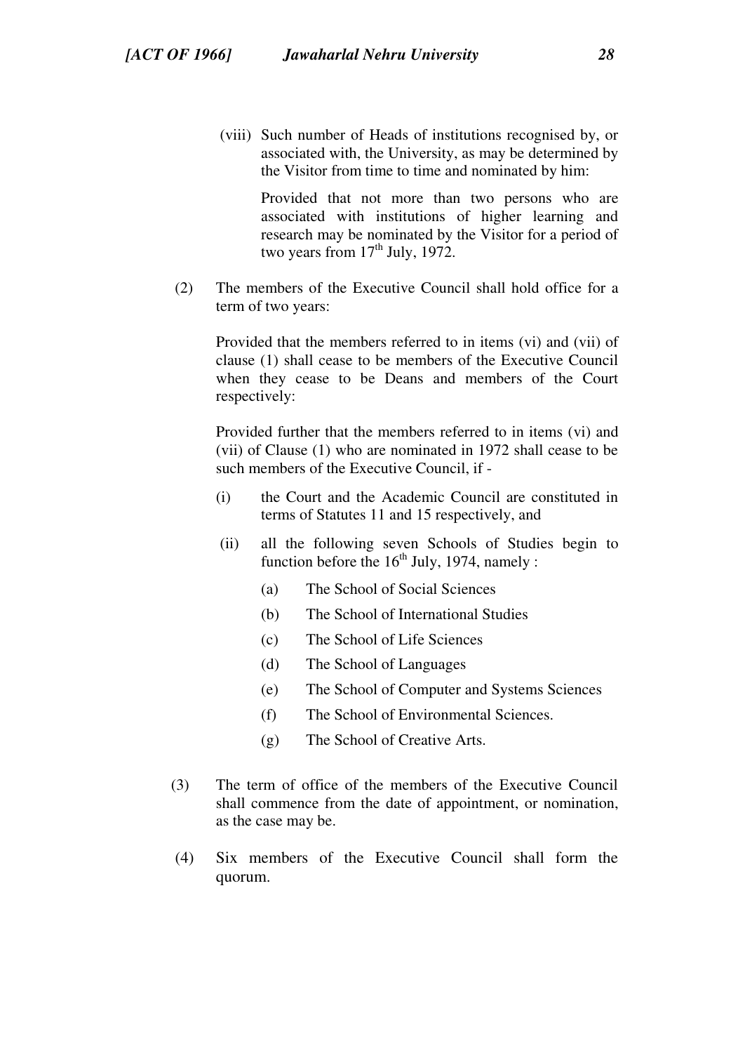(viii) Such number of Heads of institutions recognised by, or associated with, the University, as may be determined by the Visitor from time to time and nominated by him:

Provided that not more than two persons who are associated with institutions of higher learning and research may be nominated by the Visitor for a period of two years from 17th July, 1972.

(2) The members of the Executive Council shall hold office for a term of two years:

Provided that the members referred to in items (vi) and (vii) of clause (1) shall cease to be members of the Executive Council when they cease to be Deans and members of the Court respectively:

Provided further that the members referred to in items (vi) and (vii) of Clause (1) who are nominated in 1972 shall cease to be such members of the Executive Council, if -

(i) the Court and the Academic Council are constituted in terms of Statutes 11 and 15 respectively, and

(ii) all the following seven Schools of Studies begin to function before the 16th July, 1974, namely :

(a) The School of Social Sciences

(b) The School of International Studies

(c) The School of Life Sciences

(d) The School of Languages

(e) The School of Computer and Systems Sciences

(f) The School of Environmental Sciences.

(g) The School of Creative Arts.

(3) The term of office of the members of the Executive Council shall commence from the date of appointment, or nomination, as the case may be.

(4) Six members of the Executive Council shall form the quorum.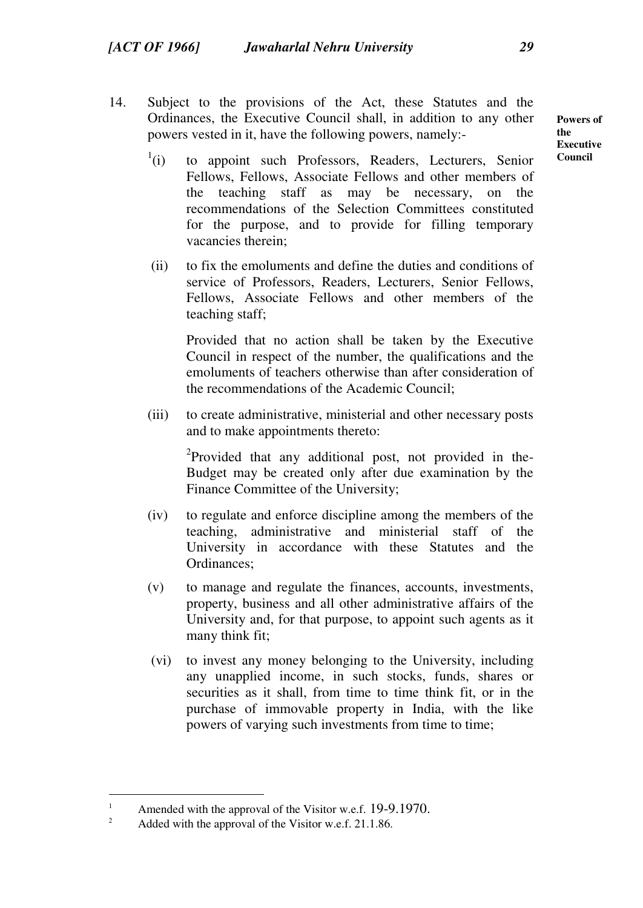14. Subject to the provisions of the Act, these Statutes and the Ordinances, the Executive Council shall, in addition to any other powers vested in it, have the following powers, namely:-

**Powers of the Executive Council**

[1](i) to appoint such Professors, Readers, Lecturers, Senior Fellows, Fellows, Associate Fellows and other members of the teaching staff as may be necessary, on the recommendations of the Selection Committees constituted for the purpose, and to provide for filling temporary vacancies therein;

(ii) to fix the emoluments and define the duties and conditions of service of Professors, Readers, Lecturers, Senior Fellows, Fellows, Associate Fellows and other members of the teaching staff;

Provided that no action shall be taken by the Executive Council in respect of the number, the qualifications and the emoluments of teachers otherwise than after consideration of the recommendations of the Academic Council;

(iii) to create administrative, ministerial and other necessary posts and to make appointments thereto:

[2]Provided that any additional post, not provided in the- Budget may be created only after due examination by the Finance Committee of the University;

(iv) to regulate and enforce discipline among the members of the teaching, administrative and ministerial staff of the University in accordance with these Statutes and the Ordinances;

(v) to manage and regulate the finances, accounts, investments, property, business and all other administrative affairs of the University and, for that purpose, to appoint such agents as it many think fit;

(vi) to invest any money belonging to the University, including any unapplied income, in such stocks, funds, shares or securities as it shall, from time to time think fit, or in the purchase of immovable property in India, with the like powers of varying such investments from time to time;

---

[1] Amended with the approval of the Visitor w.e.f. 19-9.1970.

[2] Added with the approval of the Visitor w.e.f. 21.1.86.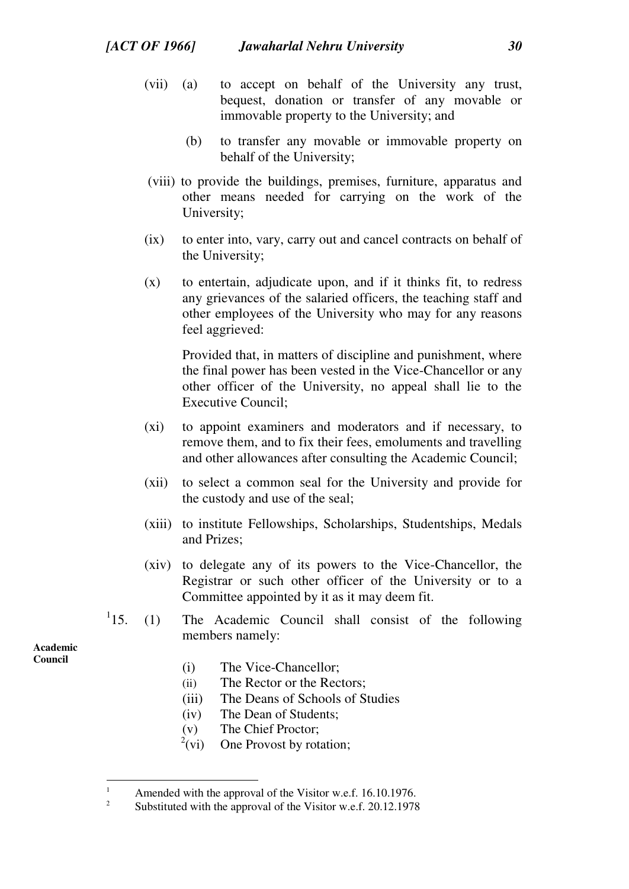(vii) (a) to accept on behalf of the University any trust, bequest, donation or transfer of any movable or immovable property to the University; and

(b) to transfer any movable or immovable property on behalf of the University;

(viii) to provide the buildings, premises, furniture, apparatus and other means needed for carrying on the work of the University;

(ix) to enter into, vary, carry out and cancel contracts on behalf of the University;

(x) to entertain, adjudicate upon, and if it thinks fit, to redress any grievances of the salaried officers, the teaching staff and other employees of the University who may for any reasons feel aggrieved:

Provided that, in matters of discipline and punishment, where the final power has been vested in the Vice-Chancellor or any other officer of the University, no appeal shall lie to the Executive Council;

(xi) to appoint examiners and moderators and if necessary, to remove them, and to fix their fees, emoluments and travelling and other allowances after consulting the Academic Council;

(xii) to select a common seal for the University and provide for the custody and use of the seal;

(xiii) to institute Fellowships, Scholarships, Studentships, Medals and Prizes;

(xiv) to delegate any of its powers to the Vice-Chancellor, the Registrar or such other officer of the University or to a Committee appointed by it as it may deem fit.

**Academic Council**

[1]15. (1) The Academic Council shall consist of the following members namely:

(i) The Vice-Chancellor;
(ii) The Rector or the Rectors;
(iii) The Deans of Schools of Studies
(iv) The Dean of Students;
(v) The Chief Proctor;
[2](vi) One Provost by rotation;

---

[1] Amended with the approval of the Visitor w.e.f. 16.10.1976.

[2] Substituted with the approval of the Visitor w.e.f. 20.12.1978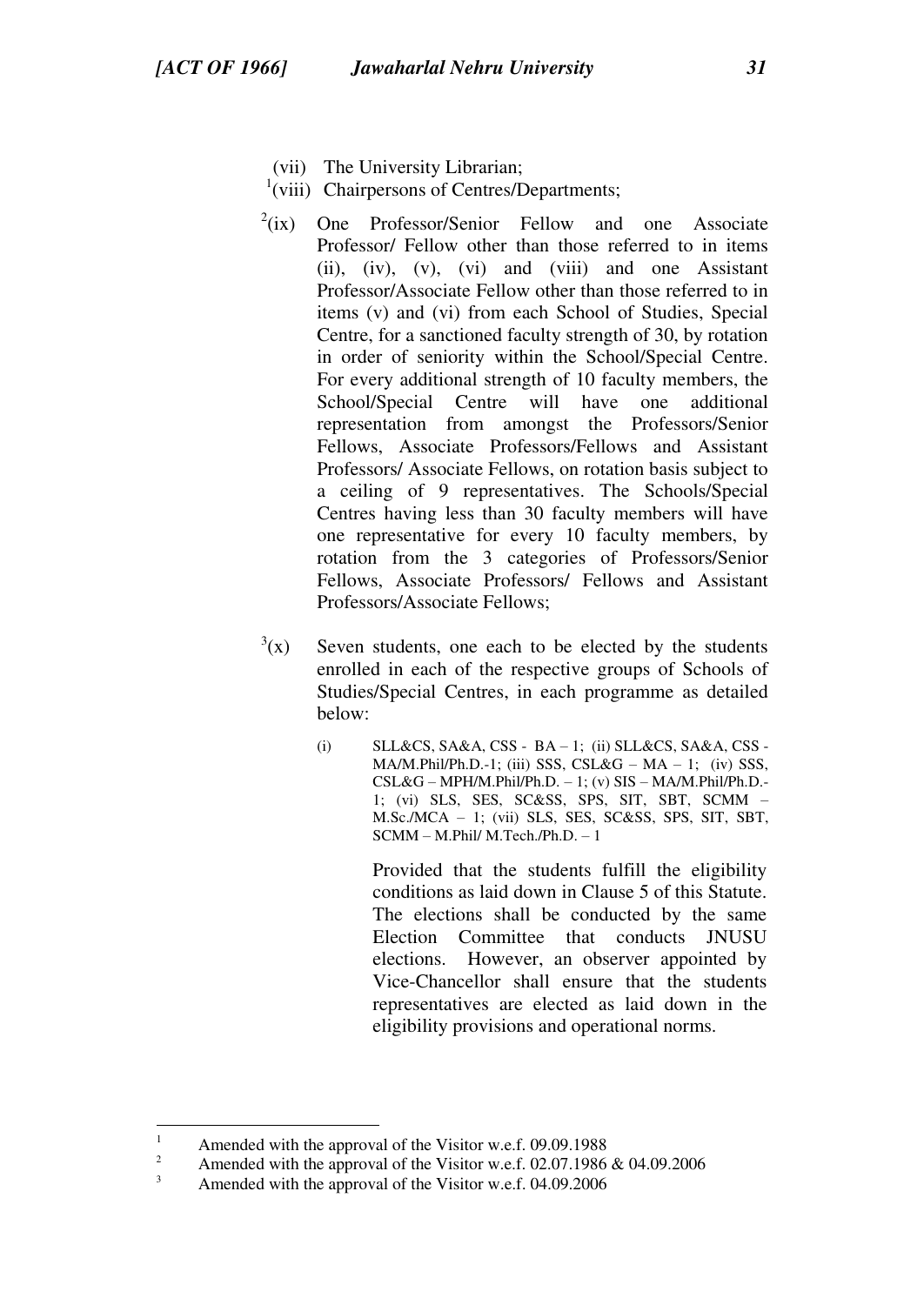(vii) The University Librarian;

[1](viii) Chairpersons of Centres/Departments;

[2](ix) One Professor/Senior Fellow and one Associate Professor/ Fellow other than those referred to in items (ii), (iv), (v), (vi) and (viii) and one Assistant Professor/Associate Fellow other than those referred to in items (v) and (vi) from each School of Studies, Special Centre, for a sanctioned faculty strength of 30, by rotation in order of seniority within the School/Special Centre. For every additional strength of 10 faculty members, the School/Special Centre will have one additional representation from amongst the Professors/Senior Fellows, Associate Professors/Fellows and Assistant Professors/ Associate Fellows, on rotation basis subject to a ceiling of 9 representatives. The Schools/Special Centres having less than 30 faculty members will have one representative for every 10 faculty members, by rotation from the 3 categories of Professors/Senior Fellows, Associate Professors/ Fellows and Assistant Professors/Associate Fellows;

[3](x) Seven students, one each to be elected by the students enrolled in each of the respective groups of Schools of Studies/Special Centres, in each programme as detailed below:

(i) SLL&CS, SA&A, CSS - BA – 1; (ii) SLL&CS, SA&A, CSS - MA/M.Phil/Ph.D.-1; (iii) SSS, CSL&G – MA – 1; (iv) SSS, CSL&G – MPH/M.Phil/Ph.D. – 1; (v) SIS – MA/M.Phil/Ph.D.-1; (vi) SLS, SES, SC&SS, SPS, SIT, SBT, SCMM – M.Sc./MCA – 1; (vii) SLS, SES, SC&SS, SPS, SIT, SBT, SCMM – M.Phil/ M.Tech./Ph.D. – 1

Provided that the students fulfill the eligibility conditions as laid down in Clause 5 of this Statute. The elections shall be conducted by the same Election Committee that conducts JNUSU elections. However, an observer appointed by Vice-Chancellor shall ensure that the students representatives are elected as laid down in the eligibility provisions and operational norms.

---

[1] Amended with the approval of the Visitor w.e.f. 09.09.1988

[2] Amended with the approval of the Visitor w.e.f. 02.07.1986 & 04.09.2006

[3] Amended with the approval of the Visitor w.e.f. 04.09.2006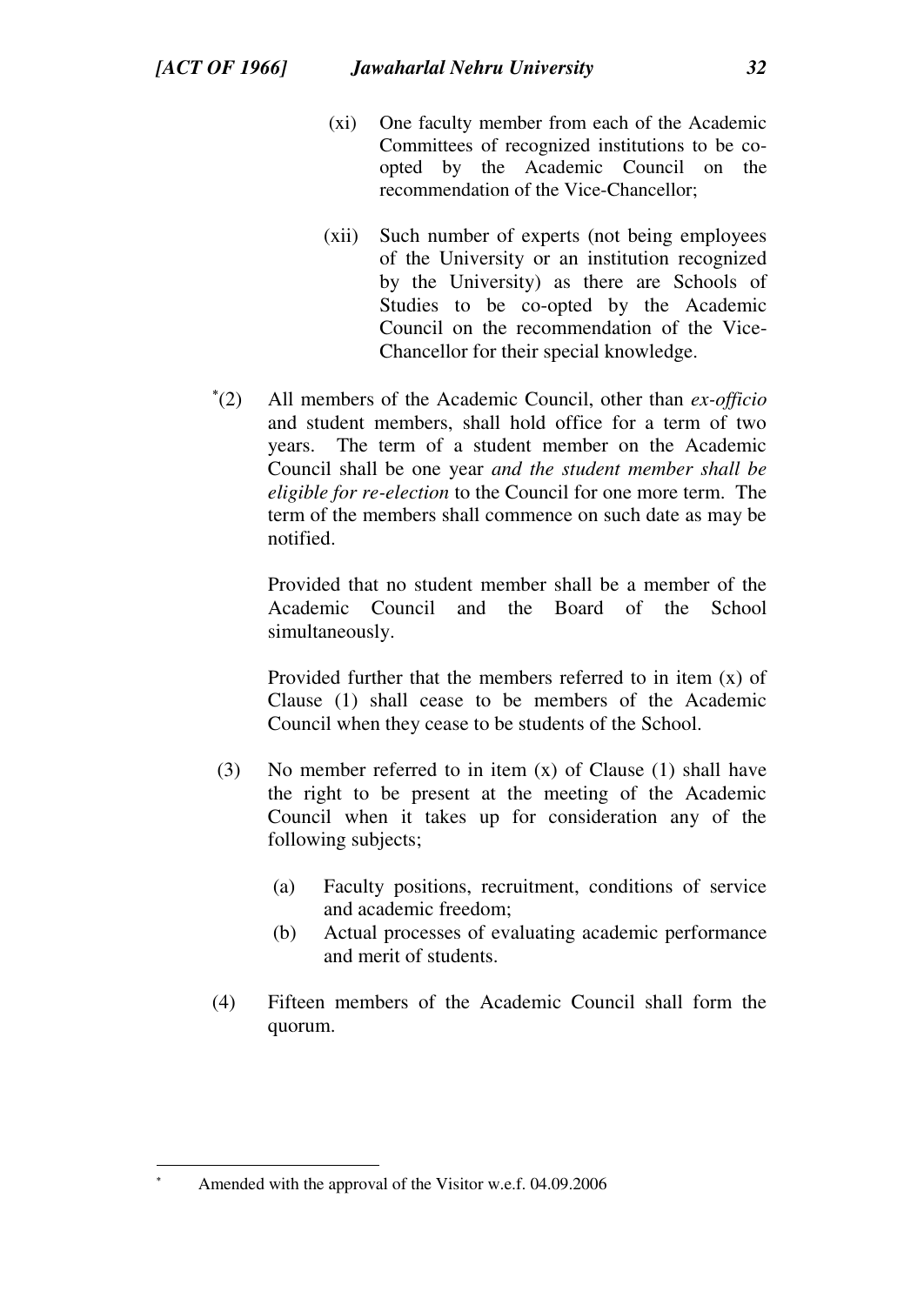(xi) One faculty member from each of the Academic Committees of recognized institutions to be co-opted by the Academic Council on the recommendation of the Vice-Chancellor;

(xii) Such number of experts (not being employees of the University or an institution recognized by the University) as there are Schools of Studies to be co-opted by the Academic Council on the recommendation of the Vice-Chancellor for their special knowledge.

[*](2) All members of the Academic Council, other than *ex-officio* and student members, shall hold office for a term of two years. The term of a student member on the Academic Council shall be one year *and the student member shall be eligible for re-election* to the Council for one more term. The term of the members shall commence on such date as may be notified.

Provided that no student member shall be a member of the Academic Council and the Board of the School simultaneously.

Provided further that the members referred to in item (x) of Clause (1) shall cease to be members of the Academic Council when they cease to be students of the School.

(3) No member referred to in item (x) of Clause (1) shall have the right to be present at the meeting of the Academic Council when it takes up for consideration any of the following subjects;

(a) Faculty positions, recruitment, conditions of service and academic freedom;
(b) Actual processes of evaluating academic performance and merit of students.

(4) Fifteen members of the Academic Council shall form the quorum.

---

[*] Amended with the approval of the Visitor w.e.f. 04.09.2006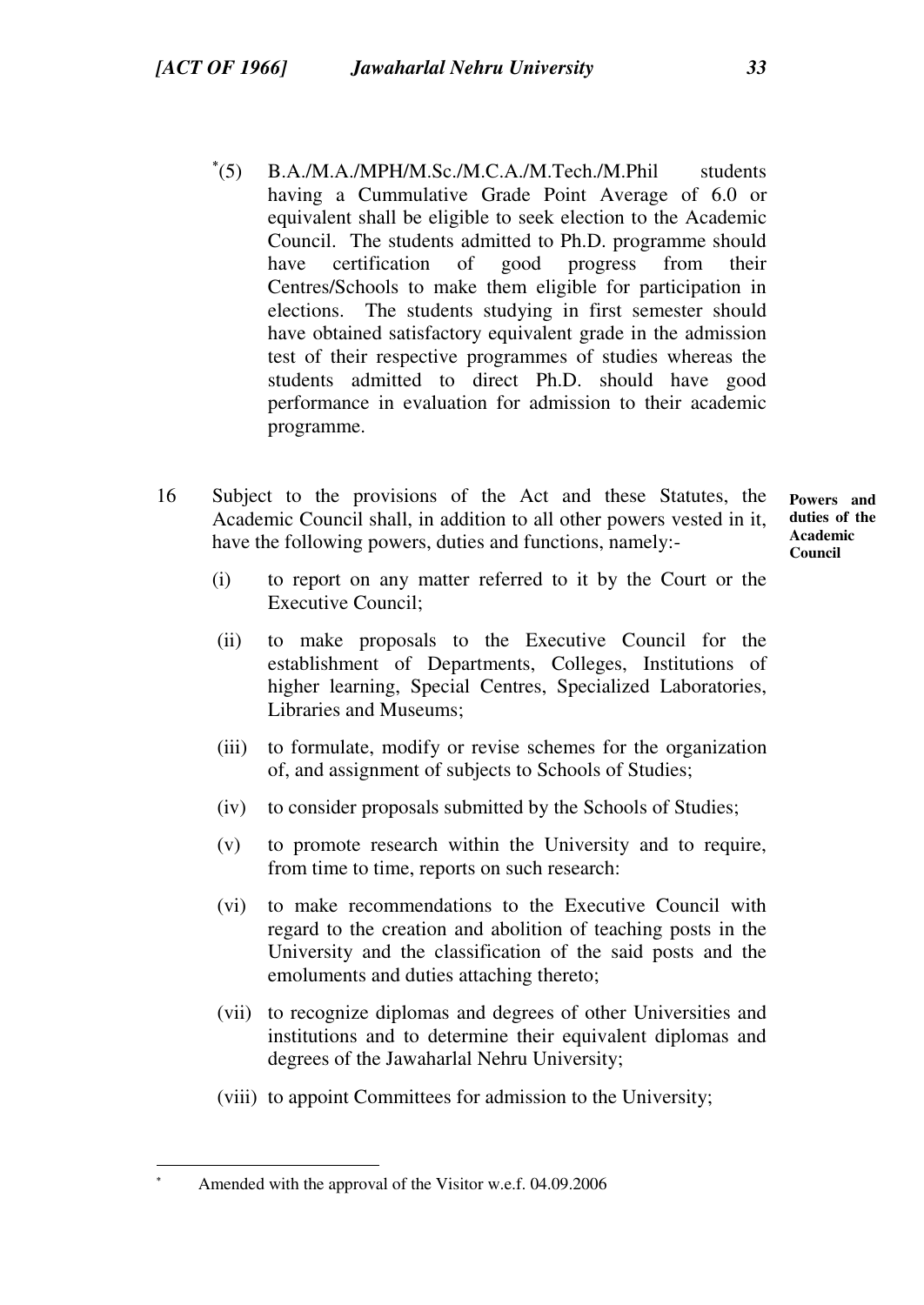[*](5) B.A./M.A./MPH/M.Sc./M.C.A./M.Tech./M.Phil students having a Cummulative Grade Point Average of 6.0 or equivalent shall be eligible to seek election to the Academic Council. The students admitted to Ph.D. programme should have certification of good progress from their Centres/Schools to make them eligible for participation in elections. The students studying in first semester should have obtained satisfactory equivalent grade in the admission test of their respective programmes of studies whereas the students admitted to direct Ph.D. should have good performance in evaluation for admission to their academic programme.

**Powers and duties of the Academic Council**

16 Subject to the provisions of the Act and these Statutes, the Academic Council shall, in addition to all other powers vested in it, have the following powers, duties and functions, namely:-

(i) to report on any matter referred to it by the Court or the Executive Council;

(ii) to make proposals to the Executive Council for the establishment of Departments, Colleges, Institutions of higher learning, Special Centres, Specialized Laboratories, Libraries and Museums;

(iii) to formulate, modify or revise schemes for the organization of, and assignment of subjects to Schools of Studies;

(iv) to consider proposals submitted by the Schools of Studies;

(v) to promote research within the University and to require, from time to time, reports on such research:

(vi) to make recommendations to the Executive Council with regard to the creation and abolition of teaching posts in the University and the classification of the said posts and the emoluments and duties attaching thereto;

(vii) to recognize diplomas and degrees of other Universities and institutions and to determine their equivalent diplomas and degrees of the Jawaharlal Nehru University;

(viii) to appoint Committees for admission to the University;

---

[*] Amended with the approval of the Visitor w.e.f. 04.09.2006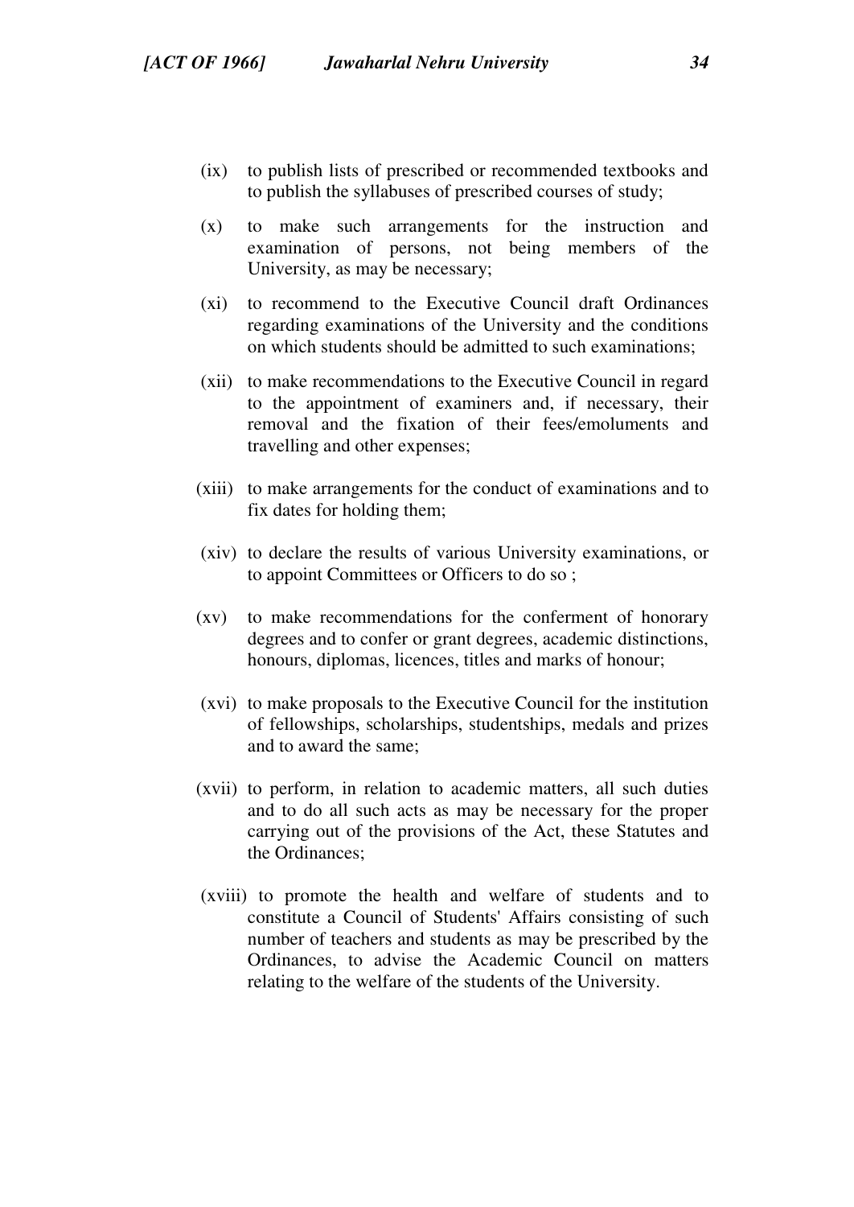(ix) to publish lists of prescribed or recommended textbooks and to publish the syllabuses of prescribed courses of study;

(x) to make such arrangements for the instruction and examination of persons, not being members of the University, as may be necessary;

(xi) to recommend to the Executive Council draft Ordinances regarding examinations of the University and the conditions on which students should be admitted to such examinations;

(xii) to make recommendations to the Executive Council in regard to the appointment of examiners and, if necessary, their removal and the fixation of their fees/emoluments and travelling and other expenses;

(xiii) to make arrangements for the conduct of examinations and to fix dates for holding them;

(xiv) to declare the results of various University examinations, or to appoint Committees or Officers to do so ;

(xv) to make recommendations for the conferment of honorary degrees and to confer or grant degrees, academic distinctions, honours, diplomas, licences, titles and marks of honour;

(xvi) to make proposals to the Executive Council for the institution of fellowships, scholarships, studentships, medals and prizes and to award the same;

(xvii) to perform, in relation to academic matters, all such duties and to do all such acts as may be necessary for the proper carrying out of the provisions of the Act, these Statutes and the Ordinances;

(xviii) to promote the health and welfare of students and to constitute a Council of Students' Affairs consisting of such number of teachers and students as may be prescribed by the Ordinances, to advise the Academic Council on matters relating to the welfare of the students of the University.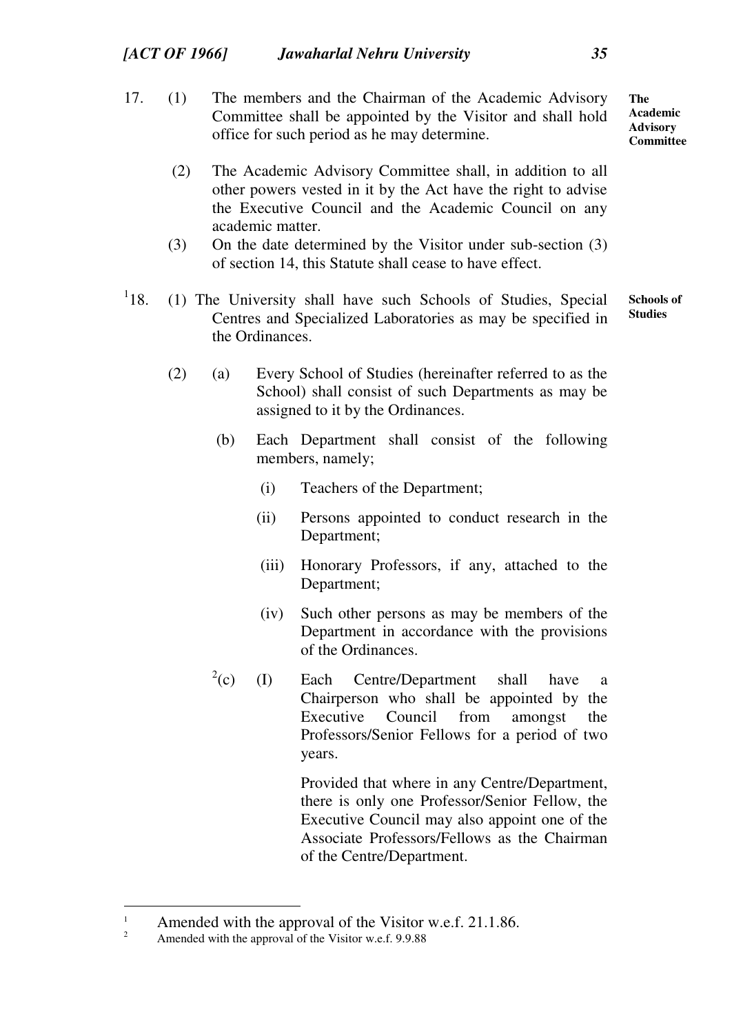17. (1) The members and the Chairman of the Academic Advisory Committee shall be appointed by the Visitor and shall hold office for such period as he may determine.

**The Academic Advisory Committee**

(2) The Academic Advisory Committee shall, in addition to all other powers vested in it by the Act have the right to advise the Executive Council and the Academic Council on any academic matter.

(3) On the date determined by the Visitor under sub-section (3) of section 14, this Statute shall cease to have effect.

[1]18. (1) The University shall have such Schools of Studies, Special Centres and Specialized Laboratories as may be specified in the Ordinances.

**Schools of Studies**

(2) (a) Every School of Studies (hereinafter referred to as the School) shall consist of such Departments as may be assigned to it by the Ordinances.

(b) Each Department shall consist of the following members, namely;

(i) Teachers of the Department;

(ii) Persons appointed to conduct research in the Department;

(iii) Honorary Professors, if any, attached to the Department;

(iv) Such other persons as may be members of the Department in accordance with the provisions of the Ordinances.

[2](c) (I) Each Centre/Department shall have a Chairperson who shall be appointed by the Executive Council from amongst the Professors/Senior Fellows for a period of two years.

Provided that where in any Centre/Department, there is only one Professor/Senior Fellow, the Executive Council may also appoint one of the Associate Professors/Fellows as the Chairman of the Centre/Department.

---

[1] Amended with the approval of the Visitor w.e.f. 21.1.86.

[2] Amended with the approval of the Visitor w.e.f. 9.9.88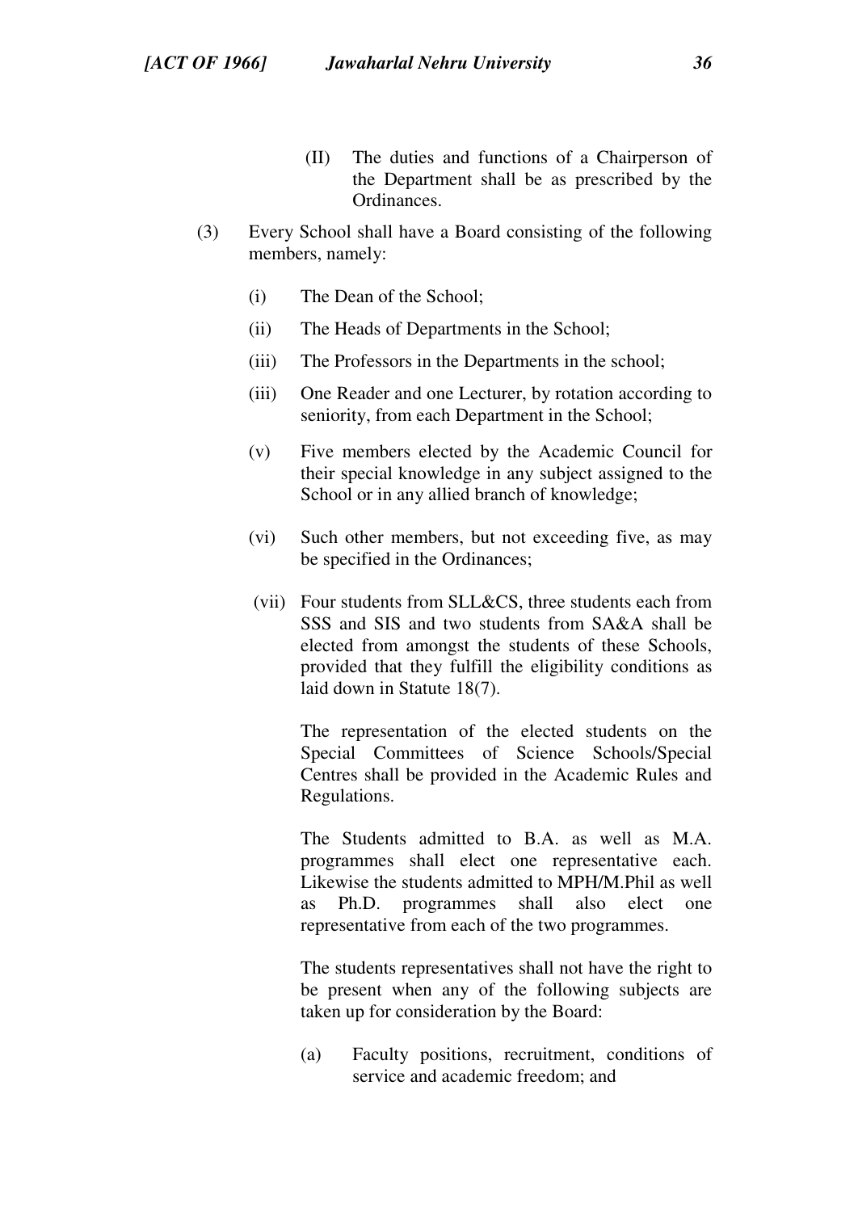(II) The duties and functions of a Chairperson of the Department shall be as prescribed by the Ordinances.

(3) Every School shall have a Board consisting of the following members, namely:

(i) The Dean of the School;

(ii) The Heads of Departments in the School;

(iii) The Professors in the Departments in the school;

(iii) One Reader and one Lecturer, by rotation according to seniority, from each Department in the School;

(v) Five members elected by the Academic Council for their special knowledge in any subject assigned to the School or in any allied branch of knowledge;

(vi) Such other members, but not exceeding five, as may be specified in the Ordinances;

(vii) Four students from SLL&CS, three students each from SSS and SIS and two students from SA&A shall be elected from amongst the students of these Schools, provided that they fulfill the eligibility conditions as laid down in Statute 18(7).

The representation of the elected students on the Special Committees of Science Schools/Special Centres shall be provided in the Academic Rules and Regulations.

The Students admitted to B.A. as well as M.A. programmes shall elect one representative each. Likewise the students admitted to MPH/M.Phil as well as Ph.D. programmes shall also elect one representative from each of the two programmes.

The students representatives shall not have the right to be present when any of the following subjects are taken up for consideration by the Board:

(a) Faculty positions, recruitment, conditions of service and academic freedom; and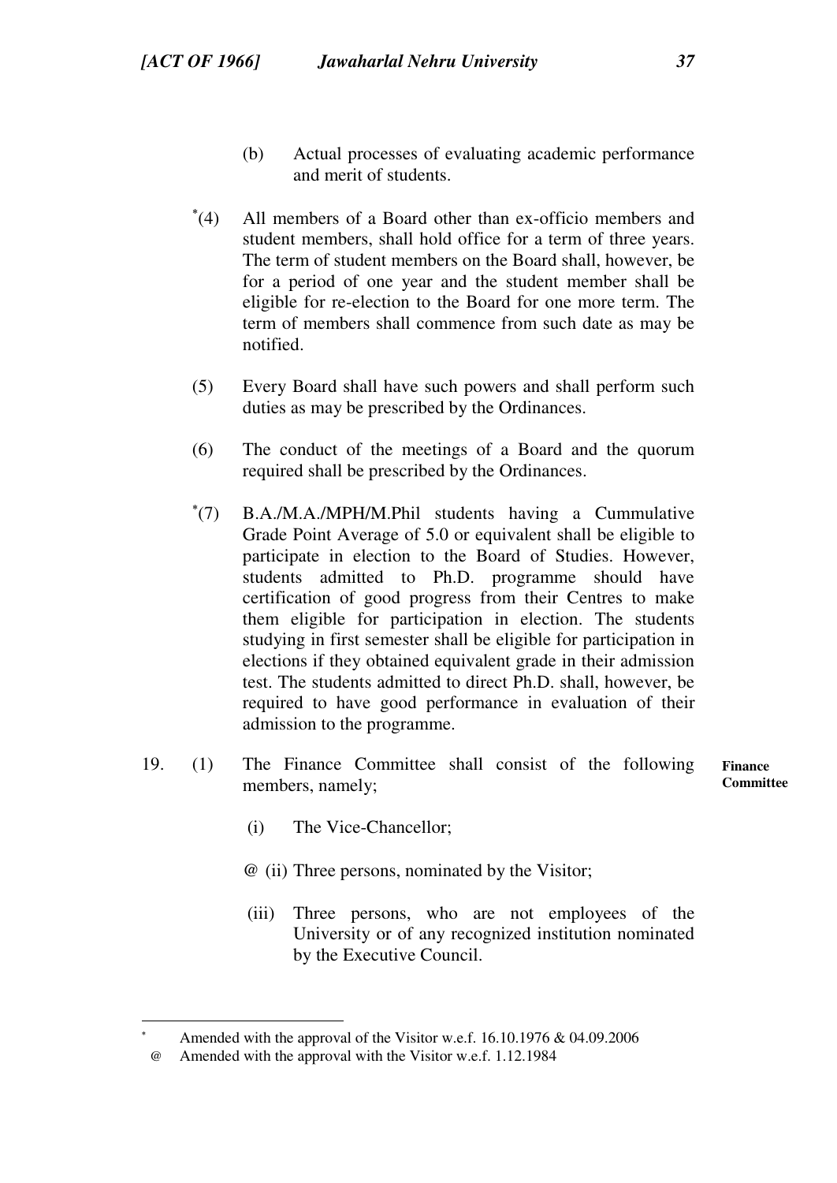(b) Actual processes of evaluating academic performance and merit of students.

*(4) All members of a Board other than ex-officio members and student members, shall hold office for a term of three years. The term of student members on the Board shall, however, be for a period of one year and the student member shall be eligible for re-election to the Board for one more term. The term of members shall commence from such date as may be notified.

(5) Every Board shall have such powers and shall perform such duties as may be prescribed by the Ordinances.

(6) The conduct of the meetings of a Board and the quorum required shall be prescribed by the Ordinances.

*(7) B.A./M.A./MPH/M.Phil students having a Cummulative Grade Point Average of 5.0 or equivalent shall be eligible to participate in election to the Board of Studies. However, students admitted to Ph.D. programme should have certification of good progress from their Centres to make them eligible for participation in election. The students studying in first semester shall be eligible for participation in elections if they obtained equivalent grade in their admission test. The students admitted to direct Ph.D. shall, however, be required to have good performance in evaluation of their admission to the programme.

**Finance Committee**

19. (1) The Finance Committee shall consist of the following members, namely;

(i) The Vice-Chancellor;

@ (ii) Three persons, nominated by the Visitor;

(iii) Three persons, who are not employees of the University or of any recognized institution nominated by the Executive Council.

---

* Amended with the approval of the Visitor w.e.f. 16.10.1976 & 04.09.2006

@ Amended with the approval with the Visitor w.e.f. 1.12.1984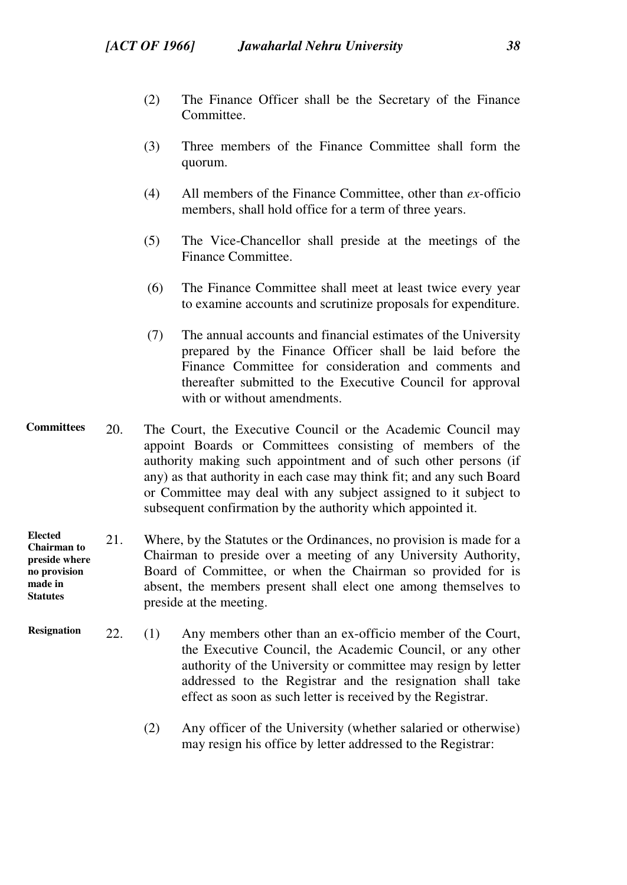(2) The Finance Officer shall be the Secretary of the Finance Committee.

(3) Three members of the Finance Committee shall form the quorum.

(4) All members of the Finance Committee, other than *ex*-officio members, shall hold office for a term of three years.

(5) The Vice-Chancellor shall preside at the meetings of the Finance Committee.

(6) The Finance Committee shall meet at least twice every year to examine accounts and scrutinize proposals for expenditure.

(7) The annual accounts and financial estimates of the University prepared by the Finance Officer shall be laid before the Finance Committee for consideration and comments and thereafter submitted to the Executive Council for approval with or without amendments.

**Committees**

20. The Court, the Executive Council or the Academic Council may appoint Boards or Committees consisting of members of the authority making such appointment and of such other persons (if any) as that authority in each case may think fit; and any such Board or Committee may deal with any subject assigned to it subject to subsequent confirmation by the authority which appointed it.

**Elected Chairman to preside where no provision made in Statutes**

21. Where, by the Statutes or the Ordinances, no provision is made for a Chairman to preside over a meeting of any University Authority, Board of Committee, or when the Chairman so provided for is absent, the members present shall elect one among themselves to preside at the meeting.

**Resignation**

22. (1) Any members other than an ex-officio member of the Court, the Executive Council, the Academic Council, or any other authority of the University or committee may resign by letter addressed to the Registrar and the resignation shall take effect as soon as such letter is received by the Registrar.

(2) Any officer of the University (whether salaried or otherwise) may resign his office by letter addressed to the Registrar: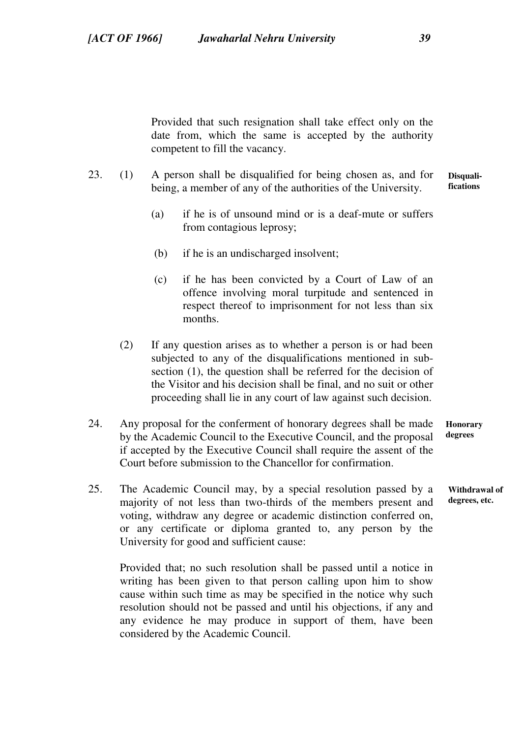Provided that such resignation shall take effect only on the date from, which the same is accepted by the authority competent to fill the vacancy.

**Disqualifications**

23. (1) A person shall be disqualified for being chosen as, and for being, a member of any of the authorities of the University.

    (a) if he is of unsound mind or is a deaf-mute or suffers from contagious leprosy;

    (b) if he is an undischarged insolvent;

    (c) if he has been convicted by a Court of Law of an offence involving moral turpitude and sentenced in respect thereof to imprisonment for not less than six months.

    (2) If any question arises as to whether a person is or had been subjected to any of the disqualifications mentioned in sub-section (1), the question shall be referred for the decision of the Visitor and his decision shall be final, and no suit or other proceeding shall lie in any court of law against such decision.

**Honorary degrees**

24. Any proposal for the conferment of honorary degrees shall be made by the Academic Council to the Executive Council, and the proposal if accepted by the Executive Council shall require the assent of the Court before submission to the Chancellor for confirmation.

**Withdrawal of degrees, etc.**

25. The Academic Council may, by a special resolution passed by a majority of not less than two-thirds of the members present and voting, withdraw any degree or academic distinction conferred on, or any certificate or diploma granted to, any person by the University for good and sufficient cause:

    Provided that; no such resolution shall be passed until a notice in writing has been given to that person calling upon him to show cause within such time as may be specified in the notice why such resolution should not be passed and until his objections, if any and any evidence he may produce in support of them, have been considered by the Academic Council.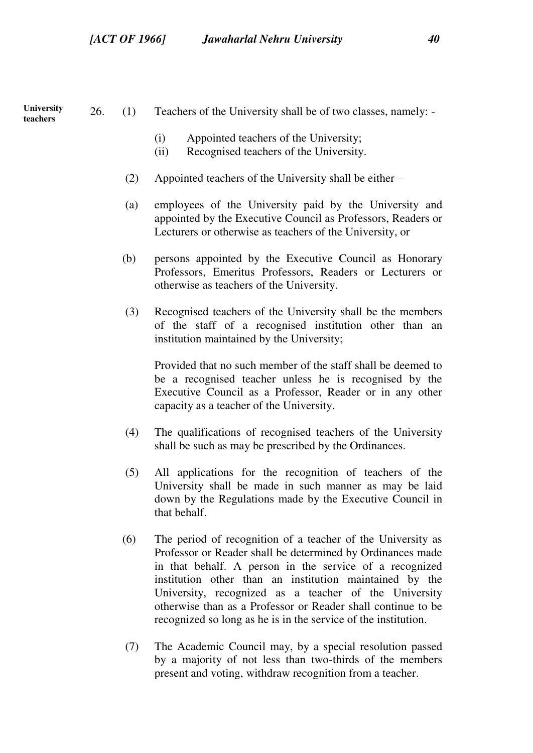**University teachers**

26. (1) Teachers of the University shall be of two classes, namely: -

(i) Appointed teachers of the University;
(ii) Recognised teachers of the University.

(2) Appointed teachers of the University shall be either –

(a) employees of the University paid by the University and appointed by the Executive Council as Professors, Readers or Lecturers or otherwise as teachers of the University, or

(b) persons appointed by the Executive Council as Honorary Professors, Emeritus Professors, Readers or Lecturers or otherwise as teachers of the University.

(3) Recognised teachers of the University shall be the members of the staff of a recognised institution other than an institution maintained by the University;

Provided that no such member of the staff shall be deemed to be a recognised teacher unless he is recognised by the Executive Council as a Professor, Reader or in any other capacity as a teacher of the University.

(4) The qualifications of recognised teachers of the University shall be such as may be prescribed by the Ordinances.

(5) All applications for the recognition of teachers of the University shall be made in such manner as may be laid down by the Regulations made by the Executive Council in that behalf.

(6) The period of recognition of a teacher of the University as Professor or Reader shall be determined by Ordinances made in that behalf. A person in the service of a recognized institution other than an institution maintained by the University, recognized as a teacher of the University otherwise than as a Professor or Reader shall continue to be recognized so long as he is in the service of the institution.

(7) The Academic Council may, by a special resolution passed by a majority of not less than two-thirds of the members present and voting, withdraw recognition from a teacher.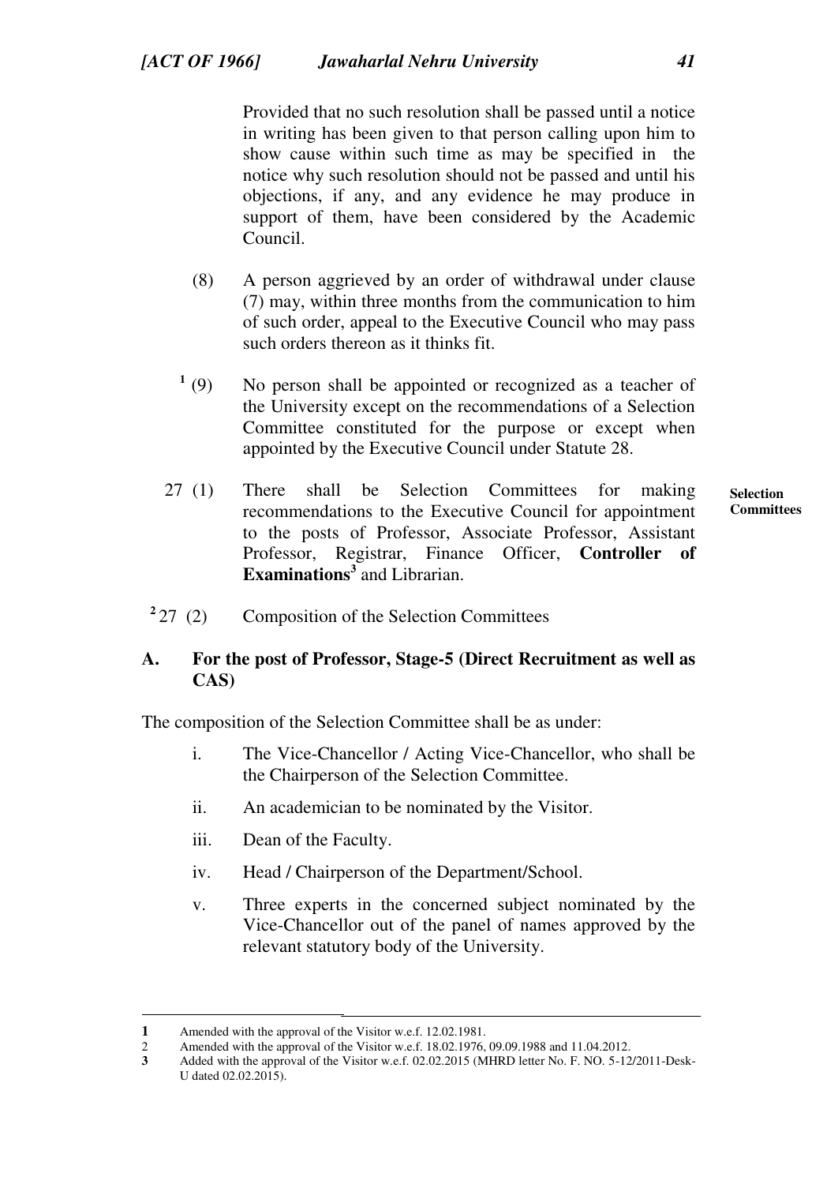Provided that no such resolution shall be passed until a notice in writing has been given to that person calling upon him to show cause within such time as may be specified in the notice why such resolution should not be passed and until his objections, if any, and any evidence he may produce in support of them, have been considered by the Academic Council.

(8) A person aggrieved by an order of withdrawal under clause (7) may, within three months from the communication to him of such order, appeal to the Executive Council who may pass such orders thereon as it thinks fit.

[1] (9) No person shall be appointed or recognized as a teacher of the University except on the recommendations of a Selection Committee constituted for the purpose or except when appointed by the Executive Council under Statute 28.

**Selection Committees**

27 (1) There shall be Selection Committees for making recommendations to the Executive Council for appointment to the posts of Professor, Associate Professor, Assistant Professor, Registrar, Finance Officer, **Controller of Examinations**[3] and Librarian.

[2] 27 (2) Composition of the Selection Committees

**A. For the post of Professor, Stage-5 (Direct Recruitment as well as CAS)**

The composition of the Selection Committee shall be as under:

i. The Vice-Chancellor / Acting Vice-Chancellor, who shall be the Chairperson of the Selection Committee.

ii. An academician to be nominated by the Visitor.

iii. Dean of the Faculty.

iv. Head / Chairperson of the Department/School.

v. Three experts in the concerned subject nominated by the Vice-Chancellor out of the panel of names approved by the relevant statutory body of the University.

---

**1** Amended with the approval of the Visitor w.e.f. 12.02.1981.

2 Amended with the approval of the Visitor w.e.f. 18.02.1976, 09.09.1988 and 11.04.2012.

**3** Added with the approval of the Visitor w.e.f. 02.02.2015 (MHRD letter No. F. NO. 5-12/2011-Desk-U dated 02.02.2015).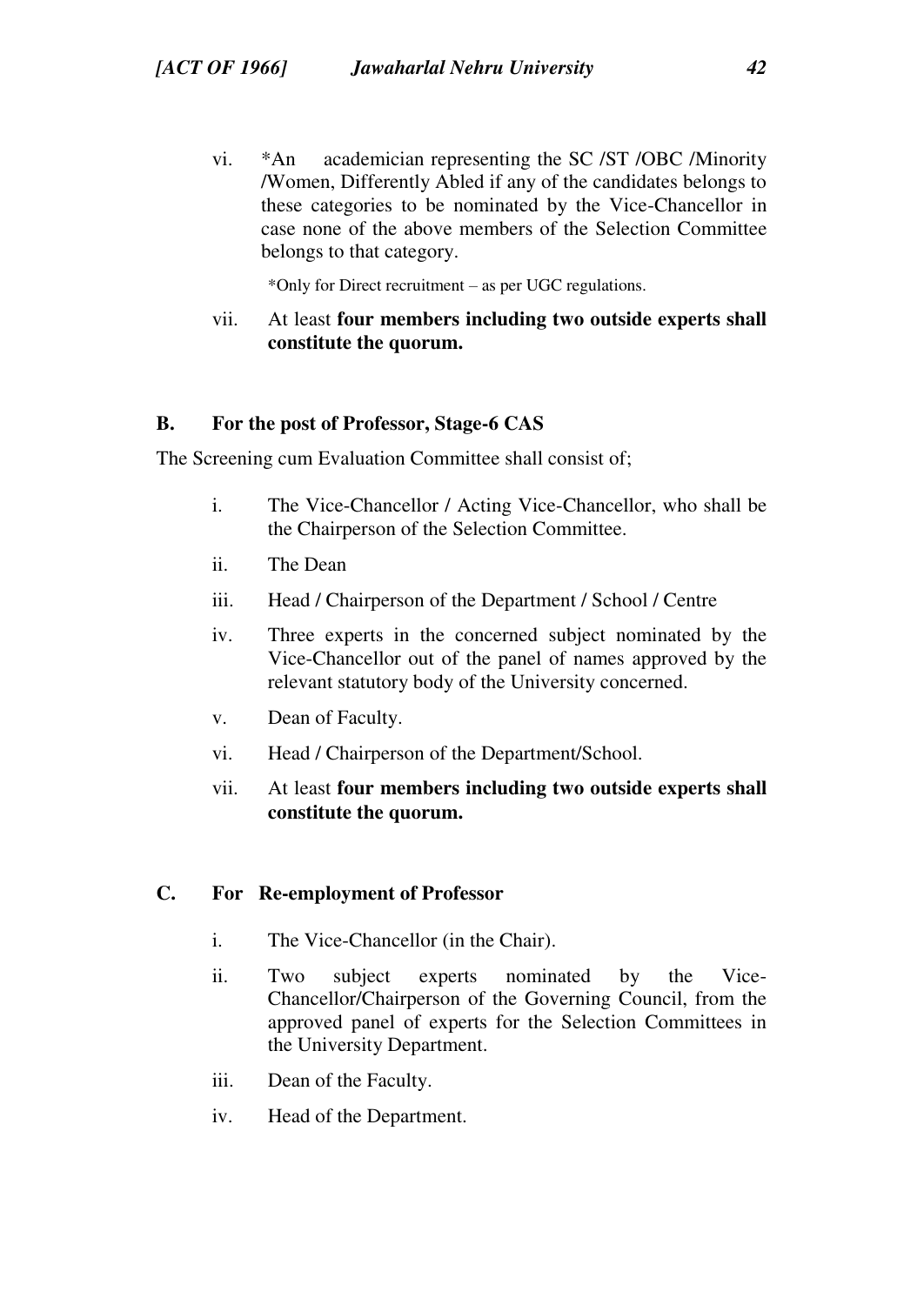vi. *An academician representing the SC /ST /OBC /Minority /Women, Differently Abled if any of the candidates belongs to these categories to be nominated by the Vice-Chancellor in case none of the above members of the Selection Committee belongs to that category.

*Only for Direct recruitment – as per UGC regulations.

vii. At least **four members including two outside experts shall constitute the quorum.**

**B. For the post of Professor, Stage-6 CAS**

The Screening cum Evaluation Committee shall consist of;

i. The Vice-Chancellor / Acting Vice-Chancellor, who shall be the Chairperson of the Selection Committee.

ii. The Dean

iii. Head / Chairperson of the Department / School / Centre

iv. Three experts in the concerned subject nominated by the Vice-Chancellor out of the panel of names approved by the relevant statutory body of the University concerned.

v. Dean of Faculty.

vi. Head / Chairperson of the Department/School.

vii. At least **four members including two outside experts shall constitute the quorum.**

**C. For Re-employment of Professor**

i. The Vice-Chancellor (in the Chair).

ii. Two subject experts nominated by the Vice-Chancellor/Chairperson of the Governing Council, from the approved panel of experts for the Selection Committees in the University Department.

iii. Dean of the Faculty.

iv. Head of the Department.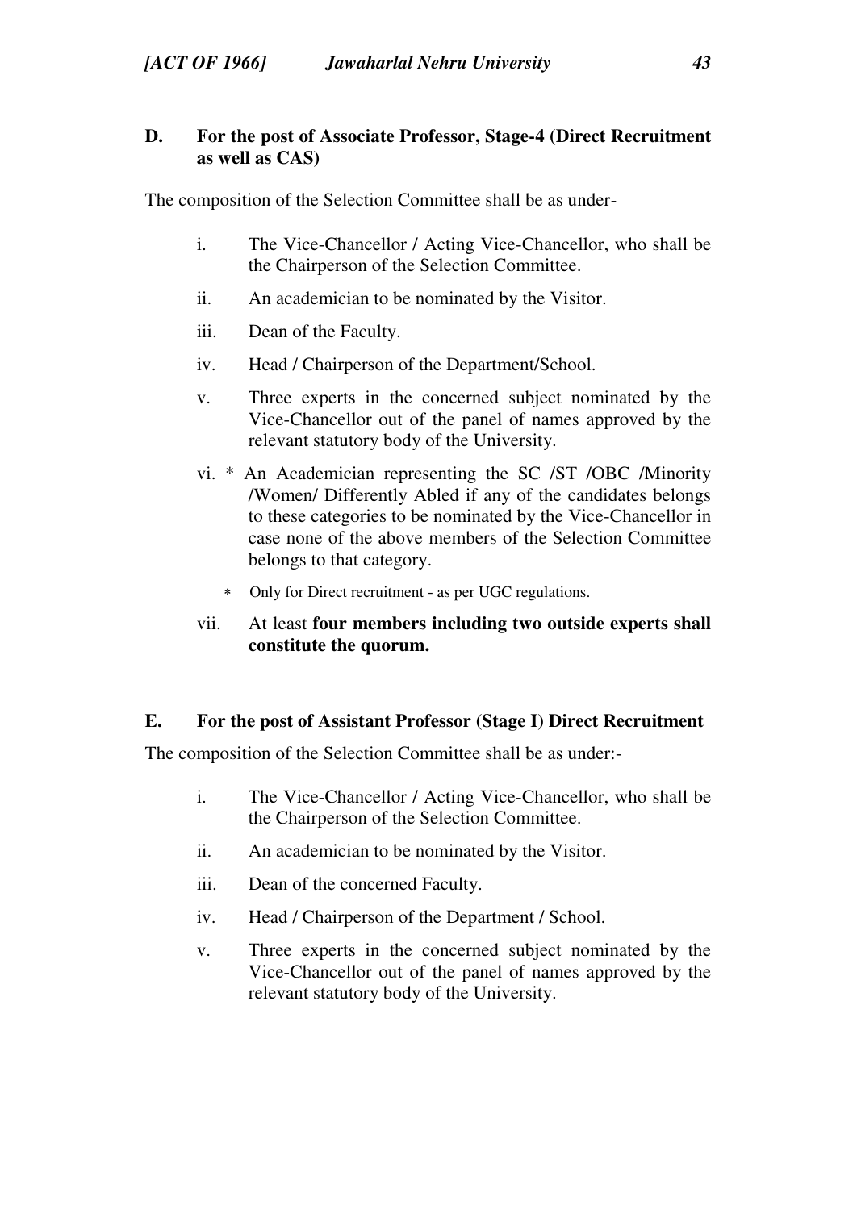## D. For the post of Associate Professor, Stage-4 (Direct Recruitment as well as CAS)

The composition of the Selection Committee shall be as under-

i. The Vice-Chancellor / Acting Vice-Chancellor, who shall be the Chairperson of the Selection Committee.

ii. An academician to be nominated by the Visitor.

iii. Dean of the Faculty.

iv. Head / Chairperson of the Department/School.

v. Three experts in the concerned subject nominated by the Vice-Chancellor out of the panel of names approved by the relevant statutory body of the University.

vi. * An Academician representing the SC /ST /OBC /Minority /Women/ Differently Abled if any of the candidates belongs to these categories to be nominated by the Vice-Chancellor in case none of the above members of the Selection Committee belongs to that category.

   * Only for Direct recruitment - as per UGC regulations.

vii. At least **four members including two outside experts shall constitute the quorum.**

## E. For the post of Assistant Professor (Stage I) Direct Recruitment

The composition of the Selection Committee shall be as under:-

i. The Vice-Chancellor / Acting Vice-Chancellor, who shall be the Chairperson of the Selection Committee.

ii. An academician to be nominated by the Visitor.

iii. Dean of the concerned Faculty.

iv. Head / Chairperson of the Department / School.

v. Three experts in the concerned subject nominated by the Vice-Chancellor out of the panel of names approved by the relevant statutory body of the University.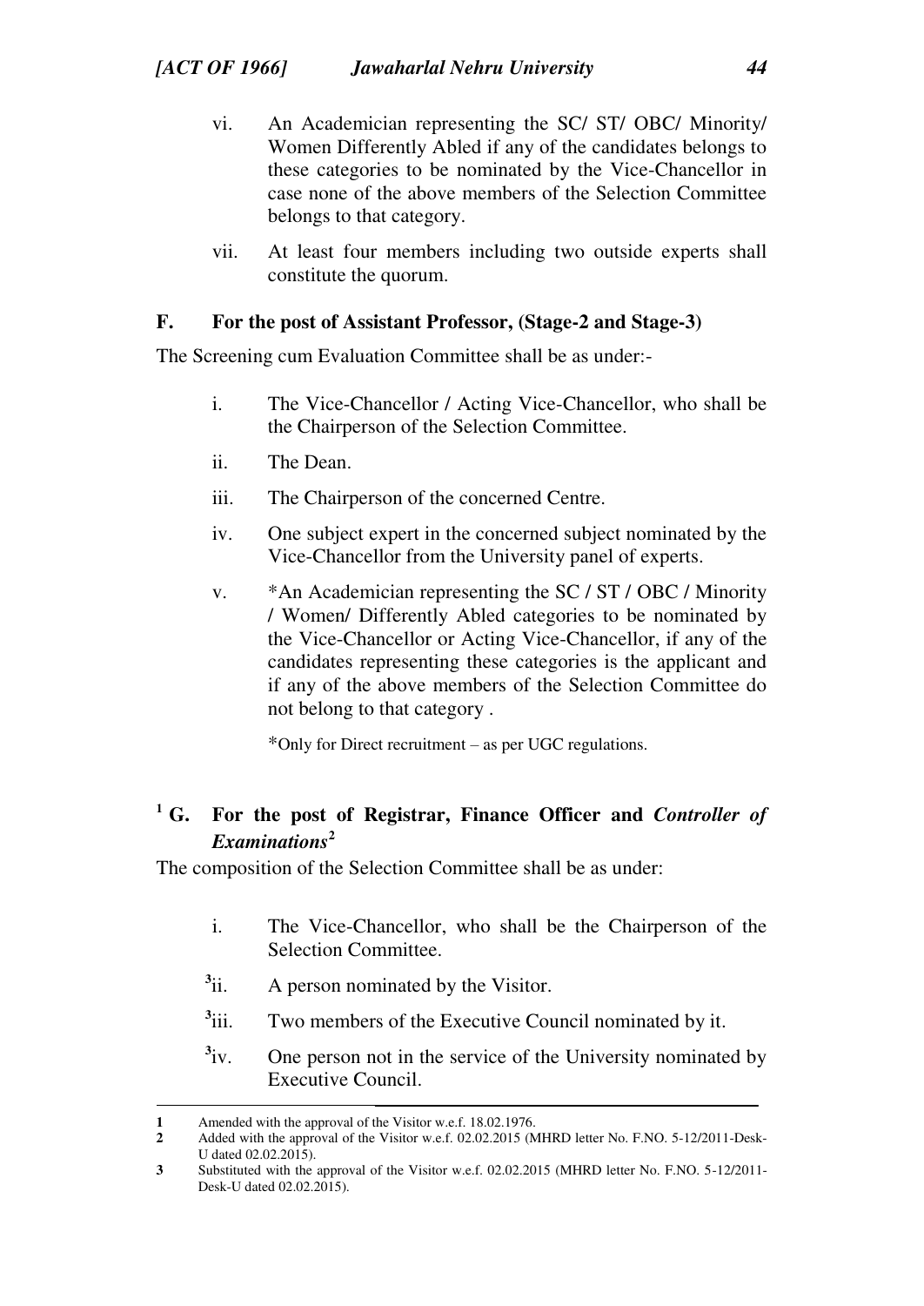vi. An Academician representing the SC/ ST/ OBC/ Minority/ Women Differently Abled if any of the candidates belongs to these categories to be nominated by the Vice-Chancellor in case none of the above members of the Selection Committee belongs to that category.

vii. At least four members including two outside experts shall constitute the quorum.

### F. For the post of Assistant Professor, (Stage-2 and Stage-3)

The Screening cum Evaluation Committee shall be as under:-

i. The Vice-Chancellor / Acting Vice-Chancellor, who shall be the Chairperson of the Selection Committee.

ii. The Dean.

iii. The Chairperson of the concerned Centre.

iv. One subject expert in the concerned subject nominated by the Vice-Chancellor from the University panel of experts.

v. *An Academician representing the SC / ST / OBC / Minority / Women/ Differently Abled categories to be nominated by the Vice-Chancellor or Acting Vice-Chancellor, if any of the candidates representing these categories is the applicant and if any of the above members of the Selection Committee do not belong to that category .

*Only for Direct recruitment – as per UGC regulations.

### [1] G. For the post of Registrar, Finance Officer and *Controller of Examinations*[2]

The composition of the Selection Committee shall be as under:

i. The Vice-Chancellor, who shall be the Chairperson of the Selection Committee.

[3]ii. A person nominated by the Visitor.

[3]iii. Two members of the Executive Council nominated by it.

[3]iv. One person not in the service of the University nominated by Executive Council.

---

**1** Amended with the approval of the Visitor w.e.f. 18.02.1976.

**2** Added with the approval of the Visitor w.e.f. 02.02.2015 (MHRD letter No. F.NO. 5-12/2011-Desk-U dated 02.02.2015).

**3** Substituted with the approval of the Visitor w.e.f. 02.02.2015 (MHRD letter No. F.NO. 5-12/2011-Desk-U dated 02.02.2015).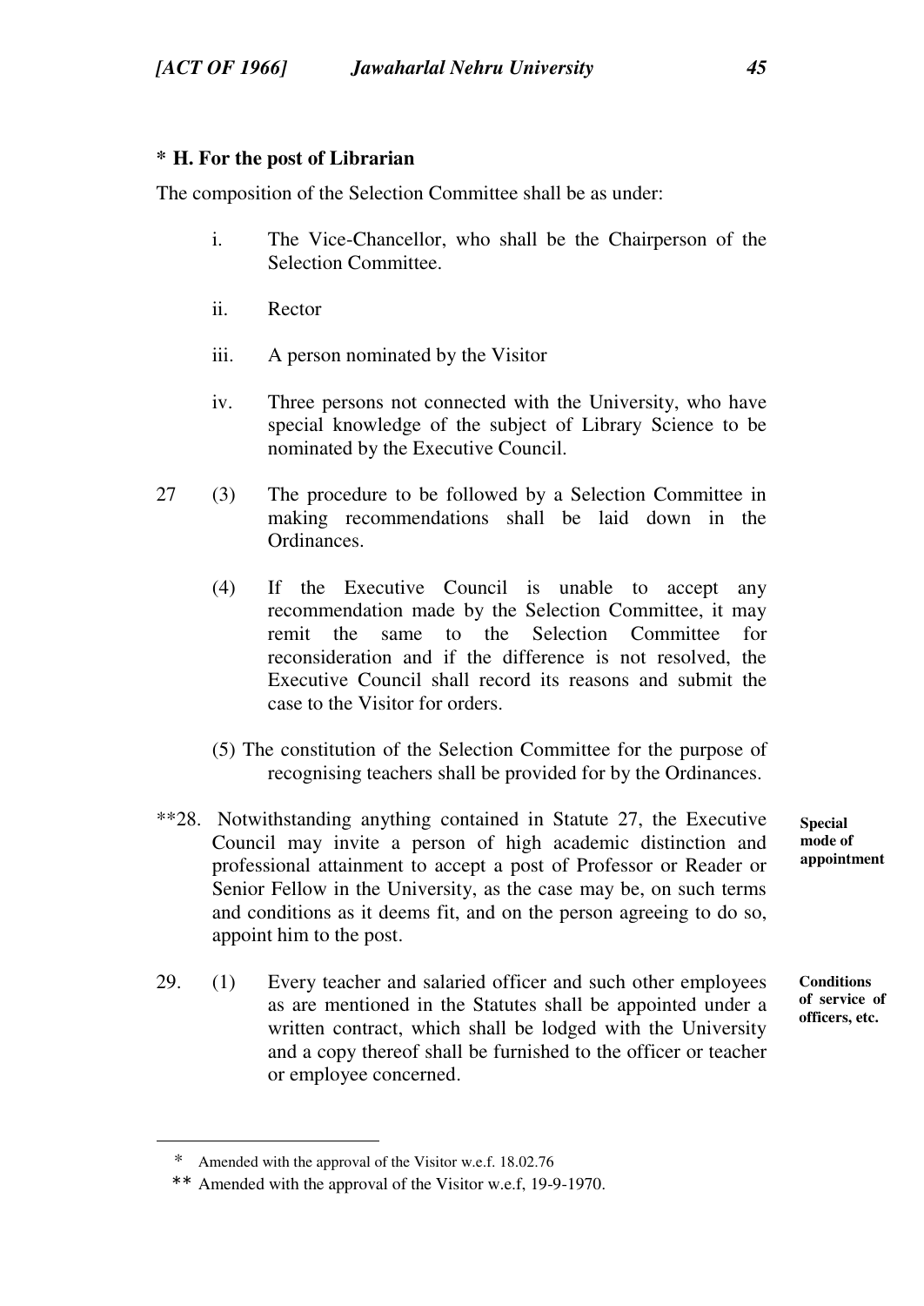**\* H. For the post of Librarian**

The composition of the Selection Committee shall be as under:

i. The Vice-Chancellor, who shall be the Chairperson of the Selection Committee.

ii. Rector

iii. A person nominated by the Visitor

iv. Three persons not connected with the University, who have special knowledge of the subject of Library Science to be nominated by the Executive Council.

27 (3) The procedure to be followed by a Selection Committee in making recommendations shall be laid down in the Ordinances.

(4) If the Executive Council is unable to accept any recommendation made by the Selection Committee, it may remit the same to the Selection Committee for reconsideration and if the difference is not resolved, the Executive Council shall record its reasons and submit the case to the Visitor for orders.

(5) The constitution of the Selection Committee for the purpose of recognising teachers shall be provided for by the Ordinances.

**Special mode of appointment**

\*\*28. Notwithstanding anything contained in Statute 27, the Executive Council may invite a person of high academic distinction and professional attainment to accept a post of Professor or Reader or Senior Fellow in the University, as the case may be, on such terms and conditions as it deems fit, and on the person agreeing to do so, appoint him to the post.

**Conditions of service of officers, etc.**

29. (1) Every teacher and salaried officer and such other employees as are mentioned in the Statutes shall be appointed under a written contract, which shall be lodged with the University and a copy thereof shall be furnished to the officer or teacher or employee concerned.

---

\* Amended with the approval of the Visitor w.e.f. 18.02.76

\*\* Amended with the approval of the Visitor w.e.f, 19-9-1970.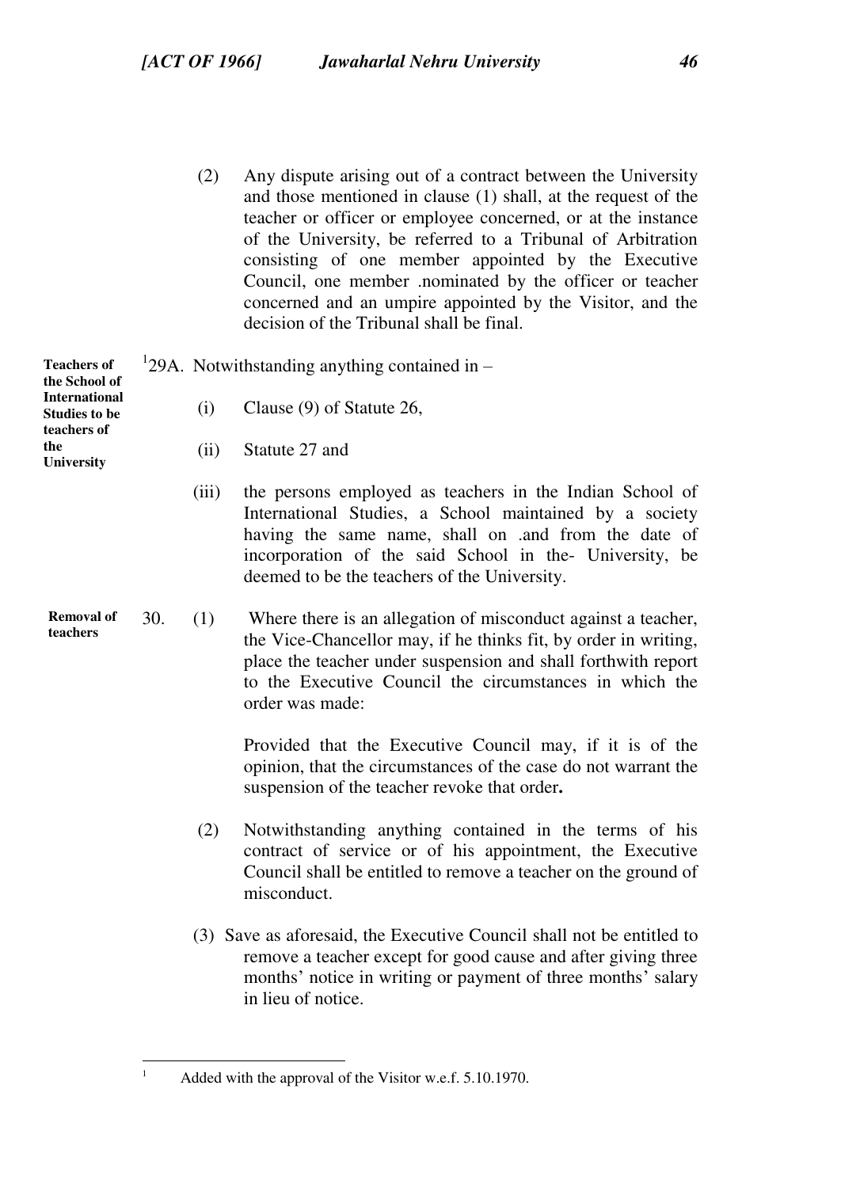(2) Any dispute arising out of a contract between the University and those mentioned in clause (1) shall, at the request of the teacher or officer or employee concerned, or at the instance of the University, be referred to a Tribunal of Arbitration consisting of one member appointed by the Executive Council, one member .nominated by the officer or teacher concerned and an umpire appointed by the Visitor, and the decision of the Tribunal shall be final.

**Teachers of the School of International Studies to be teachers of the University**

[1]29A. Notwithstanding anything contained in –

(i) Clause (9) of Statute 26,

(ii) Statute 27 and

(iii) the persons employed as teachers in the Indian School of International Studies, a School maintained by a society having the same name, shall on .and from the date of incorporation of the said School in the- University, be deemed to be the teachers of the University.

**Removal of teachers**

30. (1) Where there is an allegation of misconduct against a teacher, the Vice-Chancellor may, if he thinks fit, by order in writing, place the teacher under suspension and shall forthwith report to the Executive Council the circumstances in which the order was made:

Provided that the Executive Council may, if it is of the opinion, that the circumstances of the case do not warrant the suspension of the teacher revoke that order**.**

(2) Notwithstanding anything contained in the terms of his contract of service or of his appointment, the Executive Council shall be entitled to remove a teacher on the ground of misconduct.

(3) Save as aforesaid, the Executive Council shall not be entitled to remove a teacher except for good cause and after giving three months' notice in writing or payment of three months' salary in lieu of notice.

---

[1] Added with the approval of the Visitor w.e.f. 5.10.1970.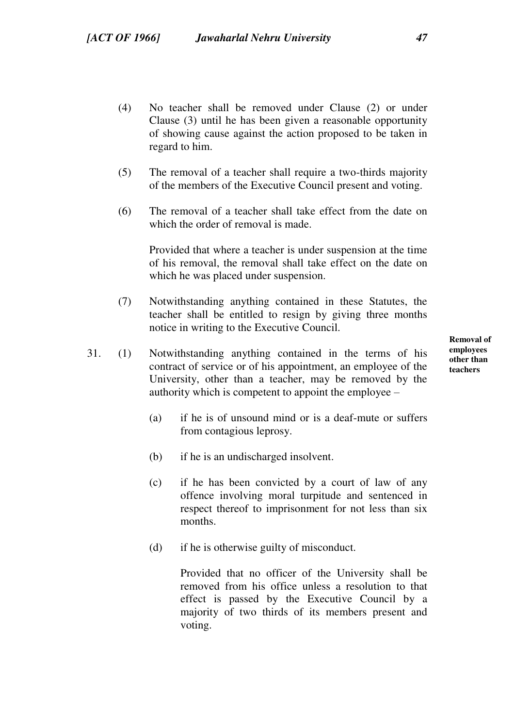(4) No teacher shall be removed under Clause (2) or under Clause (3) until he has been given a reasonable opportunity of showing cause against the action proposed to be taken in regard to him.

(5) The removal of a teacher shall require a two-thirds majority of the members of the Executive Council present and voting.

(6) The removal of a teacher shall take effect from the date on which the order of removal is made.

Provided that where a teacher is under suspension at the time of his removal, the removal shall take effect on the date on which he was placed under suspension.

(7) Notwithstanding anything contained in these Statutes, the teacher shall be entitled to resign by giving three months notice in writing to the Executive Council.

**Removal of employees other than teachers**

31. (1) Notwithstanding anything contained in the terms of his contract of service or of his appointment, an employee of the University, other than a teacher, may be removed by the authority which is competent to appoint the employee –

(a) if he is of unsound mind or is a deaf-mute or suffers from contagious leprosy.

(b) if he is an undischarged insolvent.

(c) if he has been convicted by a court of law of any offence involving moral turpitude and sentenced in respect thereof to imprisonment for not less than six months.

(d) if he is otherwise guilty of misconduct.

Provided that no officer of the University shall be removed from his office unless a resolution to that effect is passed by the Executive Council by a majority of two thirds of its members present and voting.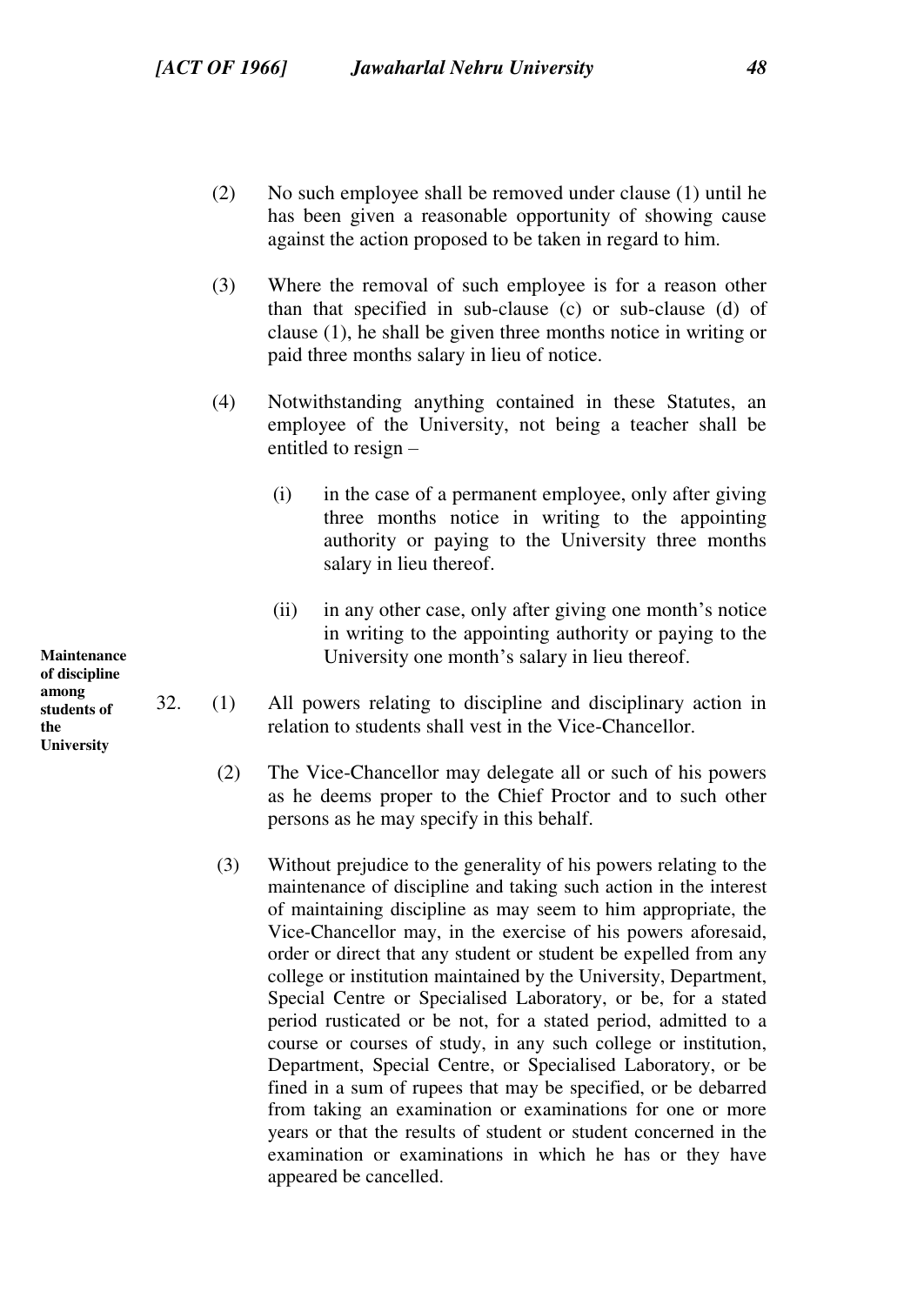(2) No such employee shall be removed under clause (1) until he has been given a reasonable opportunity of showing cause against the action proposed to be taken in regard to him.

(3) Where the removal of such employee is for a reason other than that specified in sub-clause (c) or sub-clause (d) of clause (1), he shall be given three months notice in writing or paid three months salary in lieu of notice.

(4) Notwithstanding anything contained in these Statutes, an employee of the University, not being a teacher shall be entitled to resign –

(i) in the case of a permanent employee, only after giving three months notice in writing to the appointing authority or paying to the University three months salary in lieu thereof.

(ii) in any other case, only after giving one month's notice in writing to the appointing authority or paying to the University one month's salary in lieu thereof.

**Maintenance of discipline among students of the University**

32. (1) All powers relating to discipline and disciplinary action in relation to students shall vest in the Vice-Chancellor.

(2) The Vice-Chancellor may delegate all or such of his powers as he deems proper to the Chief Proctor and to such other persons as he may specify in this behalf.

(3) Without prejudice to the generality of his powers relating to the maintenance of discipline and taking such action in the interest of maintaining discipline as may seem to him appropriate, the Vice-Chancellor may, in the exercise of his powers aforesaid, order or direct that any student or student be expelled from any college or institution maintained by the University, Department, Special Centre or Specialised Laboratory, or be, for a stated period rusticated or be not, for a stated period, admitted to a course or courses of study, in any such college or institution, Department, Special Centre, or Specialised Laboratory, or be fined in a sum of rupees that may be specified, or be debarred from taking an examination or examinations for one or more years or that the results of student or student concerned in the examination or examinations in which he has or they have appeared be cancelled.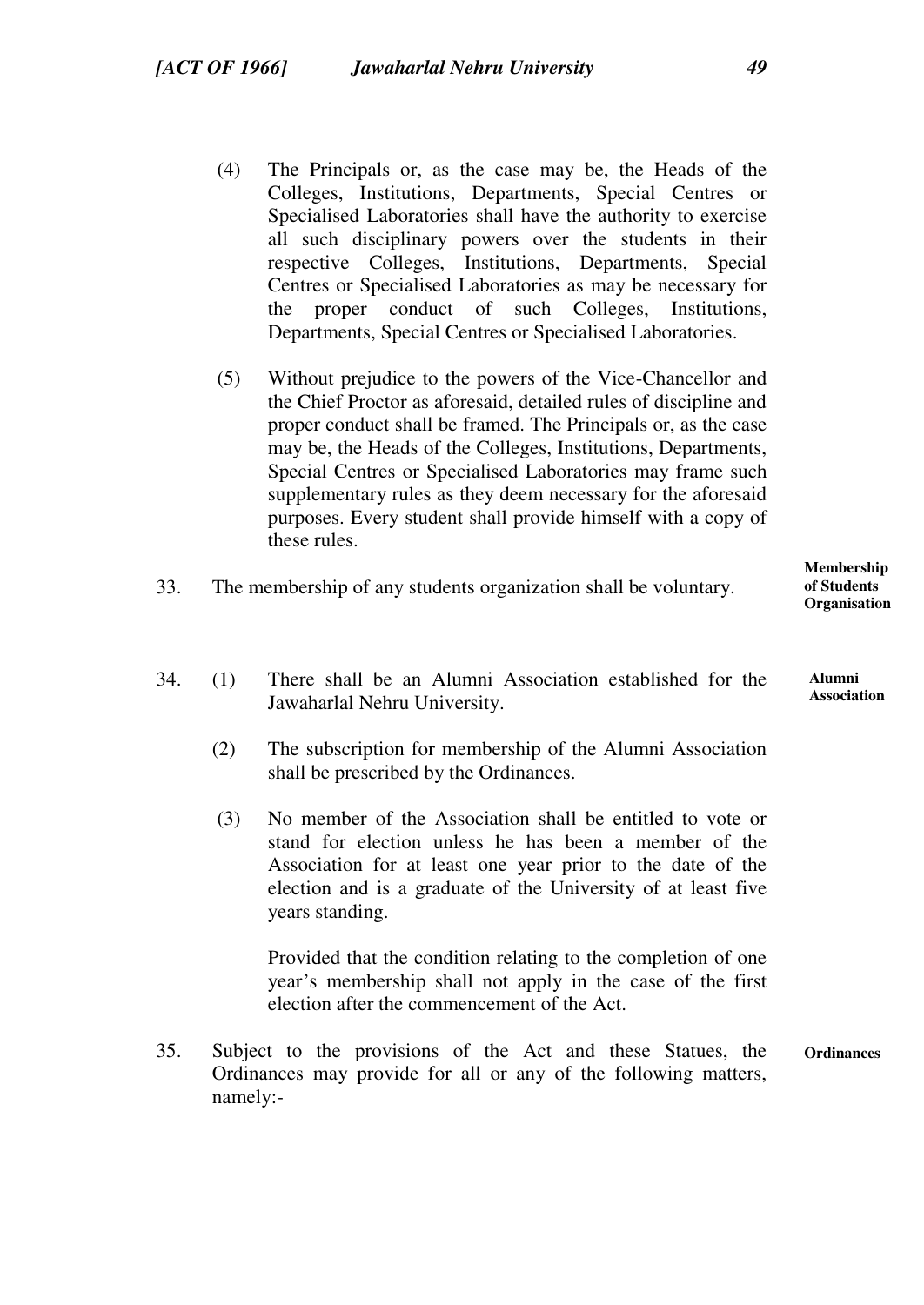(4) The Principals or, as the case may be, the Heads of the Colleges, Institutions, Departments, Special Centres or Specialised Laboratories shall have the authority to exercise all such disciplinary powers over the students in their respective Colleges, Institutions, Departments, Special Centres or Specialised Laboratories as may be necessary for the proper conduct of such Colleges, Institutions, Departments, Special Centres or Specialised Laboratories.

(5) Without prejudice to the powers of the Vice-Chancellor and the Chief Proctor as aforesaid, detailed rules of discipline and proper conduct shall be framed. The Principals or, as the case may be, the Heads of the Colleges, Institutions, Departments, Special Centres or Specialised Laboratories may frame such supplementary rules as they deem necessary for the aforesaid purposes. Every student shall provide himself with a copy of these rules.

**Membership of Students Organisation**

33. The membership of any students organization shall be voluntary.

**Alumni Association**

34. (1) There shall be an Alumni Association established for the Jawaharlal Nehru University.

(2) The subscription for membership of the Alumni Association shall be prescribed by the Ordinances.

(3) No member of the Association shall be entitled to vote or stand for election unless he has been a member of the Association for at least one year prior to the date of the election and is a graduate of the University of at least five years standing.

Provided that the condition relating to the completion of one year's membership shall not apply in the case of the first election after the commencement of the Act.

**Ordinances**

35. Subject to the provisions of the Act and these Statues, the Ordinances may provide for all or any of the following matters, namely:-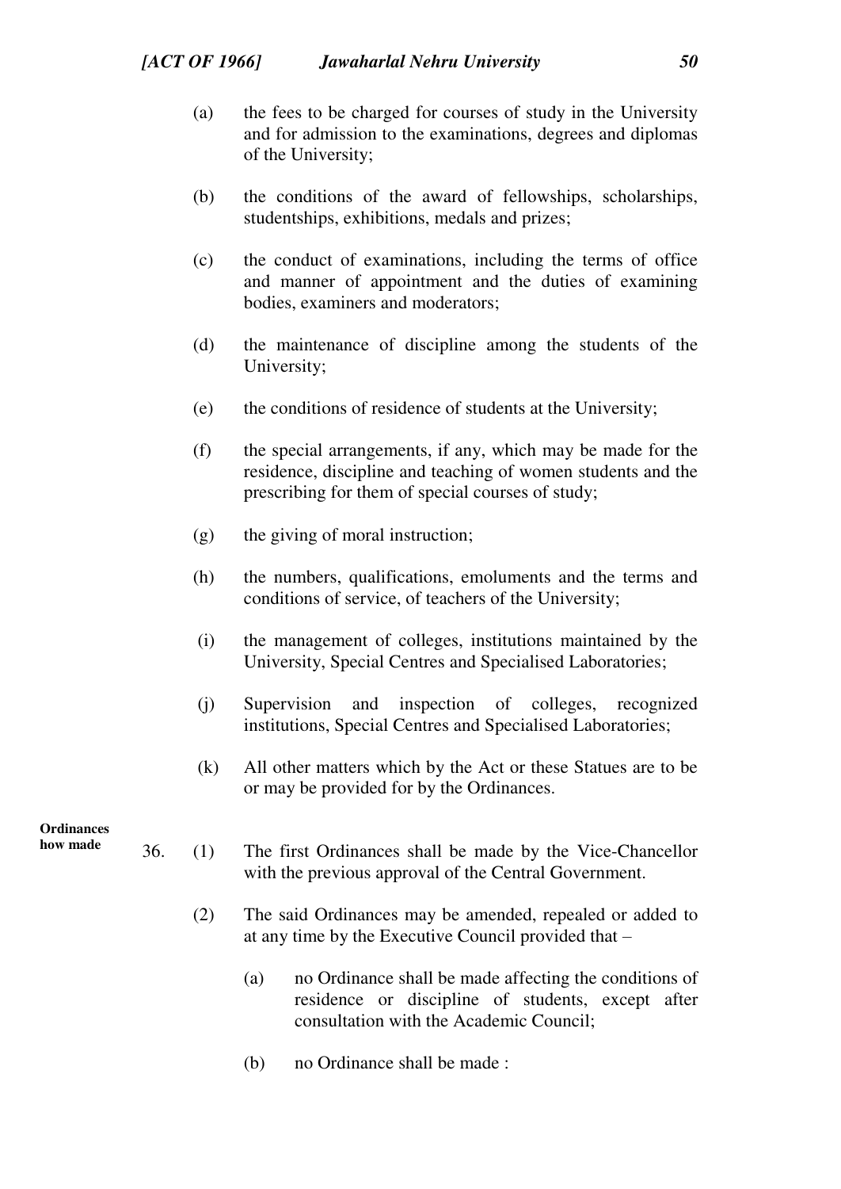(a) the fees to be charged for courses of study in the University and for admission to the examinations, degrees and diplomas of the University;

(b) the conditions of the award of fellowships, scholarships, studentships, exhibitions, medals and prizes;

(c) the conduct of examinations, including the terms of office and manner of appointment and the duties of examining bodies, examiners and moderators;

(d) the maintenance of discipline among the students of the University;

(e) the conditions of residence of students at the University;

(f) the special arrangements, if any, which may be made for the residence, discipline and teaching of women students and the prescribing for them of special courses of study;

(g) the giving of moral instruction;

(h) the numbers, qualifications, emoluments and the terms and conditions of service, of teachers of the University;

(i) the management of colleges, institutions maintained by the University, Special Centres and Specialised Laboratories;

(j) Supervision and inspection of colleges, recognized institutions, Special Centres and Specialised Laboratories;

(k) All other matters which by the Act or these Statues are to be or may be provided for by the Ordinances.

**Ordinances how made**

36. (1) The first Ordinances shall be made by the Vice-Chancellor with the previous approval of the Central Government.

(2) The said Ordinances may be amended, repealed or added to at any time by the Executive Council provided that –

(a) no Ordinance shall be made affecting the conditions of residence or discipline of students, except after consultation with the Academic Council;

(b) no Ordinance shall be made :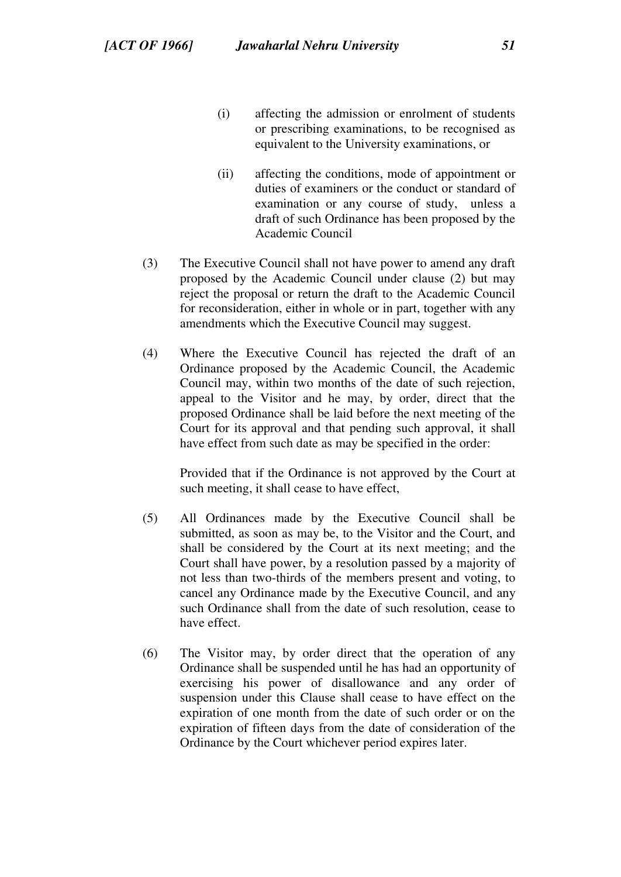(i) affecting the admission or enrolment of students or prescribing examinations, to be recognised as equivalent to the University examinations, or

(ii) affecting the conditions, mode of appointment or duties of examiners or the conduct or standard of examination or any course of study, unless a draft of such Ordinance has been proposed by the Academic Council

(3) The Executive Council shall not have power to amend any draft proposed by the Academic Council under clause (2) but may reject the proposal or return the draft to the Academic Council for reconsideration, either in whole or in part, together with any amendments which the Executive Council may suggest.

(4) Where the Executive Council has rejected the draft of an Ordinance proposed by the Academic Council, the Academic Council may, within two months of the date of such rejection, appeal to the Visitor and he may, by order, direct that the proposed Ordinance shall be laid before the next meeting of the Court for its approval and that pending such approval, it shall have effect from such date as may be specified in the order:

Provided that if the Ordinance is not approved by the Court at such meeting, it shall cease to have effect,

(5) All Ordinances made by the Executive Council shall be submitted, as soon as may be, to the Visitor and the Court, and shall be considered by the Court at its next meeting; and the Court shall have power, by a resolution passed by a majority of not less than two-thirds of the members present and voting, to cancel any Ordinance made by the Executive Council, and any such Ordinance shall from the date of such resolution, cease to have effect.

(6) The Visitor may, by order direct that the operation of any Ordinance shall be suspended until he has had an opportunity of exercising his power of disallowance and any order of suspension under this Clause shall cease to have effect on the expiration of one month from the date of such order or on the expiration of fifteen days from the date of consideration of the Ordinance by the Court whichever period expires later.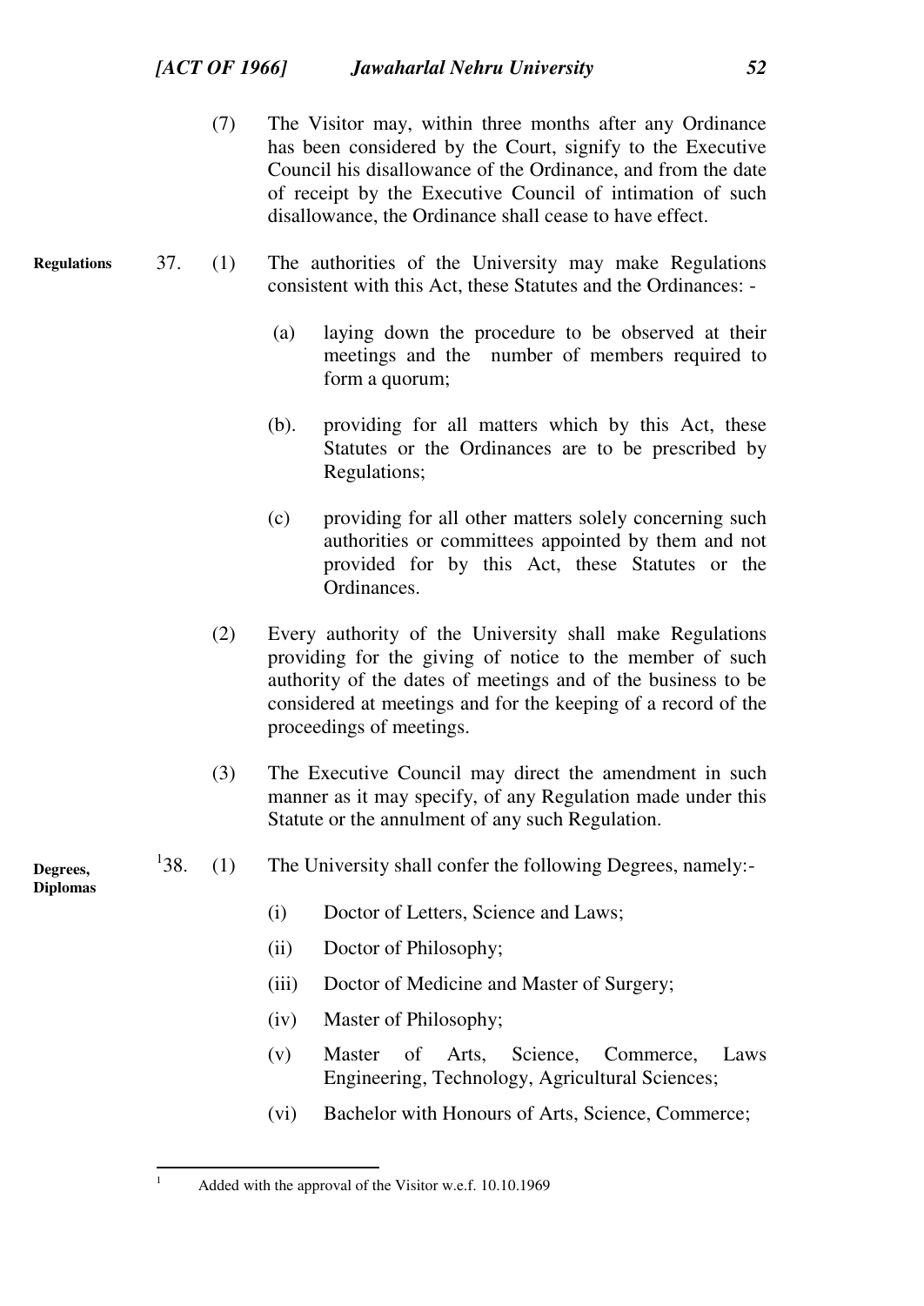(7) The Visitor may, within three months after any Ordinance has been considered by the Court, signify to the Executive Council his disallowance of the Ordinance, and from the date of receipt by the Executive Council of intimation of such disallowance, the Ordinance shall cease to have effect.

**Regulations**

37. (1) The authorities of the University may make Regulations consistent with this Act, these Statutes and the Ordinances: -

(a) laying down the procedure to be observed at their meetings and the number of members required to form a quorum;

(b). providing for all matters which by this Act, these Statutes or the Ordinances are to be prescribed by Regulations;

(c) providing for all other matters solely concerning such authorities or committees appointed by them and not provided for by this Act, these Statutes or the Ordinances.

(2) Every authority of the University shall make Regulations providing for the giving of notice to the member of such authority of the dates of meetings and of the business to be considered at meetings and for the keeping of a record of the proceedings of meetings.

(3) The Executive Council may direct the amendment in such manner as it may specify, of any Regulation made under this Statute or the annulment of any such Regulation.

**Degrees, Diplomas**

[1]38. (1) The University shall confer the following Degrees, namely:-

(i) Doctor of Letters, Science and Laws;

(ii) Doctor of Philosophy;

(iii) Doctor of Medicine and Master of Surgery;

(iv) Master of Philosophy;

(v) Master of Arts, Science, Commerce, Laws Engineering, Technology, Agricultural Sciences;

(vi) Bachelor with Honours of Arts, Science, Commerce;

---

[1] Added with the approval of the Visitor w.e.f. 10.10.1969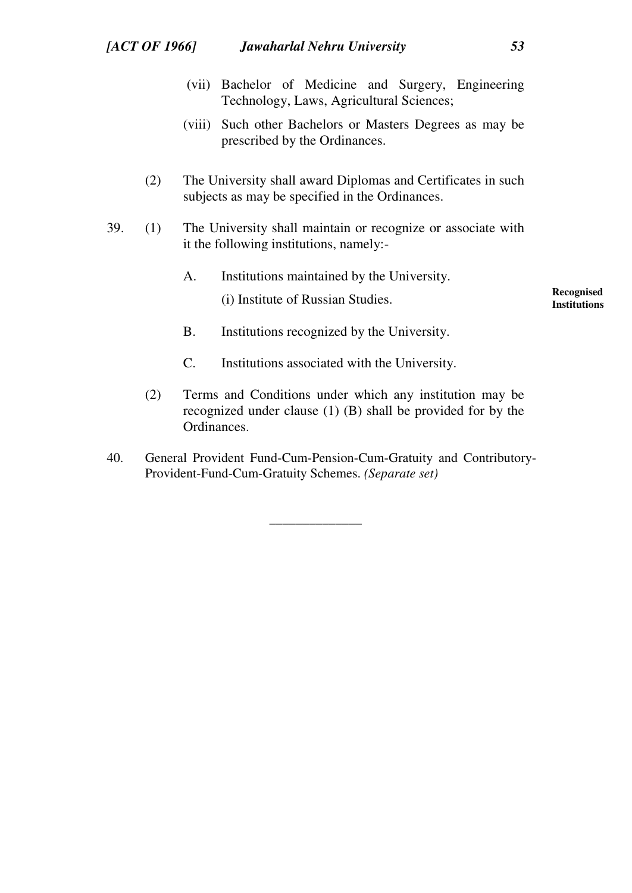(vii) Bachelor of Medicine and Surgery, Engineering Technology, Laws, Agricultural Sciences;

(viii) Such other Bachelors or Masters Degrees as may be prescribed by the Ordinances.

(2) The University shall award Diplomas and Certificates in such subjects as may be specified in the Ordinances.

**Recognised Institutions**

39. (1) The University shall maintain or recognize or associate with it the following institutions, namely:-

A. Institutions maintained by the University.

(i) Institute of Russian Studies.

B. Institutions recognized by the University.

C. Institutions associated with the University.

(2) Terms and Conditions under which any institution may be recognized under clause (1) (B) shall be provided for by the Ordinances.

40. General Provident Fund-Cum-Pension-Cum-Gratuity and Contributory-Provident-Fund-Cum-Gratuity Schemes. *(Separate set)*

_____________